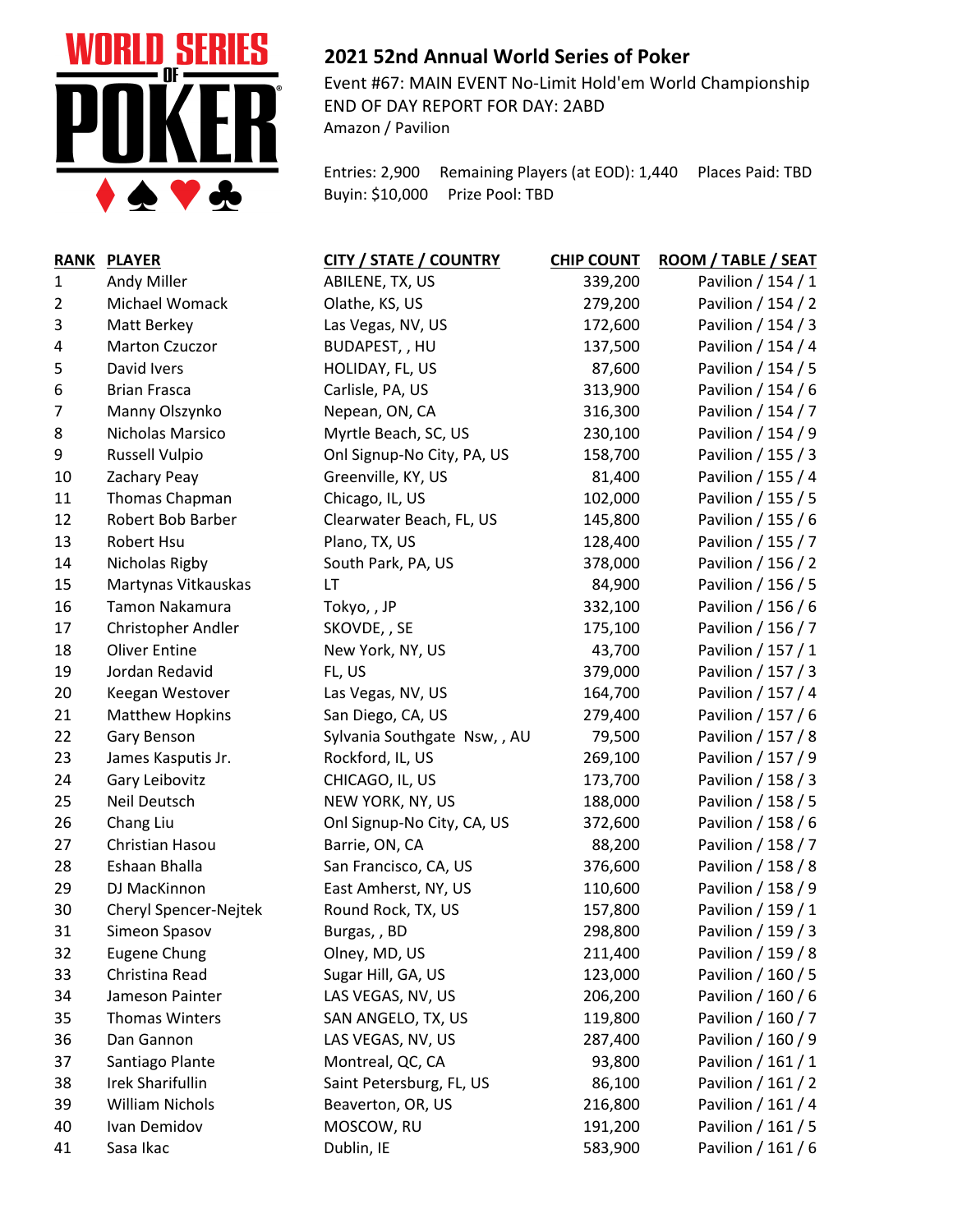## 2021 52nd Annual World Series of Poker

Event #67: MAIN EVENT No-Limit Hold'em World Championship
END OF DAY REPORT FOR DAY: 2ABD
Amazon / Pavilion

Entries: 2,900 Remaining Players (at EOD): 1,440 Places Paid: TBD
Buyin: $10,000 Prize Pool: TBD

| RANK | PLAYER | CITY / STATE / COUNTRY | CHIP COUNT | ROOM / TABLE / SEAT |
|---|---|---|---|---|
| 1 | Andy Miller | ABILENE, TX, US | 339,200 | Pavilion / 154 / 1 |
| 2 | Michael Womack | Olathe, KS, US | 279,200 | Pavilion / 154 / 2 |
| 3 | Matt Berkey | Las Vegas, NV, US | 172,600 | Pavilion / 154 / 3 |
| 4 | Marton Czuczor | BUDAPEST, , HU | 137,500 | Pavilion / 154 / 4 |
| 5 | David Ivers | HOLIDAY, FL, US | 87,600 | Pavilion / 154 / 5 |
| 6 | Brian Frasca | Carlisle, PA, US | 313,900 | Pavilion / 154 / 6 |
| 7 | Manny Olszynko | Nepean, ON, CA | 316,300 | Pavilion / 154 / 7 |
| 8 | Nicholas Marsico | Myrtle Beach, SC, US | 230,100 | Pavilion / 154 / 9 |
| 9 | Russell Vulpio | Onl Signup-No City, PA, US | 158,700 | Pavilion / 155 / 3 |
| 10 | Zachary Peay | Greenville, KY, US | 81,400 | Pavilion / 155 / 4 |
| 11 | Thomas Chapman | Chicago, IL, US | 102,000 | Pavilion / 155 / 5 |
| 12 | Robert Bob Barber | Clearwater Beach, FL, US | 145,800 | Pavilion / 155 / 6 |
| 13 | Robert Hsu | Plano, TX, US | 128,400 | Pavilion / 155 / 7 |
| 14 | Nicholas Rigby | South Park, PA, US | 378,000 | Pavilion / 156 / 2 |
| 15 | Martynas Vitkauskas | LT | 84,900 | Pavilion / 156 / 5 |
| 16 | Tamon Nakamura | Tokyo, , JP | 332,100 | Pavilion / 156 / 6 |
| 17 | Christopher Andler | SKOVDE, , SE | 175,100 | Pavilion / 156 / 7 |
| 18 | Oliver Entine | New York, NY, US | 43,700 | Pavilion / 157 / 1 |
| 19 | Jordan Redavid | FL, US | 379,000 | Pavilion / 157 / 3 |
| 20 | Keegan Westover | Las Vegas, NV, US | 164,700 | Pavilion / 157 / 4 |
| 21 | Matthew Hopkins | San Diego, CA, US | 279,400 | Pavilion / 157 / 6 |
| 22 | Gary Benson | Sylvania Southgate Nsw, , AU | 79,500 | Pavilion / 157 / 8 |
| 23 | James Kasputis Jr. | Rockford, IL, US | 269,100 | Pavilion / 157 / 9 |
| 24 | Gary Leibovitz | CHICAGO, IL, US | 173,700 | Pavilion / 158 / 3 |
| 25 | Neil Deutsch | NEW YORK, NY, US | 188,000 | Pavilion / 158 / 5 |
| 26 | Chang Liu | Onl Signup-No City, CA, US | 372,600 | Pavilion / 158 / 6 |
| 27 | Christian Hasou | Barrie, ON, CA | 88,200 | Pavilion / 158 / 7 |
| 28 | Eshaan Bhalla | San Francisco, CA, US | 376,600 | Pavilion / 158 / 8 |
| 29 | DJ MacKinnon | East Amherst, NY, US | 110,600 | Pavilion / 158 / 9 |
| 30 | Cheryl Spencer-Nejtek | Round Rock, TX, US | 157,800 | Pavilion / 159 / 1 |
| 31 | Simeon Spasov | Burgas, , BD | 298,800 | Pavilion / 159 / 3 |
| 32 | Eugene Chung | Olney, MD, US | 211,400 | Pavilion / 159 / 8 |
| 33 | Christina Read | Sugar Hill, GA, US | 123,000 | Pavilion / 160 / 5 |
| 34 | Jameson Painter | LAS VEGAS, NV, US | 206,200 | Pavilion / 160 / 6 |
| 35 | Thomas Winters | SAN ANGELO, TX, US | 119,800 | Pavilion / 160 / 7 |
| 36 | Dan Gannon | LAS VEGAS, NV, US | 287,400 | Pavilion / 160 / 9 |
| 37 | Santiago Plante | Montreal, QC, CA | 93,800 | Pavilion / 161 / 1 |
| 38 | Irek Sharifullin | Saint Petersburg, FL, US | 86,100 | Pavilion / 161 / 2 |
| 39 | William Nichols | Beaverton, OR, US | 216,800 | Pavilion / 161 / 4 |
| 40 | Ivan Demidov | MOSCOW, RU | 191,200 | Pavilion / 161 / 5 |
| 41 | Sasa Ikac | Dublin, IE | 583,900 | Pavilion / 161 / 6 |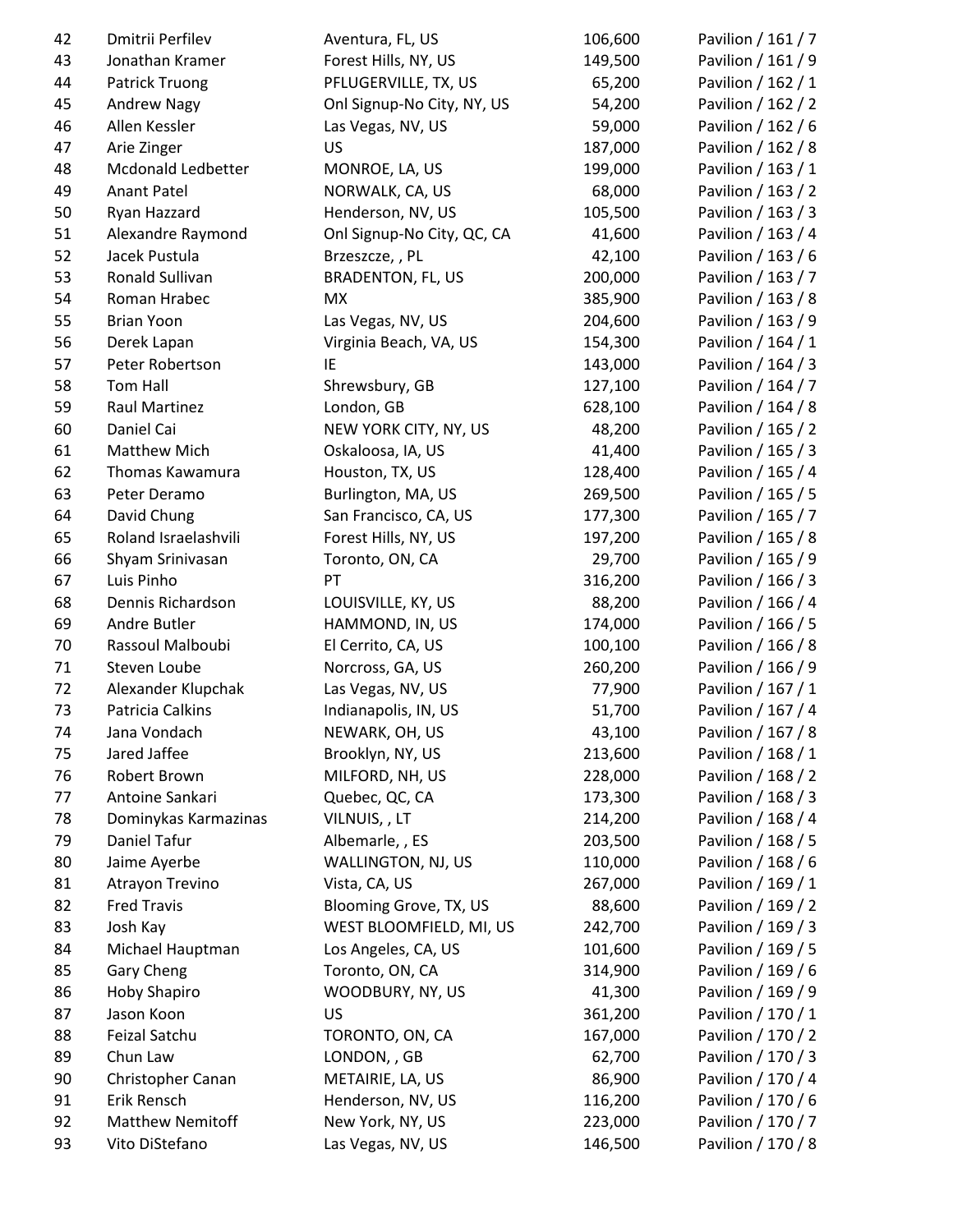| | | | | |
|---|---|---|---|---|
| 42 | Dmitrii Perfilev | Aventura, FL, US | 106,600 | Pavilion / 161 / 7 |
| 43 | Jonathan Kramer | Forest Hills, NY, US | 149,500 | Pavilion / 161 / 9 |
| 44 | Patrick Truong | PFLUGERVILLE, TX, US | 65,200 | Pavilion / 162 / 1 |
| 45 | Andrew Nagy | Onl Signup-No City, NY, US | 54,200 | Pavilion / 162 / 2 |
| 46 | Allen Kessler | Las Vegas, NV, US | 59,000 | Pavilion / 162 / 6 |
| 47 | Arie Zinger | US | 187,000 | Pavilion / 162 / 8 |
| 48 | Mcdonald Ledbetter | MONROE, LA, US | 199,000 | Pavilion / 163 / 1 |
| 49 | Anant Patel | NORWALK, CA, US | 68,000 | Pavilion / 163 / 2 |
| 50 | Ryan Hazzard | Henderson, NV, US | 105,500 | Pavilion / 163 / 3 |
| 51 | Alexandre Raymond | Onl Signup-No City, QC, CA | 41,600 | Pavilion / 163 / 4 |
| 52 | Jacek Pustula | Brzeszcze, , PL | 42,100 | Pavilion / 163 / 6 |
| 53 | Ronald Sullivan | BRADENTON, FL, US | 200,000 | Pavilion / 163 / 7 |
| 54 | Roman Hrabec | MX | 385,900 | Pavilion / 163 / 8 |
| 55 | Brian Yoon | Las Vegas, NV, US | 204,600 | Pavilion / 163 / 9 |
| 56 | Derek Lapan | Virginia Beach, VA, US | 154,300 | Pavilion / 164 / 1 |
| 57 | Peter Robertson | IE | 143,000 | Pavilion / 164 / 3 |
| 58 | Tom Hall | Shrewsbury, GB | 127,100 | Pavilion / 164 / 7 |
| 59 | Raul Martinez | London, GB | 628,100 | Pavilion / 164 / 8 |
| 60 | Daniel Cai | NEW YORK CITY, NY, US | 48,200 | Pavilion / 165 / 2 |
| 61 | Matthew Mich | Oskaloosa, IA, US | 41,400 | Pavilion / 165 / 3 |
| 62 | Thomas Kawamura | Houston, TX, US | 128,400 | Pavilion / 165 / 4 |
| 63 | Peter Deramo | Burlington, MA, US | 269,500 | Pavilion / 165 / 5 |
| 64 | David Chung | San Francisco, CA, US | 177,300 | Pavilion / 165 / 7 |
| 65 | Roland Israelashvili | Forest Hills, NY, US | 197,200 | Pavilion / 165 / 8 |
| 66 | Shyam Srinivasan | Toronto, ON, CA | 29,700 | Pavilion / 165 / 9 |
| 67 | Luis Pinho | PT | 316,200 | Pavilion / 166 / 3 |
| 68 | Dennis Richardson | LOUISVILLE, KY, US | 88,200 | Pavilion / 166 / 4 |
| 69 | Andre Butler | HAMMOND, IN, US | 174,000 | Pavilion / 166 / 5 |
| 70 | Rassoul Malboubi | El Cerrito, CA, US | 100,100 | Pavilion / 166 / 8 |
| 71 | Steven Loube | Norcross, GA, US | 260,200 | Pavilion / 166 / 9 |
| 72 | Alexander Klupchak | Las Vegas, NV, US | 77,900 | Pavilion / 167 / 1 |
| 73 | Patricia Calkins | Indianapolis, IN, US | 51,700 | Pavilion / 167 / 4 |
| 74 | Jana Vondach | NEWARK, OH, US | 43,100 | Pavilion / 167 / 8 |
| 75 | Jared Jaffee | Brooklyn, NY, US | 213,600 | Pavilion / 168 / 1 |
| 76 | Robert Brown | MILFORD, NH, US | 228,000 | Pavilion / 168 / 2 |
| 77 | Antoine Sankari | Quebec, QC, CA | 173,300 | Pavilion / 168 / 3 |
| 78 | Dominykas Karmazinas | VILNIUS, , LT | 214,200 | Pavilion / 168 / 4 |
| 79 | Daniel Tafur | Albemarle, , ES | 203,500 | Pavilion / 168 / 5 |
| 80 | Jaime Ayerbe | WALLINGTON, NJ, US | 110,000 | Pavilion / 168 / 6 |
| 81 | Atrayon Trevino | Vista, CA, US | 267,000 | Pavilion / 169 / 1 |
| 82 | Fred Travis | Blooming Grove, TX, US | 88,600 | Pavilion / 169 / 2 |
| 83 | Josh Kay | WEST BLOOMFIELD, MI, US | 242,700 | Pavilion / 169 / 3 |
| 84 | Michael Hauptman | Los Angeles, CA, US | 101,600 | Pavilion / 169 / 5 |
| 85 | Gary Cheng | Toronto, ON, CA | 314,900 | Pavilion / 169 / 6 |
| 86 | Hoby Shapiro | WOODBURY, NY, US | 41,300 | Pavilion / 169 / 9 |
| 87 | Jason Koon | US | 361,200 | Pavilion / 170 / 1 |
| 88 | Feizal Satchu | TORONTO, ON, CA | 167,000 | Pavilion / 170 / 2 |
| 89 | Chun Law | LONDON, , GB | 62,700 | Pavilion / 170 / 3 |
| 90 | Christopher Canan | METAIRIE, LA, US | 86,900 | Pavilion / 170 / 4 |
| 91 | Erik Rensch | Henderson, NV, US | 116,200 | Pavilion / 170 / 6 |
| 92 | Matthew Nemitoff | New York, NY, US | 223,000 | Pavilion / 170 / 7 |
| 93 | Vito DiStefano | Las Vegas, NV, US | 146,500 | Pavilion / 170 / 8 |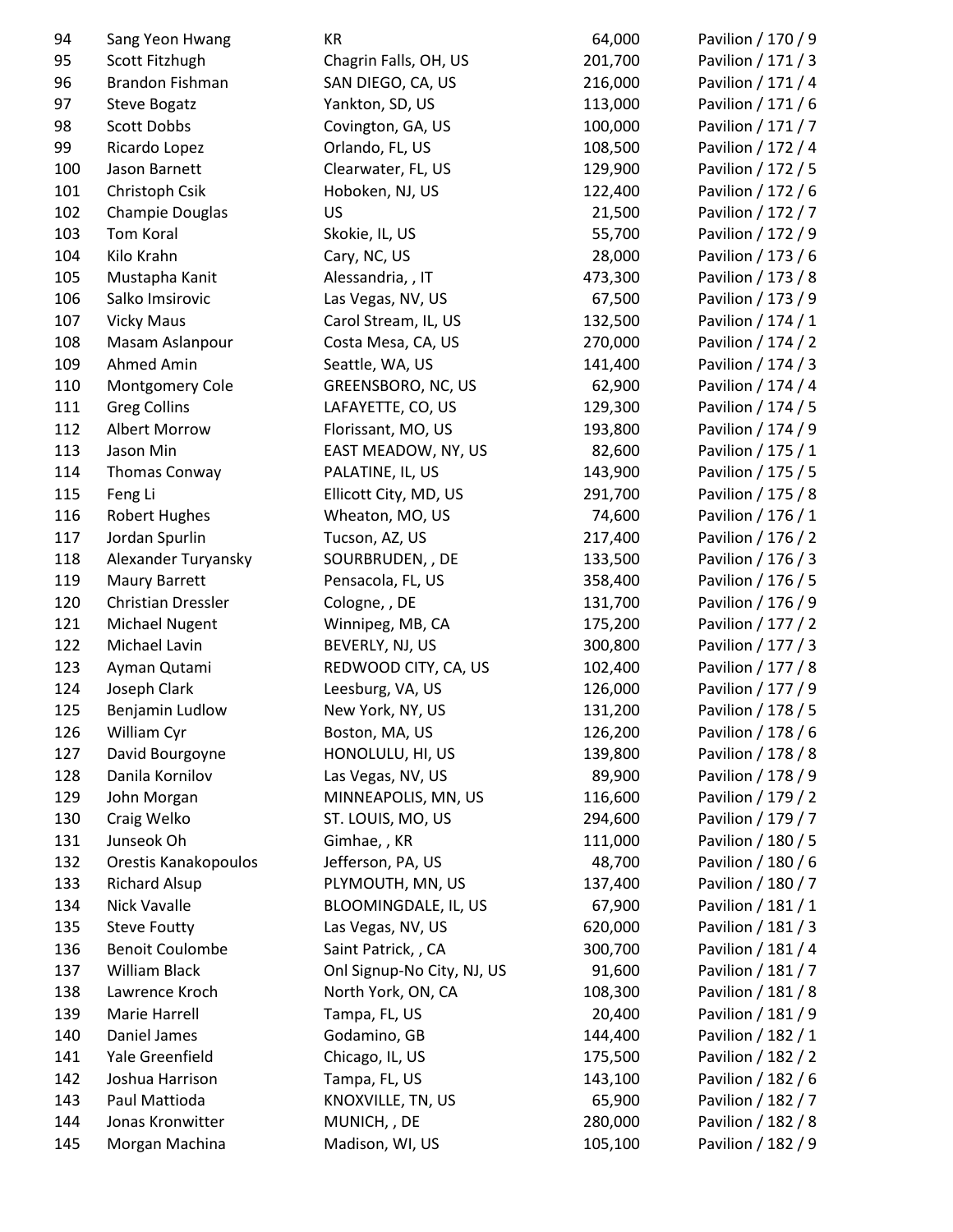| | | | | |
|---|---|---|---|---|
| 94 | Sang Yeon Hwang | KR | 64,000 | Pavilion / 170 / 9 |
| 95 | Scott Fitzhugh | Chagrin Falls, OH, US | 201,700 | Pavilion / 171 / 3 |
| 96 | Brandon Fishman | SAN DIEGO, CA, US | 216,000 | Pavilion / 171 / 4 |
| 97 | Steve Bogatz | Yankton, SD, US | 113,000 | Pavilion / 171 / 6 |
| 98 | Scott Dobbs | Covington, GA, US | 100,000 | Pavilion / 171 / 7 |
| 99 | Ricardo Lopez | Orlando, FL, US | 108,500 | Pavilion / 172 / 4 |
| 100 | Jason Barnett | Clearwater, FL, US | 129,900 | Pavilion / 172 / 5 |
| 101 | Christoph Csik | Hoboken, NJ, US | 122,400 | Pavilion / 172 / 6 |
| 102 | Champie Douglas | US | 21,500 | Pavilion / 172 / 7 |
| 103 | Tom Koral | Skokie, IL, US | 55,700 | Pavilion / 172 / 9 |
| 104 | Kilo Krahn | Cary, NC, US | 28,000 | Pavilion / 173 / 6 |
| 105 | Mustapha Kanit | Alessandria, , IT | 473,300 | Pavilion / 173 / 8 |
| 106 | Salko Imsirovic | Las Vegas, NV, US | 67,500 | Pavilion / 173 / 9 |
| 107 | Vicky Maus | Carol Stream, IL, US | 132,500 | Pavilion / 174 / 1 |
| 108 | Masam Aslanpour | Costa Mesa, CA, US | 270,000 | Pavilion / 174 / 2 |
| 109 | Ahmed Amin | Seattle, WA, US | 141,400 | Pavilion / 174 / 3 |
| 110 | Montgomery Cole | GREENSBORO, NC, US | 62,900 | Pavilion / 174 / 4 |
| 111 | Greg Collins | LAFAYETTE, CO, US | 129,300 | Pavilion / 174 / 5 |
| 112 | Albert Morrow | Florissant, MO, US | 193,800 | Pavilion / 174 / 9 |
| 113 | Jason Min | EAST MEADOW, NY, US | 82,600 | Pavilion / 175 / 1 |
| 114 | Thomas Conway | PALATINE, IL, US | 143,900 | Pavilion / 175 / 5 |
| 115 | Feng Li | Ellicott City, MD, US | 291,700 | Pavilion / 175 / 8 |
| 116 | Robert Hughes | Wheaton, MO, US | 74,600 | Pavilion / 176 / 1 |
| 117 | Jordan Spurlin | Tucson, AZ, US | 217,400 | Pavilion / 176 / 2 |
| 118 | Alexander Turyansky | SOURBRUDEN, , DE | 133,500 | Pavilion / 176 / 3 |
| 119 | Maury Barrett | Pensacola, FL, US | 358,400 | Pavilion / 176 / 5 |
| 120 | Christian Dressler | Cologne, , DE | 131,700 | Pavilion / 176 / 9 |
| 121 | Michael Nugent | Winnipeg, MB, CA | 175,200 | Pavilion / 177 / 2 |
| 122 | Michael Lavin | BEVERLY, NJ, US | 300,800 | Pavilion / 177 / 3 |
| 123 | Ayman Qutami | REDWOOD CITY, CA, US | 102,400 | Pavilion / 177 / 8 |
| 124 | Joseph Clark | Leesburg, VA, US | 126,000 | Pavilion / 177 / 9 |
| 125 | Benjamin Ludlow | New York, NY, US | 131,200 | Pavilion / 178 / 5 |
| 126 | William Cyr | Boston, MA, US | 126,200 | Pavilion / 178 / 6 |
| 127 | David Bourgoyne | HONOLULU, HI, US | 139,800 | Pavilion / 178 / 8 |
| 128 | Danila Kornilov | Las Vegas, NV, US | 89,900 | Pavilion / 178 / 9 |
| 129 | John Morgan | MINNEAPOLIS, MN, US | 116,600 | Pavilion / 179 / 2 |
| 130 | Craig Welko | ST. LOUIS, MO, US | 294,600 | Pavilion / 179 / 7 |
| 131 | Junseok Oh | Gimhae, , KR | 111,000 | Pavilion / 180 / 5 |
| 132 | Orestis Kanakopoulos | Jefferson, PA, US | 48,700 | Pavilion / 180 / 6 |
| 133 | Richard Alsup | PLYMOUTH, MN, US | 137,400 | Pavilion / 180 / 7 |
| 134 | Nick Vavalle | BLOOMINGDALE, IL, US | 67,900 | Pavilion / 181 / 1 |
| 135 | Steve Foutty | Las Vegas, NV, US | 620,000 | Pavilion / 181 / 3 |
| 136 | Benoit Coulombe | Saint Patrick, , CA | 300,700 | Pavilion / 181 / 4 |
| 137 | William Black | Onl Signup-No City, NJ, US | 91,600 | Pavilion / 181 / 7 |
| 138 | Lawrence Kroch | North York, ON, CA | 108,300 | Pavilion / 181 / 8 |
| 139 | Marie Harrell | Tampa, FL, US | 20,400 | Pavilion / 181 / 9 |
| 140 | Daniel James | Godamino, GB | 144,400 | Pavilion / 182 / 1 |
| 141 | Yale Greenfield | Chicago, IL, US | 175,500 | Pavilion / 182 / 2 |
| 142 | Joshua Harrison | Tampa, FL, US | 143,100 | Pavilion / 182 / 6 |
| 143 | Paul Mattioda | KNOXVILLE, TN, US | 65,900 | Pavilion / 182 / 7 |
| 144 | Jonas Kronwitter | MUNICH, , DE | 280,000 | Pavilion / 182 / 8 |
| 145 | Morgan Machina | Madison, WI, US | 105,100 | Pavilion / 182 / 9 |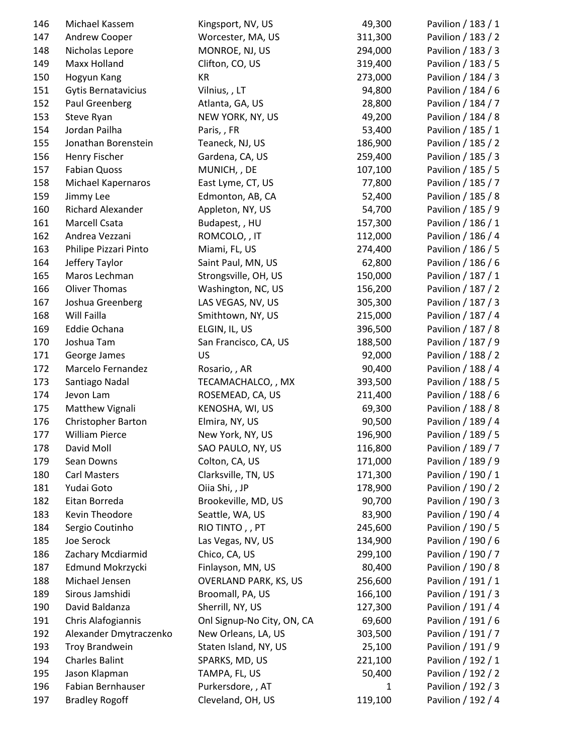| | | | | |
|---|---|---|---|---|
| 146 | Michael Kassem | Kingsport, NV, US | 49,300 | Pavilion / 183 / 1 |
| 147 | Andrew Cooper | Worcester, MA, US | 311,300 | Pavilion / 183 / 2 |
| 148 | Nicholas Lepore | MONROE, NJ, US | 294,000 | Pavilion / 183 / 3 |
| 149 | Maxx Holland | Clifton, CO, US | 319,400 | Pavilion / 183 / 5 |
| 150 | Hogyun Kang | KR | 273,000 | Pavilion / 184 / 3 |
| 151 | Gytis Bernatavicius | Vilnius, , LT | 94,800 | Pavilion / 184 / 6 |
| 152 | Paul Greenberg | Atlanta, GA, US | 28,800 | Pavilion / 184 / 7 |
| 153 | Steve Ryan | NEW YORK, NY, US | 49,200 | Pavilion / 184 / 8 |
| 154 | Jordan Pailha | Paris, , FR | 53,400 | Pavilion / 185 / 1 |
| 155 | Jonathan Borenstein | Teaneck, NJ, US | 186,900 | Pavilion / 185 / 2 |
| 156 | Henry Fischer | Gardena, CA, US | 259,400 | Pavilion / 185 / 3 |
| 157 | Fabian Quoss | MUNICH, , DE | 107,100 | Pavilion / 185 / 5 |
| 158 | Michael Kapernaros | East Lyme, CT, US | 77,800 | Pavilion / 185 / 7 |
| 159 | Jimmy Lee | Edmonton, AB, CA | 52,400 | Pavilion / 185 / 8 |
| 160 | Richard Alexander | Appleton, NY, US | 54,700 | Pavilion / 185 / 9 |
| 161 | Marcell Csata | Budapest, , HU | 157,300 | Pavilion / 186 / 1 |
| 162 | Andrea Vezzani | ROMCOLO, , IT | 112,000 | Pavilion / 186 / 4 |
| 163 | Philipe Pizzari Pinto | Miami, FL, US | 274,400 | Pavilion / 186 / 5 |
| 164 | Jeffery Taylor | Saint Paul, MN, US | 62,800 | Pavilion / 186 / 6 |
| 165 | Maros Lechman | Strongsville, OH, US | 150,000 | Pavilion / 187 / 1 |
| 166 | Oliver Thomas | Washington, NC, US | 156,200 | Pavilion / 187 / 2 |
| 167 | Joshua Greenberg | LAS VEGAS, NV, US | 305,300 | Pavilion / 187 / 3 |
| 168 | Will Failla | Smithtown, NY, US | 215,000 | Pavilion / 187 / 4 |
| 169 | Eddie Ochana | ELGIN, IL, US | 396,500 | Pavilion / 187 / 8 |
| 170 | Joshua Tam | San Francisco, CA, US | 188,500 | Pavilion / 187 / 9 |
| 171 | George James | US | 92,000 | Pavilion / 188 / 2 |
| 172 | Marcelo Fernandez | Rosario, , AR | 90,400 | Pavilion / 188 / 4 |
| 173 | Santiago Nadal | TECAMACHALCO, , MX | 393,500 | Pavilion / 188 / 5 |
| 174 | Jevon Lam | ROSEMEAD, CA, US | 211,400 | Pavilion / 188 / 6 |
| 175 | Matthew Vignali | KENOSHA, WI, US | 69,300 | Pavilion / 188 / 8 |
| 176 | Christopher Barton | Elmira, NY, US | 90,500 | Pavilion / 189 / 4 |
| 177 | William Pierce | New York, NY, US | 196,900 | Pavilion / 189 / 5 |
| 178 | David Moll | SAO PAULO, NY, US | 116,800 | Pavilion / 189 / 7 |
| 179 | Sean Downs | Colton, CA, US | 171,000 | Pavilion / 189 / 9 |
| 180 | Carl Masters | Clarksville, TN, US | 171,300 | Pavilion / 190 / 1 |
| 181 | Yudai Goto | Oiia Shi, , JP | 178,900 | Pavilion / 190 / 2 |
| 182 | Eitan Borreda | Brookeville, MD, US | 90,700 | Pavilion / 190 / 3 |
| 183 | Kevin Theodore | Seattle, WA, US | 83,900 | Pavilion / 190 / 4 |
| 184 | Sergio Coutinho | RIO TINTO , , PT | 245,600 | Pavilion / 190 / 5 |
| 185 | Joe Serock | Las Vegas, NV, US | 134,900 | Pavilion / 190 / 6 |
| 186 | Zachary Mcdiarmid | Chico, CA, US | 299,100 | Pavilion / 190 / 7 |
| 187 | Edmund Mokrzycki | Finlayson, MN, US | 80,400 | Pavilion / 190 / 8 |
| 188 | Michael Jensen | OVERLAND PARK, KS, US | 256,600 | Pavilion / 191 / 1 |
| 189 | Sirous Jamshidi | Broomall, PA, US | 166,100 | Pavilion / 191 / 3 |
| 190 | David Baldanza | Sherrill, NY, US | 127,300 | Pavilion / 191 / 4 |
| 191 | Chris Alafogiannis | Onl Signup-No City, ON, CA | 69,600 | Pavilion / 191 / 6 |
| 192 | Alexander Dmytraczenko | New Orleans, LA, US | 303,500 | Pavilion / 191 / 7 |
| 193 | Troy Brandwein | Staten Island, NY, US | 25,100 | Pavilion / 191 / 9 |
| 194 | Charles Balint | SPARKS, MD, US | 221,100 | Pavilion / 192 / 1 |
| 195 | Jason Klapman | TAMPA, FL, US | 50,400 | Pavilion / 192 / 2 |
| 196 | Fabian Bernhauser | Purkersdore, , AT | 1 | Pavilion / 192 / 3 |
| 197 | Bradley Rogoff | Cleveland, OH, US | 119,100 | Pavilion / 192 / 4 |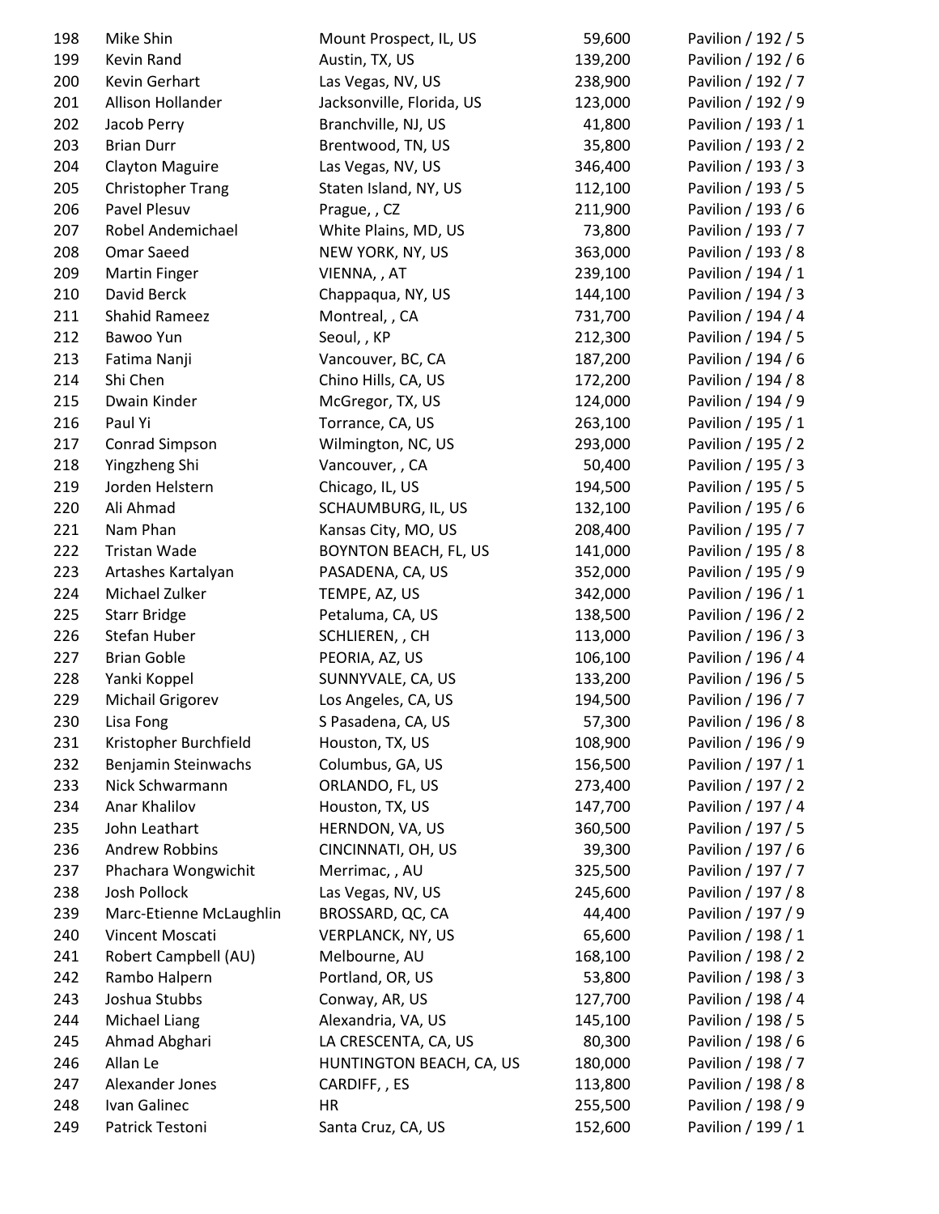| | | | | |
|---|---|---|---|---|
| 198 | Mike Shin | Mount Prospect, IL, US | 59,600 | Pavilion / 192 / 5 |
| 199 | Kevin Rand | Austin, TX, US | 139,200 | Pavilion / 192 / 6 |
| 200 | Kevin Gerhart | Las Vegas, NV, US | 238,900 | Pavilion / 192 / 7 |
| 201 | Allison Hollander | Jacksonville, Florida, US | 123,000 | Pavilion / 192 / 9 |
| 202 | Jacob Perry | Branchville, NJ, US | 41,800 | Pavilion / 193 / 1 |
| 203 | Brian Durr | Brentwood, TN, US | 35,800 | Pavilion / 193 / 2 |
| 204 | Clayton Maguire | Las Vegas, NV, US | 346,400 | Pavilion / 193 / 3 |
| 205 | Christopher Trang | Staten Island, NY, US | 112,100 | Pavilion / 193 / 5 |
| 206 | Pavel Plesuv | Prague, , CZ | 211,900 | Pavilion / 193 / 6 |
| 207 | Robel Andemichael | White Plains, MD, US | 73,800 | Pavilion / 193 / 7 |
| 208 | Omar Saeed | NEW YORK, NY, US | 363,000 | Pavilion / 193 / 8 |
| 209 | Martin Finger | VIENNA, , AT | 239,100 | Pavilion / 194 / 1 |
| 210 | David Berck | Chappaqua, NY, US | 144,100 | Pavilion / 194 / 3 |
| 211 | Shahid Rameez | Montreal, , CA | 731,700 | Pavilion / 194 / 4 |
| 212 | Bawoo Yun | Seoul, , KP | 212,300 | Pavilion / 194 / 5 |
| 213 | Fatima Nanji | Vancouver, BC, CA | 187,200 | Pavilion / 194 / 6 |
| 214 | Shi Chen | Chino Hills, CA, US | 172,200 | Pavilion / 194 / 8 |
| 215 | Dwain Kinder | McGregor, TX, US | 124,000 | Pavilion / 194 / 9 |
| 216 | Paul Yi | Torrance, CA, US | 263,100 | Pavilion / 195 / 1 |
| 217 | Conrad Simpson | Wilmington, NC, US | 293,000 | Pavilion / 195 / 2 |
| 218 | Yingzheng Shi | Vancouver, , CA | 50,400 | Pavilion / 195 / 3 |
| 219 | Jorden Helstern | Chicago, IL, US | 194,500 | Pavilion / 195 / 5 |
| 220 | Ali Ahmad | SCHAUMBURG, IL, US | 132,100 | Pavilion / 195 / 6 |
| 221 | Nam Phan | Kansas City, MO, US | 208,400 | Pavilion / 195 / 7 |
| 222 | Tristan Wade | BOYNTON BEACH, FL, US | 141,000 | Pavilion / 195 / 8 |
| 223 | Artashes Kartalyan | PASADENA, CA, US | 352,000 | Pavilion / 195 / 9 |
| 224 | Michael Zulker | TEMPE, AZ, US | 342,000 | Pavilion / 196 / 1 |
| 225 | Starr Bridge | Petaluma, CA, US | 138,500 | Pavilion / 196 / 2 |
| 226 | Stefan Huber | SCHLIEREN, , CH | 113,000 | Pavilion / 196 / 3 |
| 227 | Brian Goble | PEORIA, AZ, US | 106,100 | Pavilion / 196 / 4 |
| 228 | Yanki Koppel | SUNNYVALE, CA, US | 133,200 | Pavilion / 196 / 5 |
| 229 | Michail Grigorev | Los Angeles, CA, US | 194,500 | Pavilion / 196 / 7 |
| 230 | Lisa Fong | S Pasadena, CA, US | 57,300 | Pavilion / 196 / 8 |
| 231 | Kristopher Burchfield | Houston, TX, US | 108,900 | Pavilion / 196 / 9 |
| 232 | Benjamin Steinwachs | Columbus, GA, US | 156,500 | Pavilion / 197 / 1 |
| 233 | Nick Schwarmann | ORLANDO, FL, US | 273,400 | Pavilion / 197 / 2 |
| 234 | Anar Khalilov | Houston, TX, US | 147,700 | Pavilion / 197 / 4 |
| 235 | John Leathart | HERNDON, VA, US | 360,500 | Pavilion / 197 / 5 |
| 236 | Andrew Robbins | CINCINNATI, OH, US | 39,300 | Pavilion / 197 / 6 |
| 237 | Phachara Wongwichit | Merrimac, , AU | 325,500 | Pavilion / 197 / 7 |
| 238 | Josh Pollock | Las Vegas, NV, US | 245,600 | Pavilion / 197 / 8 |
| 239 | Marc-Etienne McLaughlin | BROSSARD, QC, CA | 44,400 | Pavilion / 197 / 9 |
| 240 | Vincent Moscati | VERPLANCK, NY, US | 65,600 | Pavilion / 198 / 1 |
| 241 | Robert Campbell (AU) | Melbourne, AU | 168,100 | Pavilion / 198 / 2 |
| 242 | Rambo Halpern | Portland, OR, US | 53,800 | Pavilion / 198 / 3 |
| 243 | Joshua Stubbs | Conway, AR, US | 127,700 | Pavilion / 198 / 4 |
| 244 | Michael Liang | Alexandria, VA, US | 145,100 | Pavilion / 198 / 5 |
| 245 | Ahmad Abghari | LA CRESCENTA, CA, US | 80,300 | Pavilion / 198 / 6 |
| 246 | Allan Le | HUNTINGTON BEACH, CA, US | 180,000 | Pavilion / 198 / 7 |
| 247 | Alexander Jones | CARDIFF, , ES | 113,800 | Pavilion / 198 / 8 |
| 248 | Ivan Galinec | HR | 255,500 | Pavilion / 198 / 9 |
| 249 | Patrick Testoni | Santa Cruz, CA, US | 152,600 | Pavilion / 199 / 1 |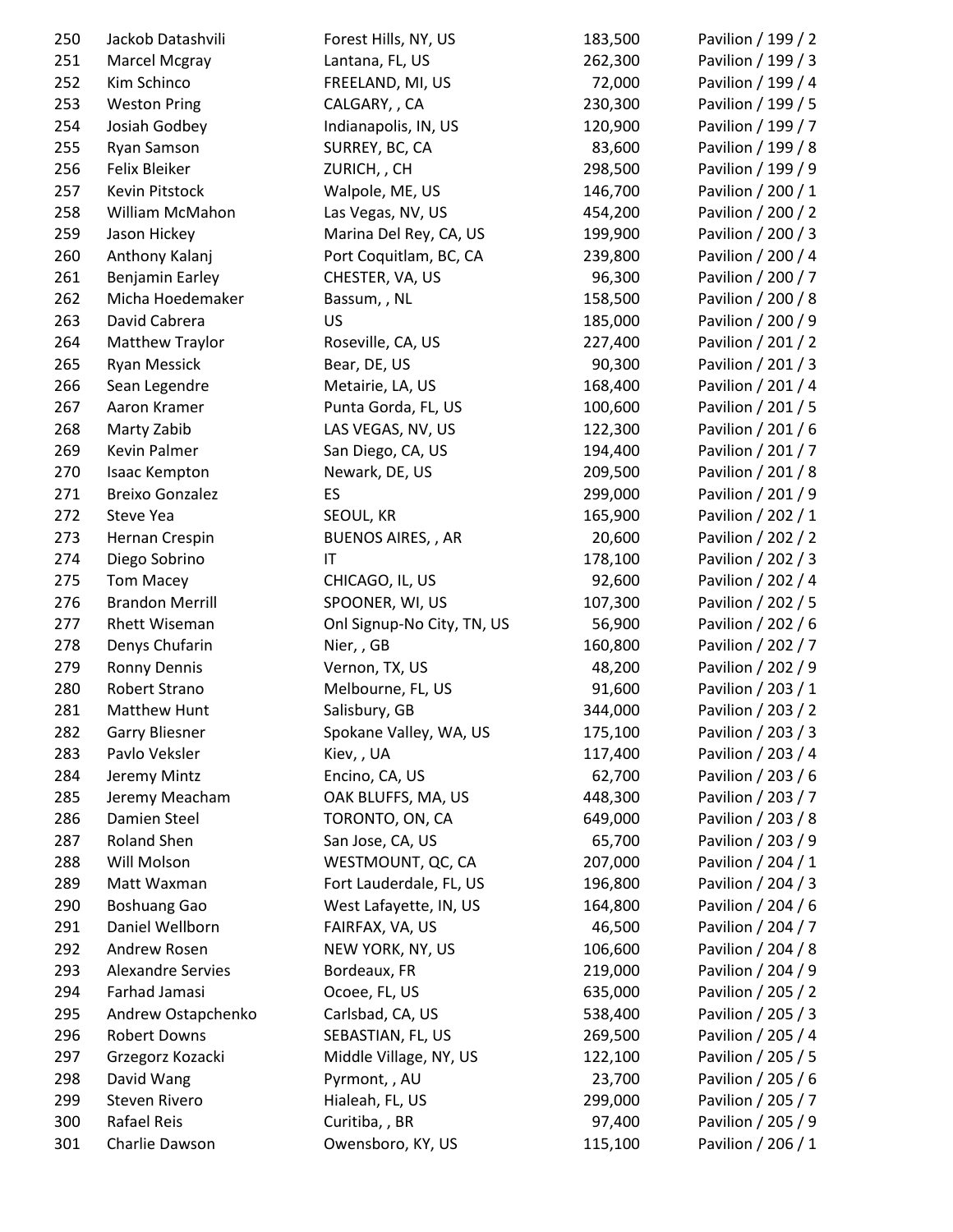| | | | | |
|---|---|---|---|---|
| 250 | Jackob Datashvili | Forest Hills, NY, US | 183,500 | Pavilion / 199 / 2 |
| 251 | Marcel Mcgray | Lantana, FL, US | 262,300 | Pavilion / 199 / 3 |
| 252 | Kim Schinco | FREELAND, MI, US | 72,000 | Pavilion / 199 / 4 |
| 253 | Weston Pring | CALGARY, , CA | 230,300 | Pavilion / 199 / 5 |
| 254 | Josiah Godbey | Indianapolis, IN, US | 120,900 | Pavilion / 199 / 7 |
| 255 | Ryan Samson | SURREY, BC, CA | 83,600 | Pavilion / 199 / 8 |
| 256 | Felix Bleiker | ZURICH, , CH | 298,500 | Pavilion / 199 / 9 |
| 257 | Kevin Pitstock | Walpole, ME, US | 146,700 | Pavilion / 200 / 1 |
| 258 | William McMahon | Las Vegas, NV, US | 454,200 | Pavilion / 200 / 2 |
| 259 | Jason Hickey | Marina Del Rey, CA, US | 199,900 | Pavilion / 200 / 3 |
| 260 | Anthony Kalanj | Port Coquitlam, BC, CA | 239,800 | Pavilion / 200 / 4 |
| 261 | Benjamin Earley | CHESTER, VA, US | 96,300 | Pavilion / 200 / 7 |
| 262 | Micha Hoedemaker | Bassum, , NL | 158,500 | Pavilion / 200 / 8 |
| 263 | David Cabrera | US | 185,000 | Pavilion / 200 / 9 |
| 264 | Matthew Traylor | Roseville, CA, US | 227,400 | Pavilion / 201 / 2 |
| 265 | Ryan Messick | Bear, DE, US | 90,300 | Pavilion / 201 / 3 |
| 266 | Sean Legendre | Metairie, LA, US | 168,400 | Pavilion / 201 / 4 |
| 267 | Aaron Kramer | Punta Gorda, FL, US | 100,600 | Pavilion / 201 / 5 |
| 268 | Marty Zabib | LAS VEGAS, NV, US | 122,300 | Pavilion / 201 / 6 |
| 269 | Kevin Palmer | San Diego, CA, US | 194,400 | Pavilion / 201 / 7 |
| 270 | Isaac Kempton | Newark, DE, US | 209,500 | Pavilion / 201 / 8 |
| 271 | Breixo Gonzalez | ES | 299,000 | Pavilion / 201 / 9 |
| 272 | Steve Yea | SEOUL, KR | 165,900 | Pavilion / 202 / 1 |
| 273 | Hernan Crespin | BUENOS AIRES, , AR | 20,600 | Pavilion / 202 / 2 |
| 274 | Diego Sobrino | IT | 178,100 | Pavilion / 202 / 3 |
| 275 | Tom Macey | CHICAGO, IL, US | 92,600 | Pavilion / 202 / 4 |
| 276 | Brandon Merrill | SPOONER, WI, US | 107,300 | Pavilion / 202 / 5 |
| 277 | Rhett Wiseman | Onl Signup-No City, TN, US | 56,900 | Pavilion / 202 / 6 |
| 278 | Denys Chufarin | Nier, , GB | 160,800 | Pavilion / 202 / 7 |
| 279 | Ronny Dennis | Vernon, TX, US | 48,200 | Pavilion / 202 / 9 |
| 280 | Robert Strano | Melbourne, FL, US | 91,600 | Pavilion / 203 / 1 |
| 281 | Matthew Hunt | Salisbury, GB | 344,000 | Pavilion / 203 / 2 |
| 282 | Garry Bliesner | Spokane Valley, WA, US | 175,100 | Pavilion / 203 / 3 |
| 283 | Pavlo Veksler | Kiev, , UA | 117,400 | Pavilion / 203 / 4 |
| 284 | Jeremy Mintz | Encino, CA, US | 62,700 | Pavilion / 203 / 6 |
| 285 | Jeremy Meacham | OAK BLUFFS, MA, US | 448,300 | Pavilion / 203 / 7 |
| 286 | Damien Steel | TORONTO, ON, CA | 649,000 | Pavilion / 203 / 8 |
| 287 | Roland Shen | San Jose, CA, US | 65,700 | Pavilion / 203 / 9 |
| 288 | Will Molson | WESTMOUNT, QC, CA | 207,000 | Pavilion / 204 / 1 |
| 289 | Matt Waxman | Fort Lauderdale, FL, US | 196,800 | Pavilion / 204 / 3 |
| 290 | Boshuang Gao | West Lafayette, IN, US | 164,800 | Pavilion / 204 / 6 |
| 291 | Daniel Wellborn | FAIRFAX, VA, US | 46,500 | Pavilion / 204 / 7 |
| 292 | Andrew Rosen | NEW YORK, NY, US | 106,600 | Pavilion / 204 / 8 |
| 293 | Alexandre Servies | Bordeaux, FR | 219,000 | Pavilion / 204 / 9 |
| 294 | Farhad Jamasi | Ocoee, FL, US | 635,000 | Pavilion / 205 / 2 |
| 295 | Andrew Ostapchenko | Carlsbad, CA, US | 538,400 | Pavilion / 205 / 3 |
| 296 | Robert Downs | SEBASTIAN, FL, US | 269,500 | Pavilion / 205 / 4 |
| 297 | Grzegorz Kozacki | Middle Village, NY, US | 122,100 | Pavilion / 205 / 5 |
| 298 | David Wang | Pyrmont, , AU | 23,700 | Pavilion / 205 / 6 |
| 299 | Steven Rivero | Hialeah, FL, US | 299,000 | Pavilion / 205 / 7 |
| 300 | Rafael Reis | Curitiba, , BR | 97,400 | Pavilion / 205 / 9 |
| 301 | Charlie Dawson | Owensboro, KY, US | 115,100 | Pavilion / 206 / 1 |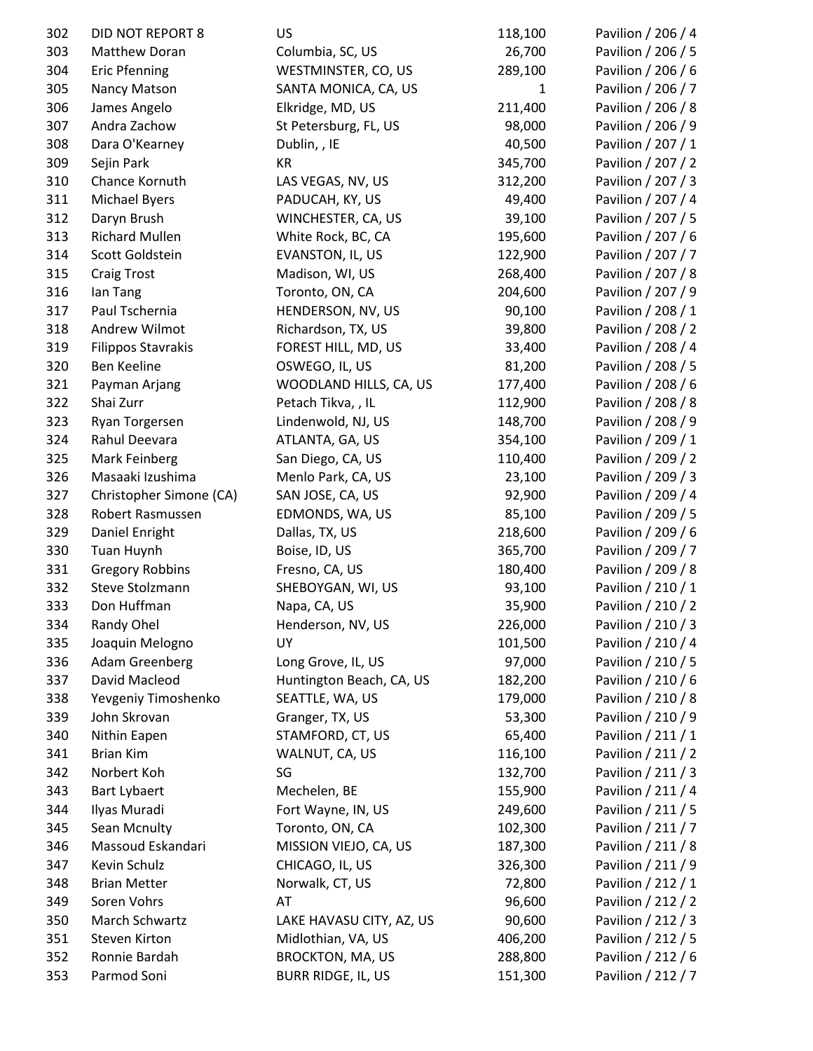| | | | | |
|---|---|---|---|---|
| 302 | DID NOT REPORT 8 | US | 118,100 | Pavilion / 206 / 4 |
| 303 | Matthew Doran | Columbia, SC, US | 26,700 | Pavilion / 206 / 5 |
| 304 | Eric Pfenning | WESTMINSTER, CO, US | 289,100 | Pavilion / 206 / 6 |
| 305 | Nancy Matson | SANTA MONICA, CA, US | 1 | Pavilion / 206 / 7 |
| 306 | James Angelo | Elkridge, MD, US | 211,400 | Pavilion / 206 / 8 |
| 307 | Andra Zachow | St Petersburg, FL, US | 98,000 | Pavilion / 206 / 9 |
| 308 | Dara O'Kearney | Dublin, , IE | 40,500 | Pavilion / 207 / 1 |
| 309 | Sejin Park | KR | 345,700 | Pavilion / 207 / 2 |
| 310 | Chance Kornuth | LAS VEGAS, NV, US | 312,200 | Pavilion / 207 / 3 |
| 311 | Michael Byers | PADUCAH, KY, US | 49,400 | Pavilion / 207 / 4 |
| 312 | Daryn Brush | WINCHESTER, CA, US | 39,100 | Pavilion / 207 / 5 |
| 313 | Richard Mullen | White Rock, BC, CA | 195,600 | Pavilion / 207 / 6 |
| 314 | Scott Goldstein | EVANSTON, IL, US | 122,900 | Pavilion / 207 / 7 |
| 315 | Craig Trost | Madison, WI, US | 268,400 | Pavilion / 207 / 8 |
| 316 | Ian Tang | Toronto, ON, CA | 204,600 | Pavilion / 207 / 9 |
| 317 | Paul Tschernia | HENDERSON, NV, US | 90,100 | Pavilion / 208 / 1 |
| 318 | Andrew Wilmot | Richardson, TX, US | 39,800 | Pavilion / 208 / 2 |
| 319 | Filippos Stavrakis | FOREST HILL, MD, US | 33,400 | Pavilion / 208 / 4 |
| 320 | Ben Keeline | OSWEGO, IL, US | 81,200 | Pavilion / 208 / 5 |
| 321 | Payman Arjang | WOODLAND HILLS, CA, US | 177,400 | Pavilion / 208 / 6 |
| 322 | Shai Zurr | Petach Tikva, , IL | 112,900 | Pavilion / 208 / 8 |
| 323 | Ryan Torgersen | Lindenwold, NJ, US | 148,700 | Pavilion / 208 / 9 |
| 324 | Rahul Deevara | ATLANTA, GA, US | 354,100 | Pavilion / 209 / 1 |
| 325 | Mark Feinberg | San Diego, CA, US | 110,400 | Pavilion / 209 / 2 |
| 326 | Masaaki Izushima | Menlo Park, CA, US | 23,100 | Pavilion / 209 / 3 |
| 327 | Christopher Simone (CA) | SAN JOSE, CA, US | 92,900 | Pavilion / 209 / 4 |
| 328 | Robert Rasmussen | EDMONDS, WA, US | 85,100 | Pavilion / 209 / 5 |
| 329 | Daniel Enright | Dallas, TX, US | 218,600 | Pavilion / 209 / 6 |
| 330 | Tuan Huynh | Boise, ID, US | 365,700 | Pavilion / 209 / 7 |
| 331 | Gregory Robbins | Fresno, CA, US | 180,400 | Pavilion / 209 / 8 |
| 332 | Steve Stolzmann | SHEBOYGAN, WI, US | 93,100 | Pavilion / 210 / 1 |
| 333 | Don Huffman | Napa, CA, US | 35,900 | Pavilion / 210 / 2 |
| 334 | Randy Ohel | Henderson, NV, US | 226,000 | Pavilion / 210 / 3 |
| 335 | Joaquin Melogno | UY | 101,500 | Pavilion / 210 / 4 |
| 336 | Adam Greenberg | Long Grove, IL, US | 97,000 | Pavilion / 210 / 5 |
| 337 | David Macleod | Huntington Beach, CA, US | 182,200 | Pavilion / 210 / 6 |
| 338 | Yevgeniy Timoshenko | SEATTLE, WA, US | 179,000 | Pavilion / 210 / 8 |
| 339 | John Skrovan | Granger, TX, US | 53,300 | Pavilion / 210 / 9 |
| 340 | Nithin Eapen | STAMFORD, CT, US | 65,400 | Pavilion / 211 / 1 |
| 341 | Brian Kim | WALNUT, CA, US | 116,100 | Pavilion / 211 / 2 |
| 342 | Norbert Koh | SG | 132,700 | Pavilion / 211 / 3 |
| 343 | Bart Lybaert | Mechelen, BE | 155,900 | Pavilion / 211 / 4 |
| 344 | Ilyas Muradi | Fort Wayne, IN, US | 249,600 | Pavilion / 211 / 5 |
| 345 | Sean Mcnulty | Toronto, ON, CA | 102,300 | Pavilion / 211 / 7 |
| 346 | Massoud Eskandari | MISSION VIEJO, CA, US | 187,300 | Pavilion / 211 / 8 |
| 347 | Kevin Schulz | CHICAGO, IL, US | 326,300 | Pavilion / 211 / 9 |
| 348 | Brian Metter | Norwalk, CT, US | 72,800 | Pavilion / 212 / 1 |
| 349 | Soren Vohrs | AT | 96,600 | Pavilion / 212 / 2 |
| 350 | March Schwartz | LAKE HAVASU CITY, AZ, US | 90,600 | Pavilion / 212 / 3 |
| 351 | Steven Kirton | Midlothian, VA, US | 406,200 | Pavilion / 212 / 5 |
| 352 | Ronnie Bardah | BROCKTON, MA, US | 288,800 | Pavilion / 212 / 6 |
| 353 | Parmod Soni | BURR RIDGE, IL, US | 151,300 | Pavilion / 212 / 7 |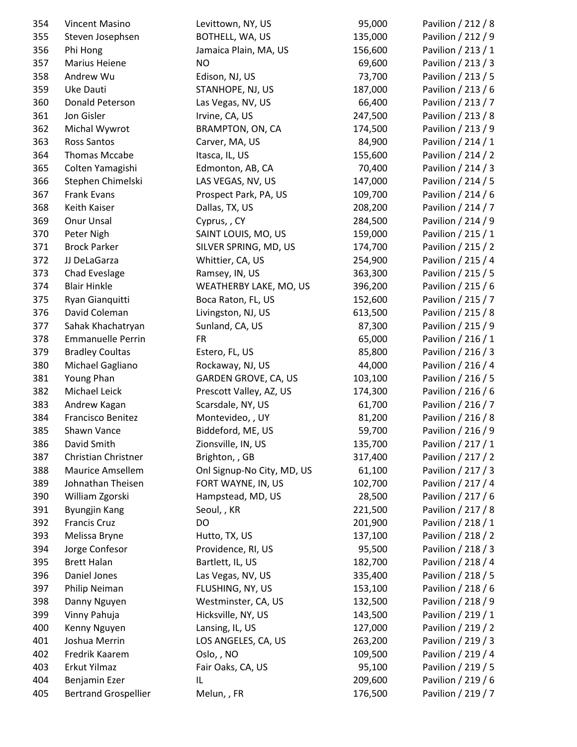| | | | | |
|---|---|---|---|---|
| 354 | Vincent Masino | Levittown, NY, US | 95,000 | Pavilion / 212 / 8 |
| 355 | Steven Josephsen | BOTHELL, WA, US | 135,000 | Pavilion / 212 / 9 |
| 356 | Phi Hong | Jamaica Plain, MA, US | 156,600 | Pavilion / 213 / 1 |
| 357 | Marius Heiene | NO | 69,600 | Pavilion / 213 / 3 |
| 358 | Andrew Wu | Edison, NJ, US | 73,700 | Pavilion / 213 / 5 |
| 359 | Uke Dauti | STANHOPE, NJ, US | 187,000 | Pavilion / 213 / 6 |
| 360 | Donald Peterson | Las Vegas, NV, US | 66,400 | Pavilion / 213 / 7 |
| 361 | Jon Gisler | Irvine, CA, US | 247,500 | Pavilion / 213 / 8 |
| 362 | Michal Wywrot | BRAMPTON, ON, CA | 174,500 | Pavilion / 213 / 9 |
| 363 | Ross Santos | Carver, MA, US | 84,900 | Pavilion / 214 / 1 |
| 364 | Thomas Mccabe | Itasca, IL, US | 155,600 | Pavilion / 214 / 2 |
| 365 | Colten Yamagishi | Edmonton, AB, CA | 70,400 | Pavilion / 214 / 3 |
| 366 | Stephen Chimelski | LAS VEGAS, NV, US | 147,000 | Pavilion / 214 / 5 |
| 367 | Frank Evans | Prospect Park, PA, US | 109,700 | Pavilion / 214 / 6 |
| 368 | Keith Kaiser | Dallas, TX, US | 208,200 | Pavilion / 214 / 7 |
| 369 | Onur Unsal | Cyprus, , CY | 284,500 | Pavilion / 214 / 9 |
| 370 | Peter Nigh | SAINT LOUIS, MO, US | 159,000 | Pavilion / 215 / 1 |
| 371 | Brock Parker | SILVER SPRING, MD, US | 174,700 | Pavilion / 215 / 2 |
| 372 | JJ DeLaGarza | Whittier, CA, US | 254,900 | Pavilion / 215 / 4 |
| 373 | Chad Eveslage | Ramsey, IN, US | 363,300 | Pavilion / 215 / 5 |
| 374 | Blair Hinkle | WEATHERBY LAKE, MO, US | 396,200 | Pavilion / 215 / 6 |
| 375 | Ryan Gianquitti | Boca Raton, FL, US | 152,600 | Pavilion / 215 / 7 |
| 376 | David Coleman | Livingston, NJ, US | 613,500 | Pavilion / 215 / 8 |
| 377 | Sahak Khachatryan | Sunland, CA, US | 87,300 | Pavilion / 215 / 9 |
| 378 | Emmanuelle Perrin | FR | 65,000 | Pavilion / 216 / 1 |
| 379 | Bradley Coultas | Estero, FL, US | 85,800 | Pavilion / 216 / 3 |
| 380 | Michael Gagliano | Rockaway, NJ, US | 44,000 | Pavilion / 216 / 4 |
| 381 | Young Phan | GARDEN GROVE, CA, US | 103,100 | Pavilion / 216 / 5 |
| 382 | Michael Leick | Prescott Valley, AZ, US | 174,300 | Pavilion / 216 / 6 |
| 383 | Andrew Kagan | Scarsdale, NY, US | 61,700 | Pavilion / 216 / 7 |
| 384 | Francisco Benitez | Montevideo, , UY | 81,200 | Pavilion / 216 / 8 |
| 385 | Shawn Vance | Biddeford, ME, US | 59,700 | Pavilion / 216 / 9 |
| 386 | David Smith | Zionsville, IN, US | 135,700 | Pavilion / 217 / 1 |
| 387 | Christian Christner | Brighton, , GB | 317,400 | Pavilion / 217 / 2 |
| 388 | Maurice Amsellem | Onl Signup-No City, MD, US | 61,100 | Pavilion / 217 / 3 |
| 389 | Johnathan Theisen | FORT WAYNE, IN, US | 102,700 | Pavilion / 217 / 4 |
| 390 | William Zgorski | Hampstead, MD, US | 28,500 | Pavilion / 217 / 6 |
| 391 | Byungjin Kang | Seoul, , KR | 221,500 | Pavilion / 217 / 8 |
| 392 | Francis Cruz | DO | 201,900 | Pavilion / 218 / 1 |
| 393 | Melissa Bryne | Hutto, TX, US | 137,100 | Pavilion / 218 / 2 |
| 394 | Jorge Confesor | Providence, RI, US | 95,500 | Pavilion / 218 / 3 |
| 395 | Brett Halan | Bartlett, IL, US | 182,700 | Pavilion / 218 / 4 |
| 396 | Daniel Jones | Las Vegas, NV, US | 335,400 | Pavilion / 218 / 5 |
| 397 | Philip Neiman | FLUSHING, NY, US | 153,100 | Pavilion / 218 / 6 |
| 398 | Danny Nguyen | Westminster, CA, US | 132,500 | Pavilion / 218 / 9 |
| 399 | Vinny Pahuja | Hicksville, NY, US | 143,500 | Pavilion / 219 / 1 |
| 400 | Kenny Nguyen | Lansing, IL, US | 127,000 | Pavilion / 219 / 2 |
| 401 | Joshua Merrin | LOS ANGELES, CA, US | 263,200 | Pavilion / 219 / 3 |
| 402 | Fredrik Kaarem | Oslo, , NO | 109,500 | Pavilion / 219 / 4 |
| 403 | Erkut Yilmaz | Fair Oaks, CA, US | 95,100 | Pavilion / 219 / 5 |
| 404 | Benjamin Ezer | IL | 209,600 | Pavilion / 219 / 6 |
| 405 | Bertrand Grospellier | Melun, , FR | 176,500 | Pavilion / 219 / 7 |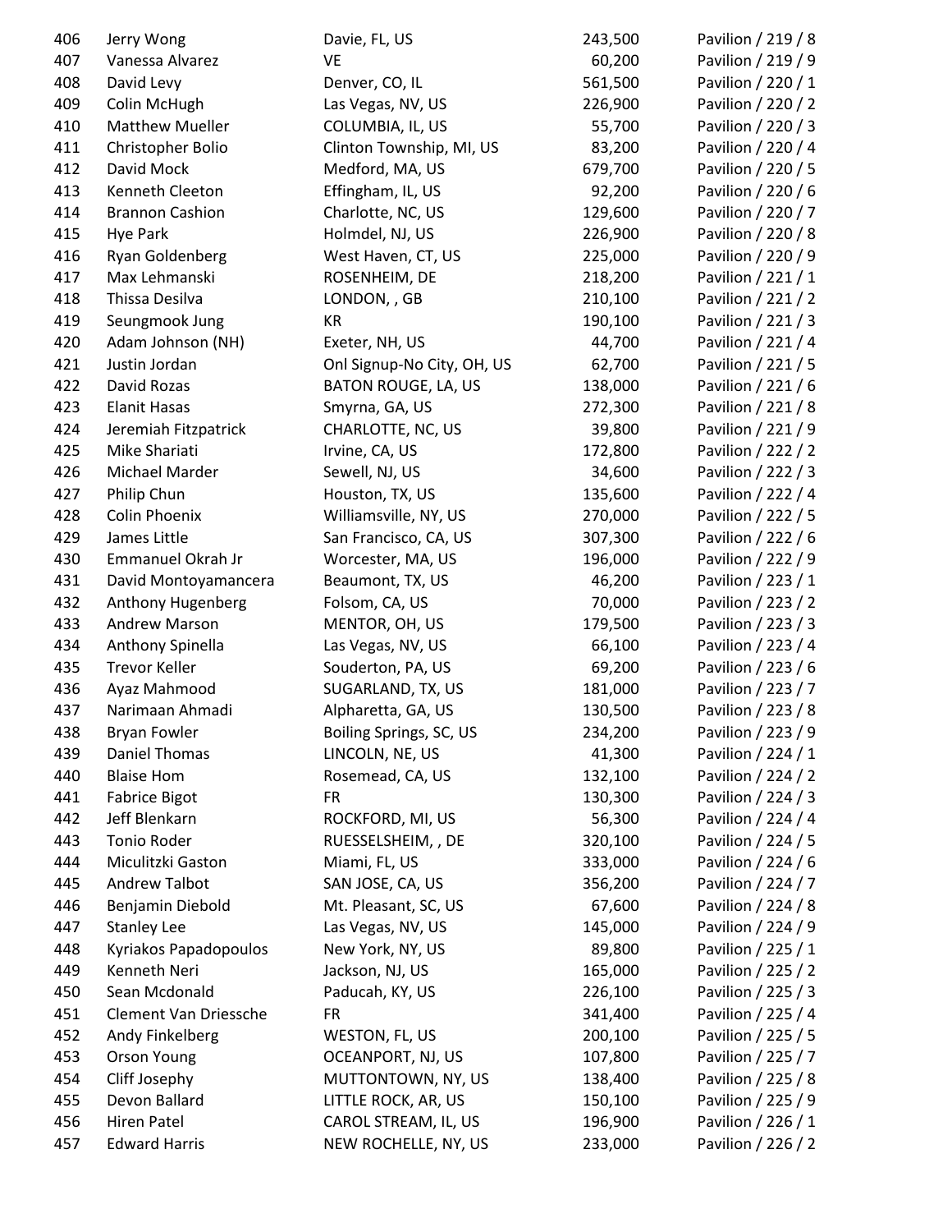| | | | | |
|---|---|---|---|---|
| 406 | Jerry Wong | Davie, FL, US | 243,500 | Pavilion / 219 / 8 |
| 407 | Vanessa Alvarez | VE | 60,200 | Pavilion / 219 / 9 |
| 408 | David Levy | Denver, CO, IL | 561,500 | Pavilion / 220 / 1 |
| 409 | Colin McHugh | Las Vegas, NV, US | 226,900 | Pavilion / 220 / 2 |
| 410 | Matthew Mueller | COLUMBIA, IL, US | 55,700 | Pavilion / 220 / 3 |
| 411 | Christopher Bolio | Clinton Township, MI, US | 83,200 | Pavilion / 220 / 4 |
| 412 | David Mock | Medford, MA, US | 679,700 | Pavilion / 220 / 5 |
| 413 | Kenneth Cleeton | Effingham, IL, US | 92,200 | Pavilion / 220 / 6 |
| 414 | Brannon Cashion | Charlotte, NC, US | 129,600 | Pavilion / 220 / 7 |
| 415 | Hye Park | Holmdel, NJ, US | 226,900 | Pavilion / 220 / 8 |
| 416 | Ryan Goldenberg | West Haven, CT, US | 225,000 | Pavilion / 220 / 9 |
| 417 | Max Lehmanski | ROSENHEIM, DE | 218,200 | Pavilion / 221 / 1 |
| 418 | Thissa Desilva | LONDON, , GB | 210,100 | Pavilion / 221 / 2 |
| 419 | Seungmook Jung | KR | 190,100 | Pavilion / 221 / 3 |
| 420 | Adam Johnson (NH) | Exeter, NH, US | 44,700 | Pavilion / 221 / 4 |
| 421 | Justin Jordan | Onl Signup-No City, OH, US | 62,700 | Pavilion / 221 / 5 |
| 422 | David Rozas | BATON ROUGE, LA, US | 138,000 | Pavilion / 221 / 6 |
| 423 | Elanit Hasas | Smyrna, GA, US | 272,300 | Pavilion / 221 / 8 |
| 424 | Jeremiah Fitzpatrick | CHARLOTTE, NC, US | 39,800 | Pavilion / 221 / 9 |
| 425 | Mike Shariati | Irvine, CA, US | 172,800 | Pavilion / 222 / 2 |
| 426 | Michael Marder | Sewell, NJ, US | 34,600 | Pavilion / 222 / 3 |
| 427 | Philip Chun | Houston, TX, US | 135,600 | Pavilion / 222 / 4 |
| 428 | Colin Phoenix | Williamsville, NY, US | 270,000 | Pavilion / 222 / 5 |
| 429 | James Little | San Francisco, CA, US | 307,300 | Pavilion / 222 / 6 |
| 430 | Emmanuel Okrah Jr | Worcester, MA, US | 196,000 | Pavilion / 222 / 9 |
| 431 | David Montoyamancera | Beaumont, TX, US | 46,200 | Pavilion / 223 / 1 |
| 432 | Anthony Hugenberg | Folsom, CA, US | 70,000 | Pavilion / 223 / 2 |
| 433 | Andrew Marson | MENTOR, OH, US | 179,500 | Pavilion / 223 / 3 |
| 434 | Anthony Spinella | Las Vegas, NV, US | 66,100 | Pavilion / 223 / 4 |
| 435 | Trevor Keller | Souderton, PA, US | 69,200 | Pavilion / 223 / 6 |
| 436 | Ayaz Mahmood | SUGARLAND, TX, US | 181,000 | Pavilion / 223 / 7 |
| 437 | Narimaan Ahmadi | Alpharetta, GA, US | 130,500 | Pavilion / 223 / 8 |
| 438 | Bryan Fowler | Boiling Springs, SC, US | 234,200 | Pavilion / 223 / 9 |
| 439 | Daniel Thomas | LINCOLN, NE, US | 41,300 | Pavilion / 224 / 1 |
| 440 | Blaise Hom | Rosemead, CA, US | 132,100 | Pavilion / 224 / 2 |
| 441 | Fabrice Bigot | FR | 130,300 | Pavilion / 224 / 3 |
| 442 | Jeff Blenkarn | ROCKFORD, MI, US | 56,300 | Pavilion / 224 / 4 |
| 443 | Tonio Roder | RUESSELSHEIM, , DE | 320,100 | Pavilion / 224 / 5 |
| 444 | Miculitzki Gaston | Miami, FL, US | 333,000 | Pavilion / 224 / 6 |
| 445 | Andrew Talbot | SAN JOSE, CA, US | 356,200 | Pavilion / 224 / 7 |
| 446 | Benjamin Diebold | Mt. Pleasant, SC, US | 67,600 | Pavilion / 224 / 8 |
| 447 | Stanley Lee | Las Vegas, NV, US | 145,000 | Pavilion / 224 / 9 |
| 448 | Kyriakos Papadopoulos | New York, NY, US | 89,800 | Pavilion / 225 / 1 |
| 449 | Kenneth Neri | Jackson, NJ, US | 165,000 | Pavilion / 225 / 2 |
| 450 | Sean Mcdonald | Paducah, KY, US | 226,100 | Pavilion / 225 / 3 |
| 451 | Clement Van Driessche | FR | 341,400 | Pavilion / 225 / 4 |
| 452 | Andy Finkelberg | WESTON, FL, US | 200,100 | Pavilion / 225 / 5 |
| 453 | Orson Young | OCEANPORT, NJ, US | 107,800 | Pavilion / 225 / 7 |
| 454 | Cliff Josephy | MUTTONTOWN, NY, US | 138,400 | Pavilion / 225 / 8 |
| 455 | Devon Ballard | LITTLE ROCK, AR, US | 150,100 | Pavilion / 225 / 9 |
| 456 | Hiren Patel | CAROL STREAM, IL, US | 196,900 | Pavilion / 226 / 1 |
| 457 | Edward Harris | NEW ROCHELLE, NY, US | 233,000 | Pavilion / 226 / 2 |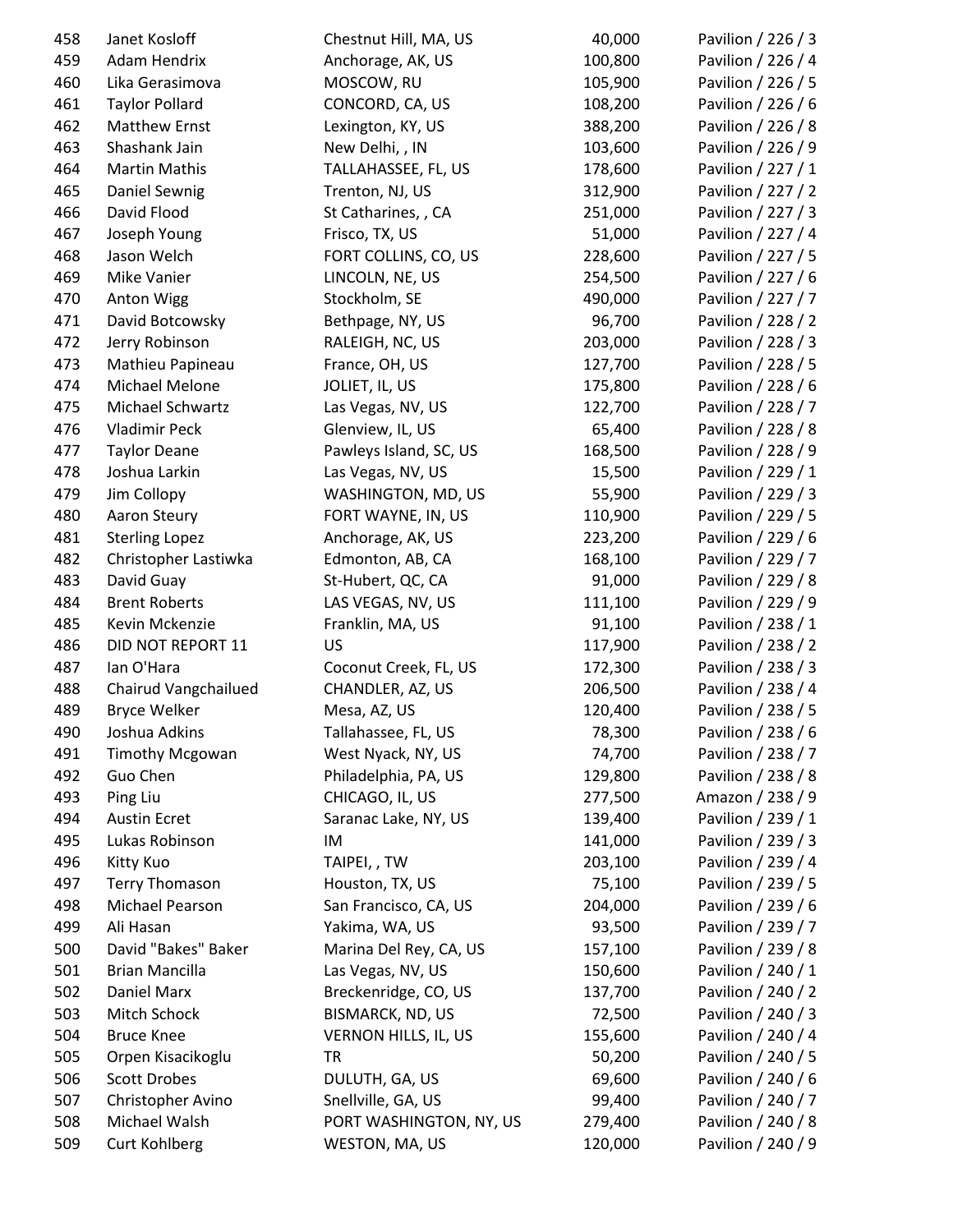| | | | | |
|---|---|---|---|---|
| 458 | Janet Kosloff | Chestnut Hill, MA, US | 40,000 | Pavilion / 226 / 3 |
| 459 | Adam Hendrix | Anchorage, AK, US | 100,800 | Pavilion / 226 / 4 |
| 460 | Lika Gerasimova | MOSCOW, RU | 105,900 | Pavilion / 226 / 5 |
| 461 | Taylor Pollard | CONCORD, CA, US | 108,200 | Pavilion / 226 / 6 |
| 462 | Matthew Ernst | Lexington, KY, US | 388,200 | Pavilion / 226 / 8 |
| 463 | Shashank Jain | New Delhi, , IN | 103,600 | Pavilion / 226 / 9 |
| 464 | Martin Mathis | TALLAHASSEE, FL, US | 178,600 | Pavilion / 227 / 1 |
| 465 | Daniel Sewnig | Trenton, NJ, US | 312,900 | Pavilion / 227 / 2 |
| 466 | David Flood | St Catharines, , CA | 251,000 | Pavilion / 227 / 3 |
| 467 | Joseph Young | Frisco, TX, US | 51,000 | Pavilion / 227 / 4 |
| 468 | Jason Welch | FORT COLLINS, CO, US | 228,600 | Pavilion / 227 / 5 |
| 469 | Mike Vanier | LINCOLN, NE, US | 254,500 | Pavilion / 227 / 6 |
| 470 | Anton Wigg | Stockholm, SE | 490,000 | Pavilion / 227 / 7 |
| 471 | David Botcowsky | Bethpage, NY, US | 96,700 | Pavilion / 228 / 2 |
| 472 | Jerry Robinson | RALEIGH, NC, US | 203,000 | Pavilion / 228 / 3 |
| 473 | Mathieu Papineau | France, OH, US | 127,700 | Pavilion / 228 / 5 |
| 474 | Michael Melone | JOLIET, IL, US | 175,800 | Pavilion / 228 / 6 |
| 475 | Michael Schwartz | Las Vegas, NV, US | 122,700 | Pavilion / 228 / 7 |
| 476 | Vladimir Peck | Glenview, IL, US | 65,400 | Pavilion / 228 / 8 |
| 477 | Taylor Deane | Pawleys Island, SC, US | 168,500 | Pavilion / 228 / 9 |
| 478 | Joshua Larkin | Las Vegas, NV, US | 15,500 | Pavilion / 229 / 1 |
| 479 | Jim Collopy | WASHINGTON, MD, US | 55,900 | Pavilion / 229 / 3 |
| 480 | Aaron Steury | FORT WAYNE, IN, US | 110,900 | Pavilion / 229 / 5 |
| 481 | Sterling Lopez | Anchorage, AK, US | 223,200 | Pavilion / 229 / 6 |
| 482 | Christopher Lastiwka | Edmonton, AB, CA | 168,100 | Pavilion / 229 / 7 |
| 483 | David Guay | St-Hubert, QC, CA | 91,000 | Pavilion / 229 / 8 |
| 484 | Brent Roberts | LAS VEGAS, NV, US | 111,100 | Pavilion / 229 / 9 |
| 485 | Kevin Mckenzie | Franklin, MA, US | 91,100 | Pavilion / 238 / 1 |
| 486 | DID NOT REPORT 11 | US | 117,900 | Pavilion / 238 / 2 |
| 487 | Ian O'Hara | Coconut Creek, FL, US | 172,300 | Pavilion / 238 / 3 |
| 488 | Chairud Vangchailued | CHANDLER, AZ, US | 206,500 | Pavilion / 238 / 4 |
| 489 | Bryce Welker | Mesa, AZ, US | 120,400 | Pavilion / 238 / 5 |
| 490 | Joshua Adkins | Tallahassee, FL, US | 78,300 | Pavilion / 238 / 6 |
| 491 | Timothy Mcgowan | West Nyack, NY, US | 74,700 | Pavilion / 238 / 7 |
| 492 | Guo Chen | Philadelphia, PA, US | 129,800 | Pavilion / 238 / 8 |
| 493 | Ping Liu | CHICAGO, IL, US | 277,500 | Amazon / 238 / 9 |
| 494 | Austin Ecret | Saranac Lake, NY, US | 139,400 | Pavilion / 239 / 1 |
| 495 | Lukas Robinson | IM | 141,000 | Pavilion / 239 / 3 |
| 496 | Kitty Kuo | TAIPEI, , TW | 203,100 | Pavilion / 239 / 4 |
| 497 | Terry Thomason | Houston, TX, US | 75,100 | Pavilion / 239 / 5 |
| 498 | Michael Pearson | San Francisco, CA, US | 204,000 | Pavilion / 239 / 6 |
| 499 | Ali Hasan | Yakima, WA, US | 93,500 | Pavilion / 239 / 7 |
| 500 | David "Bakes" Baker | Marina Del Rey, CA, US | 157,100 | Pavilion / 239 / 8 |
| 501 | Brian Mancilla | Las Vegas, NV, US | 150,600 | Pavilion / 240 / 1 |
| 502 | Daniel Marx | Breckenridge, CO, US | 137,700 | Pavilion / 240 / 2 |
| 503 | Mitch Schock | BISMARCK, ND, US | 72,500 | Pavilion / 240 / 3 |
| 504 | Bruce Knee | VERNON HILLS, IL, US | 155,600 | Pavilion / 240 / 4 |
| 505 | Orpen Kisacikoglu | TR | 50,200 | Pavilion / 240 / 5 |
| 506 | Scott Drobes | DULUTH, GA, US | 69,600 | Pavilion / 240 / 6 |
| 507 | Christopher Avino | Snellville, GA, US | 99,400 | Pavilion / 240 / 7 |
| 508 | Michael Walsh | PORT WASHINGTON, NY, US | 279,400 | Pavilion / 240 / 8 |
| 509 | Curt Kohlberg | WESTON, MA, US | 120,000 | Pavilion / 240 / 9 |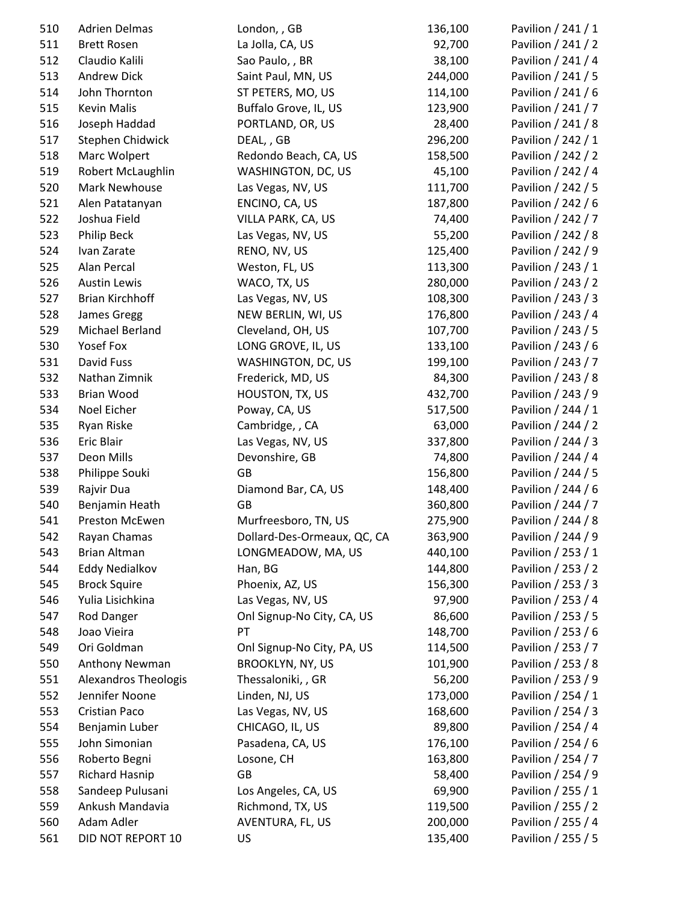| | | | | |
|---|---|---|---|---|
| 510 | Adrien Delmas | London, , GB | 136,100 | Pavilion / 241 / 1 |
| 511 | Brett Rosen | La Jolla, CA, US | 92,700 | Pavilion / 241 / 2 |
| 512 | Claudio Kalili | Sao Paulo, , BR | 38,100 | Pavilion / 241 / 4 |
| 513 | Andrew Dick | Saint Paul, MN, US | 244,000 | Pavilion / 241 / 5 |
| 514 | John Thornton | ST PETERS, MO, US | 114,100 | Pavilion / 241 / 6 |
| 515 | Kevin Malis | Buffalo Grove, IL, US | 123,900 | Pavilion / 241 / 7 |
| 516 | Joseph Haddad | PORTLAND, OR, US | 28,400 | Pavilion / 241 / 8 |
| 517 | Stephen Chidwick | DEAL, , GB | 296,200 | Pavilion / 242 / 1 |
| 518 | Marc Wolpert | Redondo Beach, CA, US | 158,500 | Pavilion / 242 / 2 |
| 519 | Robert McLaughlin | WASHINGTON, DC, US | 45,100 | Pavilion / 242 / 4 |
| 520 | Mark Newhouse | Las Vegas, NV, US | 111,700 | Pavilion / 242 / 5 |
| 521 | Alen Patatanyan | ENCINO, CA, US | 187,800 | Pavilion / 242 / 6 |
| 522 | Joshua Field | VILLA PARK, CA, US | 74,400 | Pavilion / 242 / 7 |
| 523 | Philip Beck | Las Vegas, NV, US | 55,200 | Pavilion / 242 / 8 |
| 524 | Ivan Zarate | RENO, NV, US | 125,400 | Pavilion / 242 / 9 |
| 525 | Alan Percal | Weston, FL, US | 113,300 | Pavilion / 243 / 1 |
| 526 | Austin Lewis | WACO, TX, US | 280,000 | Pavilion / 243 / 2 |
| 527 | Brian Kirchhoff | Las Vegas, NV, US | 108,300 | Pavilion / 243 / 3 |
| 528 | James Gregg | NEW BERLIN, WI, US | 176,800 | Pavilion / 243 / 4 |
| 529 | Michael Berland | Cleveland, OH, US | 107,700 | Pavilion / 243 / 5 |
| 530 | Yosef Fox | LONG GROVE, IL, US | 133,100 | Pavilion / 243 / 6 |
| 531 | David Fuss | WASHINGTON, DC, US | 199,100 | Pavilion / 243 / 7 |
| 532 | Nathan Zimnik | Frederick, MD, US | 84,300 | Pavilion / 243 / 8 |
| 533 | Brian Wood | HOUSTON, TX, US | 432,700 | Pavilion / 243 / 9 |
| 534 | Noel Eicher | Poway, CA, US | 517,500 | Pavilion / 244 / 1 |
| 535 | Ryan Riske | Cambridge, , CA | 63,000 | Pavilion / 244 / 2 |
| 536 | Eric Blair | Las Vegas, NV, US | 337,800 | Pavilion / 244 / 3 |
| 537 | Deon Mills | Devonshire, GB | 74,800 | Pavilion / 244 / 4 |
| 538 | Philippe Souki | GB | 156,800 | Pavilion / 244 / 5 |
| 539 | Rajvir Dua | Diamond Bar, CA, US | 148,400 | Pavilion / 244 / 6 |
| 540 | Benjamin Heath | GB | 360,800 | Pavilion / 244 / 7 |
| 541 | Preston McEwen | Murfreesboro, TN, US | 275,900 | Pavilion / 244 / 8 |
| 542 | Rayan Chamas | Dollard-Des-Ormeaux, QC, CA | 363,900 | Pavilion / 244 / 9 |
| 543 | Brian Altman | LONGMEADOW, MA, US | 440,100 | Pavilion / 253 / 1 |
| 544 | Eddy Nedialkov | Han, BG | 144,800 | Pavilion / 253 / 2 |
| 545 | Brock Squire | Phoenix, AZ, US | 156,300 | Pavilion / 253 / 3 |
| 546 | Yulia Lisichkina | Las Vegas, NV, US | 97,900 | Pavilion / 253 / 4 |
| 547 | Rod Danger | Onl Signup-No City, CA, US | 86,600 | Pavilion / 253 / 5 |
| 548 | Joao Vieira | PT | 148,700 | Pavilion / 253 / 6 |
| 549 | Ori Goldman | Onl Signup-No City, PA, US | 114,500 | Pavilion / 253 / 7 |
| 550 | Anthony Newman | BROOKLYN, NY, US | 101,900 | Pavilion / 253 / 8 |
| 551 | Alexandros Theologis | Thessaloniki, , GR | 56,200 | Pavilion / 253 / 9 |
| 552 | Jennifer Noone | Linden, NJ, US | 173,000 | Pavilion / 254 / 1 |
| 553 | Cristian Paco | Las Vegas, NV, US | 168,600 | Pavilion / 254 / 3 |
| 554 | Benjamin Luber | CHICAGO, IL, US | 89,800 | Pavilion / 254 / 4 |
| 555 | John Simonian | Pasadena, CA, US | 176,100 | Pavilion / 254 / 6 |
| 556 | Roberto Begni | Losone, CH | 163,800 | Pavilion / 254 / 7 |
| 557 | Richard Hasnip | GB | 58,400 | Pavilion / 254 / 9 |
| 558 | Sandeep Pulusani | Los Angeles, CA, US | 69,900 | Pavilion / 255 / 1 |
| 559 | Ankush Mandavia | Richmond, TX, US | 119,500 | Pavilion / 255 / 2 |
| 560 | Adam Adler | AVENTURA, FL, US | 200,000 | Pavilion / 255 / 4 |
| 561 | DID NOT REPORT 10 | US | 135,400 | Pavilion / 255 / 5 |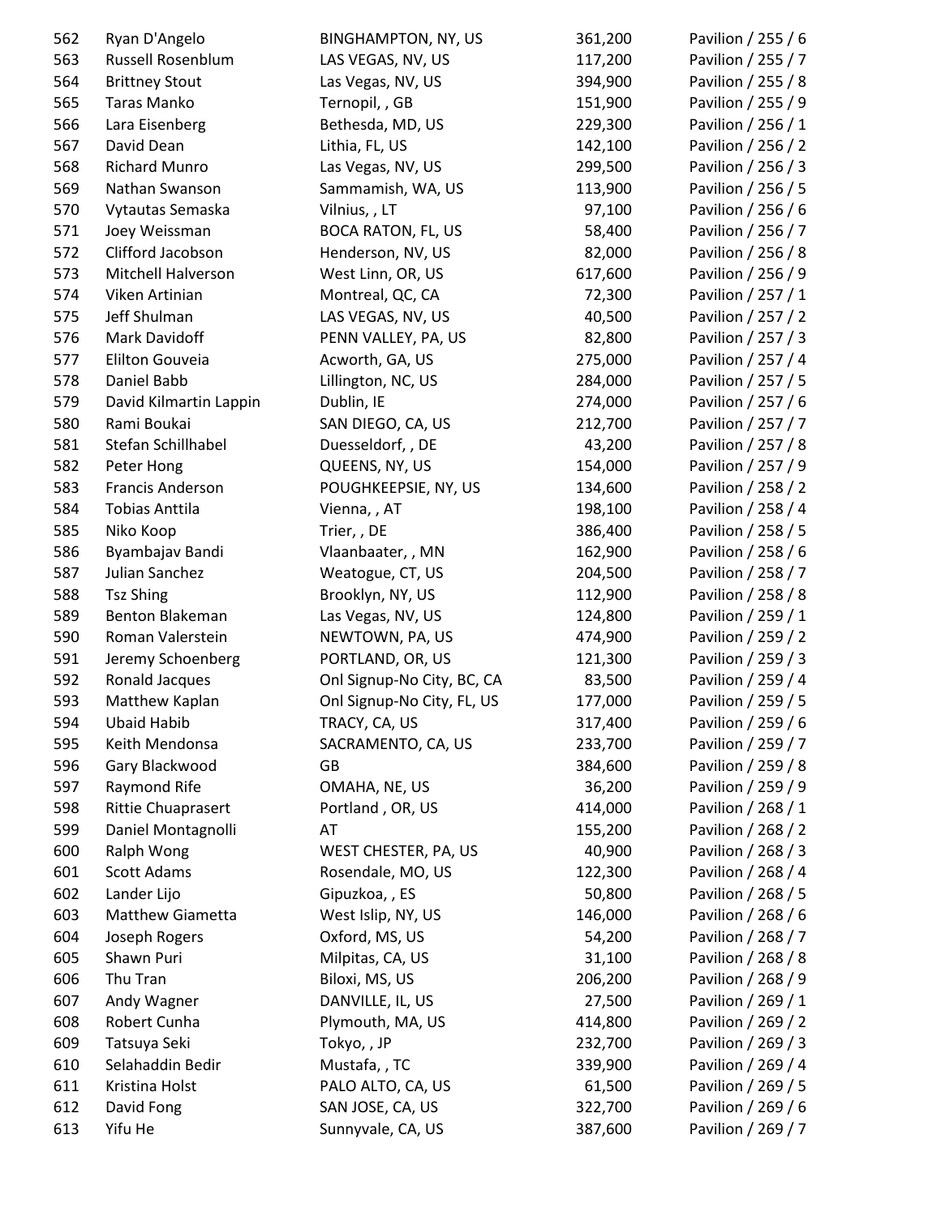| | | | | |
|---|---|---|---|---|
| 562 | Ryan D'Angelo | BINGHAMPTON, NY, US | 361,200 | Pavilion / 255 / 6 |
| 563 | Russell Rosenblum | LAS VEGAS, NV, US | 117,200 | Pavilion / 255 / 7 |
| 564 | Brittney Stout | Las Vegas, NV, US | 394,900 | Pavilion / 255 / 8 |
| 565 | Taras Manko | Ternopil, , GB | 151,900 | Pavilion / 255 / 9 |
| 566 | Lara Eisenberg | Bethesda, MD, US | 229,300 | Pavilion / 256 / 1 |
| 567 | David Dean | Lithia, FL, US | 142,100 | Pavilion / 256 / 2 |
| 568 | Richard Munro | Las Vegas, NV, US | 299,500 | Pavilion / 256 / 3 |
| 569 | Nathan Swanson | Sammamish, WA, US | 113,900 | Pavilion / 256 / 5 |
| 570 | Vytautas Semaska | Vilnius, , LT | 97,100 | Pavilion / 256 / 6 |
| 571 | Joey Weissman | BOCA RATON, FL, US | 58,400 | Pavilion / 256 / 7 |
| 572 | Clifford Jacobson | Henderson, NV, US | 82,000 | Pavilion / 256 / 8 |
| 573 | Mitchell Halverson | West Linn, OR, US | 617,600 | Pavilion / 256 / 9 |
| 574 | Viken Artinian | Montreal, QC, CA | 72,300 | Pavilion / 257 / 1 |
| 575 | Jeff Shulman | LAS VEGAS, NV, US | 40,500 | Pavilion / 257 / 2 |
| 576 | Mark Davidoff | PENN VALLEY, PA, US | 82,800 | Pavilion / 257 / 3 |
| 577 | Elilton Gouveia | Acworth, GA, US | 275,000 | Pavilion / 257 / 4 |
| 578 | Daniel Babb | Lillington, NC, US | 284,000 | Pavilion / 257 / 5 |
| 579 | David Kilmartin Lappin | Dublin, IE | 274,000 | Pavilion / 257 / 6 |
| 580 | Rami Boukai | SAN DIEGO, CA, US | 212,700 | Pavilion / 257 / 7 |
| 581 | Stefan Schillhabel | Duesseldorf, , DE | 43,200 | Pavilion / 257 / 8 |
| 582 | Peter Hong | QUEENS, NY, US | 154,000 | Pavilion / 257 / 9 |
| 583 | Francis Anderson | POUGHKEEPSIE, NY, US | 134,600 | Pavilion / 258 / 2 |
| 584 | Tobias Anttila | Vienna, , AT | 198,100 | Pavilion / 258 / 4 |
| 585 | Niko Koop | Trier, , DE | 386,400 | Pavilion / 258 / 5 |
| 586 | Byambajav Bandi | Vlaanbaater, , MN | 162,900 | Pavilion / 258 / 6 |
| 587 | Julian Sanchez | Weatogue, CT, US | 204,500 | Pavilion / 258 / 7 |
| 588 | Tsz Shing | Brooklyn, NY, US | 112,900 | Pavilion / 258 / 8 |
| 589 | Benton Blakeman | Las Vegas, NV, US | 124,800 | Pavilion / 259 / 1 |
| 590 | Roman Valerstein | NEWTOWN, PA, US | 474,900 | Pavilion / 259 / 2 |
| 591 | Jeremy Schoenberg | PORTLAND, OR, US | 121,300 | Pavilion / 259 / 3 |
| 592 | Ronald Jacques | Onl Signup-No City, BC, CA | 83,500 | Pavilion / 259 / 4 |
| 593 | Matthew Kaplan | Onl Signup-No City, FL, US | 177,000 | Pavilion / 259 / 5 |
| 594 | Ubaid Habib | TRACY, CA, US | 317,400 | Pavilion / 259 / 6 |
| 595 | Keith Mendonsa | SACRAMENTO, CA, US | 233,700 | Pavilion / 259 / 7 |
| 596 | Gary Blackwood | GB | 384,600 | Pavilion / 259 / 8 |
| 597 | Raymond Rife | OMAHA, NE, US | 36,200 | Pavilion / 259 / 9 |
| 598 | Rittie Chuaprasert | Portland , OR, US | 414,000 | Pavilion / 268 / 1 |
| 599 | Daniel Montagnolli | AT | 155,200 | Pavilion / 268 / 2 |
| 600 | Ralph Wong | WEST CHESTER, PA, US | 40,900 | Pavilion / 268 / 3 |
| 601 | Scott Adams | Rosendale, MO, US | 122,300 | Pavilion / 268 / 4 |
| 602 | Lander Lijo | Gipuzkoa, , ES | 50,800 | Pavilion / 268 / 5 |
| 603 | Matthew Giametta | West Islip, NY, US | 146,000 | Pavilion / 268 / 6 |
| 604 | Joseph Rogers | Oxford, MS, US | 54,200 | Pavilion / 268 / 7 |
| 605 | Shawn Puri | Milpitas, CA, US | 31,100 | Pavilion / 268 / 8 |
| 606 | Thu Tran | Biloxi, MS, US | 206,200 | Pavilion / 268 / 9 |
| 607 | Andy Wagner | DANVILLE, IL, US | 27,500 | Pavilion / 269 / 1 |
| 608 | Robert Cunha | Plymouth, MA, US | 414,800 | Pavilion / 269 / 2 |
| 609 | Tatsuya Seki | Tokyo, , JP | 232,700 | Pavilion / 269 / 3 |
| 610 | Selahaddin Bedir | Mustafa, , TC | 339,900 | Pavilion / 269 / 4 |
| 611 | Kristina Holst | PALO ALTO, CA, US | 61,500 | Pavilion / 269 / 5 |
| 612 | David Fong | SAN JOSE, CA, US | 322,700 | Pavilion / 269 / 6 |
| 613 | Yifu He | Sunnyvale, CA, US | 387,600 | Pavilion / 269 / 7 |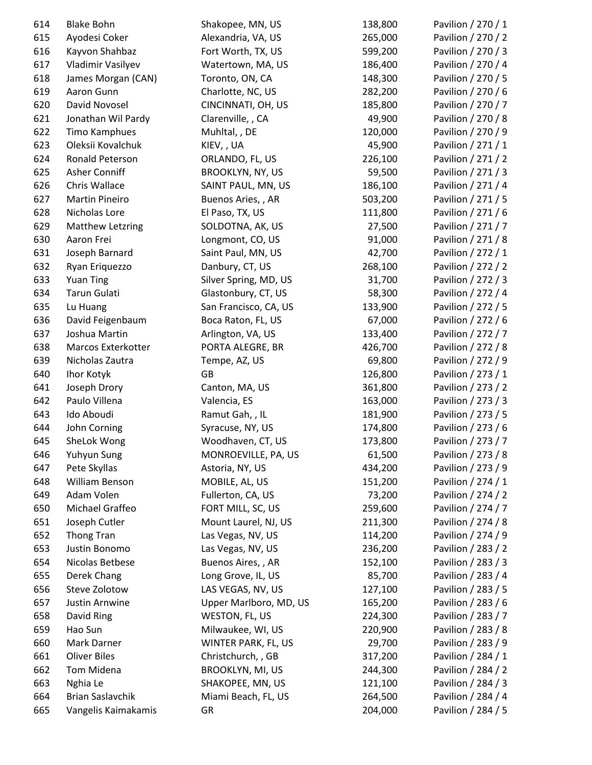| | | | | |
|---|---|---|---|---|
| 614 | Blake Bohn | Shakopee, MN, US | 138,800 | Pavilion / 270 / 1 |
| 615 | Ayodesi Coker | Alexandria, VA, US | 265,000 | Pavilion / 270 / 2 |
| 616 | Kayvon Shahbaz | Fort Worth, TX, US | 599,200 | Pavilion / 270 / 3 |
| 617 | Vladimir Vasilyev | Watertown, MA, US | 186,400 | Pavilion / 270 / 4 |
| 618 | James Morgan (CAN) | Toronto, ON, CA | 148,300 | Pavilion / 270 / 5 |
| 619 | Aaron Gunn | Charlotte, NC, US | 282,200 | Pavilion / 270 / 6 |
| 620 | David Novosel | CINCINNATI, OH, US | 185,800 | Pavilion / 270 / 7 |
| 621 | Jonathan Wil Pardy | Clarenville, , CA | 49,900 | Pavilion / 270 / 8 |
| 622 | Timo Kamphues | Muhltal, , DE | 120,000 | Pavilion / 270 / 9 |
| 623 | Oleksii Kovalchuk | KIEV, , UA | 45,900 | Pavilion / 271 / 1 |
| 624 | Ronald Peterson | ORLANDO, FL, US | 226,100 | Pavilion / 271 / 2 |
| 625 | Asher Conniff | BROOKLYN, NY, US | 59,500 | Pavilion / 271 / 3 |
| 626 | Chris Wallace | SAINT PAUL, MN, US | 186,100 | Pavilion / 271 / 4 |
| 627 | Martin Pineiro | Buenos Aries, , AR | 503,200 | Pavilion / 271 / 5 |
| 628 | Nicholas Lore | El Paso, TX, US | 111,800 | Pavilion / 271 / 6 |
| 629 | Matthew Letzring | SOLDOTNA, AK, US | 27,500 | Pavilion / 271 / 7 |
| 630 | Aaron Frei | Longmont, CO, US | 91,000 | Pavilion / 271 / 8 |
| 631 | Joseph Barnard | Saint Paul, MN, US | 42,700 | Pavilion / 272 / 1 |
| 632 | Ryan Eriquezzo | Danbury, CT, US | 268,100 | Pavilion / 272 / 2 |
| 633 | Yuan Ting | Silver Spring, MD, US | 31,700 | Pavilion / 272 / 3 |
| 634 | Tarun Gulati | Glastonbury, CT, US | 58,300 | Pavilion / 272 / 4 |
| 635 | Lu Huang | San Francisco, CA, US | 133,900 | Pavilion / 272 / 5 |
| 636 | David Feigenbaum | Boca Raton, FL, US | 67,000 | Pavilion / 272 / 6 |
| 637 | Joshua Martin | Arlington, VA, US | 133,400 | Pavilion / 272 / 7 |
| 638 | Marcos Exterkotter | PORTA ALEGRE, BR | 426,700 | Pavilion / 272 / 8 |
| 639 | Nicholas Zautra | Tempe, AZ, US | 69,800 | Pavilion / 272 / 9 |
| 640 | Ihor Kotyk | GB | 126,800 | Pavilion / 273 / 1 |
| 641 | Joseph Drory | Canton, MA, US | 361,800 | Pavilion / 273 / 2 |
| 642 | Paulo Villena | Valencia, ES | 163,000 | Pavilion / 273 / 3 |
| 643 | Ido Aboudi | Ramut Gah, , IL | 181,900 | Pavilion / 273 / 5 |
| 644 | John Corning | Syracuse, NY, US | 174,800 | Pavilion / 273 / 6 |
| 645 | SheLok Wong | Woodhaven, CT, US | 173,800 | Pavilion / 273 / 7 |
| 646 | Yuhyun Sung | MONROEVILLE, PA, US | 61,500 | Pavilion / 273 / 8 |
| 647 | Pete Skyllas | Astoria, NY, US | 434,200 | Pavilion / 273 / 9 |
| 648 | William Benson | MOBILE, AL, US | 151,200 | Pavilion / 274 / 1 |
| 649 | Adam Volen | Fullerton, CA, US | 73,200 | Pavilion / 274 / 2 |
| 650 | Michael Graffeo | FORT MILL, SC, US | 259,600 | Pavilion / 274 / 7 |
| 651 | Joseph Cutler | Mount Laurel, NJ, US | 211,300 | Pavilion / 274 / 8 |
| 652 | Thong Tran | Las Vegas, NV, US | 114,200 | Pavilion / 274 / 9 |
| 653 | Justin Bonomo | Las Vegas, NV, US | 236,200 | Pavilion / 283 / 2 |
| 654 | Nicolas Betbese | Buenos Aires, , AR | 152,100 | Pavilion / 283 / 3 |
| 655 | Derek Chang | Long Grove, IL, US | 85,700 | Pavilion / 283 / 4 |
| 656 | Steve Zolotow | LAS VEGAS, NV, US | 127,100 | Pavilion / 283 / 5 |
| 657 | Justin Arnwine | Upper Marlboro, MD, US | 165,200 | Pavilion / 283 / 6 |
| 658 | David Ring | WESTON, FL, US | 224,300 | Pavilion / 283 / 7 |
| 659 | Hao Sun | Milwaukee, WI, US | 220,900 | Pavilion / 283 / 8 |
| 660 | Mark Darner | WINTER PARK, FL, US | 29,700 | Pavilion / 283 / 9 |
| 661 | Oliver Biles | Christchurch, , GB | 317,200 | Pavilion / 284 / 1 |
| 662 | Tom Midena | BROOKLYN, MI, US | 244,300 | Pavilion / 284 / 2 |
| 663 | Nghia Le | SHAKOPEE, MN, US | 121,100 | Pavilion / 284 / 3 |
| 664 | Brian Saslavchik | Miami Beach, FL, US | 264,500 | Pavilion / 284 / 4 |
| 665 | Vangelis Kaimakamis | GR | 204,000 | Pavilion / 284 / 5 |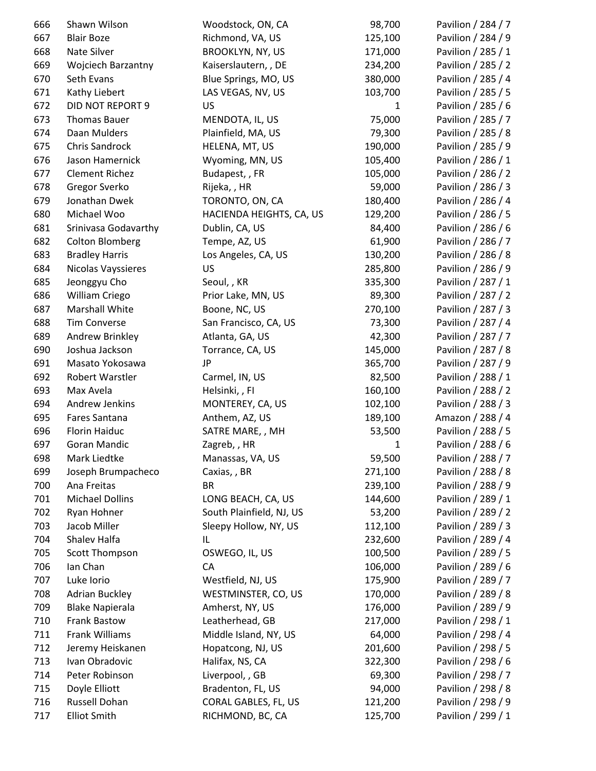| | | | | |
|---|---|---|---|---|
| 666 | Shawn Wilson | Woodstock, ON, CA | 98,700 | Pavilion / 284 / 7 |
| 667 | Blair Boze | Richmond, VA, US | 125,100 | Pavilion / 284 / 9 |
| 668 | Nate Silver | BROOKLYN, NY, US | 171,000 | Pavilion / 285 / 1 |
| 669 | Wojciech Barzantny | Kaiserslautern, , DE | 234,200 | Pavilion / 285 / 2 |
| 670 | Seth Evans | Blue Springs, MO, US | 380,000 | Pavilion / 285 / 4 |
| 671 | Kathy Liebert | LAS VEGAS, NV, US | 103,700 | Pavilion / 285 / 5 |
| 672 | DID NOT REPORT 9 | US | 1 | Pavilion / 285 / 6 |
| 673 | Thomas Bauer | MENDOTA, IL, US | 75,000 | Pavilion / 285 / 7 |
| 674 | Daan Mulders | Plainfield, MA, US | 79,300 | Pavilion / 285 / 8 |
| 675 | Chris Sandrock | HELENA, MT, US | 190,000 | Pavilion / 285 / 9 |
| 676 | Jason Hamernick | Wyoming, MN, US | 105,400 | Pavilion / 286 / 1 |
| 677 | Clement Richez | Budapest, , FR | 105,000 | Pavilion / 286 / 2 |
| 678 | Gregor Sverko | Rijeka, , HR | 59,000 | Pavilion / 286 / 3 |
| 679 | Jonathan Dwek | TORONTO, ON, CA | 180,400 | Pavilion / 286 / 4 |
| 680 | Michael Woo | HACIENDA HEIGHTS, CA, US | 129,200 | Pavilion / 286 / 5 |
| 681 | Srinivasa Godavarthy | Dublin, CA, US | 84,400 | Pavilion / 286 / 6 |
| 682 | Colton Blomberg | Tempe, AZ, US | 61,900 | Pavilion / 286 / 7 |
| 683 | Bradley Harris | Los Angeles, CA, US | 130,200 | Pavilion / 286 / 8 |
| 684 | Nicolas Vayssieres | US | 285,800 | Pavilion / 286 / 9 |
| 685 | Jeonggyu Cho | Seoul, , KR | 335,300 | Pavilion / 287 / 1 |
| 686 | William Criego | Prior Lake, MN, US | 89,300 | Pavilion / 287 / 2 |
| 687 | Marshall White | Boone, NC, US | 270,100 | Pavilion / 287 / 3 |
| 688 | Tim Converse | San Francisco, CA, US | 73,300 | Pavilion / 287 / 4 |
| 689 | Andrew Brinkley | Atlanta, GA, US | 42,300 | Pavilion / 287 / 7 |
| 690 | Joshua Jackson | Torrance, CA, US | 145,000 | Pavilion / 287 / 8 |
| 691 | Masato Yokosawa | JP | 365,700 | Pavilion / 287 / 9 |
| 692 | Robert Warstler | Carmel, IN, US | 82,500 | Pavilion / 288 / 1 |
| 693 | Max Avela | Helsinki, , FI | 160,100 | Pavilion / 288 / 2 |
| 694 | Andrew Jenkins | MONTEREY, CA, US | 102,100 | Pavilion / 288 / 3 |
| 695 | Fares Santana | Anthem, AZ, US | 189,100 | Amazon / 288 / 4 |
| 696 | Florin Haiduc | SATRE MARE, , MH | 53,500 | Pavilion / 288 / 5 |
| 697 | Goran Mandic | Zagreb, , HR | 1 | Pavilion / 288 / 6 |
| 698 | Mark Liedtke | Manassas, VA, US | 59,500 | Pavilion / 288 / 7 |
| 699 | Joseph Brumpacheco | Caxias, , BR | 271,100 | Pavilion / 288 / 8 |
| 700 | Ana Freitas | BR | 239,100 | Pavilion / 288 / 9 |
| 701 | Michael Dollins | LONG BEACH, CA, US | 144,600 | Pavilion / 289 / 1 |
| 702 | Ryan Hohner | South Plainfield, NJ, US | 53,200 | Pavilion / 289 / 2 |
| 703 | Jacob Miller | Sleepy Hollow, NY, US | 112,100 | Pavilion / 289 / 3 |
| 704 | Shalev Halfa | IL | 232,600 | Pavilion / 289 / 4 |
| 705 | Scott Thompson | OSWEGO, IL, US | 100,500 | Pavilion / 289 / 5 |
| 706 | Ian Chan | CA | 106,000 | Pavilion / 289 / 6 |
| 707 | Luke Iorio | Westfield, NJ, US | 175,900 | Pavilion / 289 / 7 |
| 708 | Adrian Buckley | WESTMINSTER, CO, US | 170,000 | Pavilion / 289 / 8 |
| 709 | Blake Napierala | Amherst, NY, US | 176,000 | Pavilion / 289 / 9 |
| 710 | Frank Bastow | Leatherhead, GB | 217,000 | Pavilion / 298 / 1 |
| 711 | Frank Williams | Middle Island, NY, US | 64,000 | Pavilion / 298 / 4 |
| 712 | Jeremy Heiskanen | Hopatcong, NJ, US | 201,600 | Pavilion / 298 / 5 |
| 713 | Ivan Obradovic | Halifax, NS, CA | 322,300 | Pavilion / 298 / 6 |
| 714 | Peter Robinson | Liverpool, , GB | 69,300 | Pavilion / 298 / 7 |
| 715 | Doyle Elliott | Bradenton, FL, US | 94,000 | Pavilion / 298 / 8 |
| 716 | Russell Dohan | CORAL GABLES, FL, US | 121,200 | Pavilion / 298 / 9 |
| 717 | Elliot Smith | RICHMOND, BC, CA | 125,700 | Pavilion / 299 / 1 |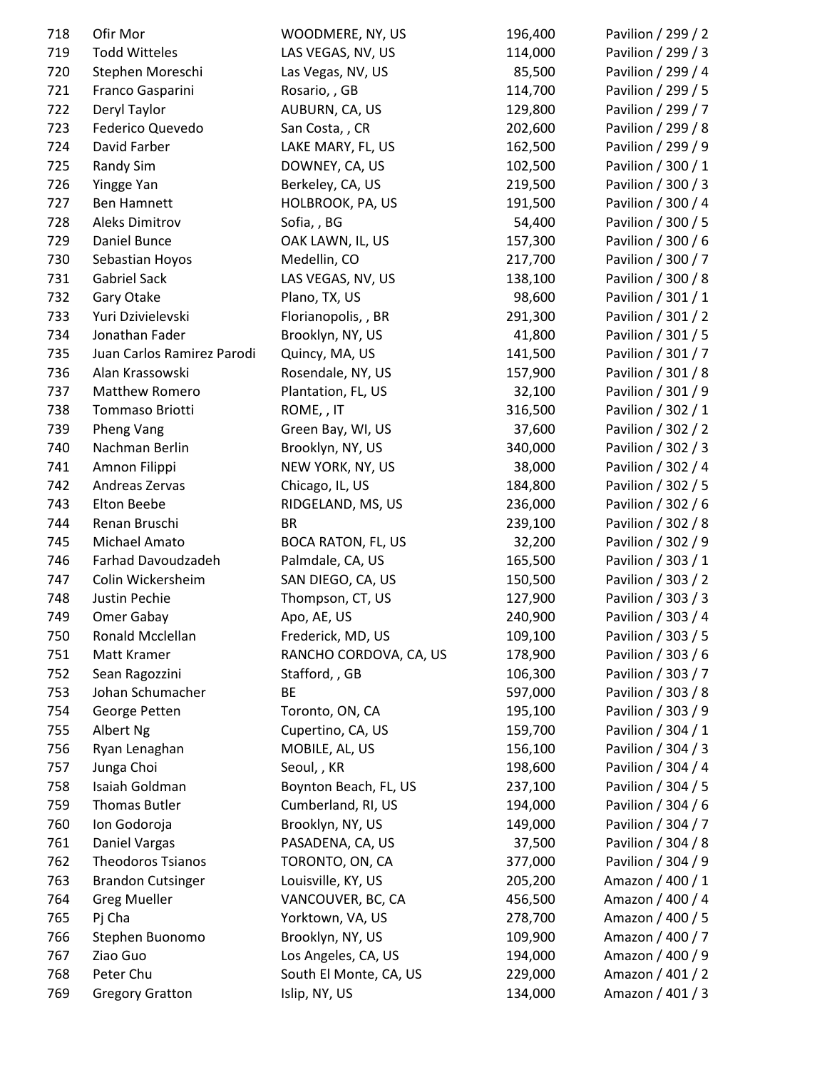| | | | | |
|---|---|---|---|---|
| 718 | Ofir Mor | WOODMERE, NY, US | 196,400 | Pavilion / 299 / 2 |
| 719 | Todd Witteles | LAS VEGAS, NV, US | 114,000 | Pavilion / 299 / 3 |
| 720 | Stephen Moreschi | Las Vegas, NV, US | 85,500 | Pavilion / 299 / 4 |
| 721 | Franco Gasparini | Rosario, , GB | 114,700 | Pavilion / 299 / 5 |
| 722 | Deryl Taylor | AUBURN, CA, US | 129,800 | Pavilion / 299 / 7 |
| 723 | Federico Quevedo | San Costa, , CR | 202,600 | Pavilion / 299 / 8 |
| 724 | David Farber | LAKE MARY, FL, US | 162,500 | Pavilion / 299 / 9 |
| 725 | Randy Sim | DOWNEY, CA, US | 102,500 | Pavilion / 300 / 1 |
| 726 | Yingge Yan | Berkeley, CA, US | 219,500 | Pavilion / 300 / 3 |
| 727 | Ben Hamnett | HOLBROOK, PA, US | 191,500 | Pavilion / 300 / 4 |
| 728 | Aleks Dimitrov | Sofia, , BG | 54,400 | Pavilion / 300 / 5 |
| 729 | Daniel Bunce | OAK LAWN, IL, US | 157,300 | Pavilion / 300 / 6 |
| 730 | Sebastian Hoyos | Medellin, CO | 217,700 | Pavilion / 300 / 7 |
| 731 | Gabriel Sack | LAS VEGAS, NV, US | 138,100 | Pavilion / 300 / 8 |
| 732 | Gary Otake | Plano, TX, US | 98,600 | Pavilion / 301 / 1 |
| 733 | Yuri Dzivielevski | Florianopolis, , BR | 291,300 | Pavilion / 301 / 2 |
| 734 | Jonathan Fader | Brooklyn, NY, US | 41,800 | Pavilion / 301 / 5 |
| 735 | Juan Carlos Ramirez Parodi | Quincy, MA, US | 141,500 | Pavilion / 301 / 7 |
| 736 | Alan Krassowski | Rosendale, NY, US | 157,900 | Pavilion / 301 / 8 |
| 737 | Matthew Romero | Plantation, FL, US | 32,100 | Pavilion / 301 / 9 |
| 738 | Tommaso Briotti | ROME, , IT | 316,500 | Pavilion / 302 / 1 |
| 739 | Pheng Vang | Green Bay, WI, US | 37,600 | Pavilion / 302 / 2 |
| 740 | Nachman Berlin | Brooklyn, NY, US | 340,000 | Pavilion / 302 / 3 |
| 741 | Amnon Filippi | NEW YORK, NY, US | 38,000 | Pavilion / 302 / 4 |
| 742 | Andreas Zervas | Chicago, IL, US | 184,800 | Pavilion / 302 / 5 |
| 743 | Elton Beebe | RIDGELAND, MS, US | 236,000 | Pavilion / 302 / 6 |
| 744 | Renan Bruschi | BR | 239,100 | Pavilion / 302 / 8 |
| 745 | Michael Amato | BOCA RATON, FL, US | 32,200 | Pavilion / 302 / 9 |
| 746 | Farhad Davoudzadeh | Palmdale, CA, US | 165,500 | Pavilion / 303 / 1 |
| 747 | Colin Wickersheim | SAN DIEGO, CA, US | 150,500 | Pavilion / 303 / 2 |
| 748 | Justin Pechie | Thompson, CT, US | 127,900 | Pavilion / 303 / 3 |
| 749 | Omer Gabay | Apo, AE, US | 240,900 | Pavilion / 303 / 4 |
| 750 | Ronald Mcclellan | Frederick, MD, US | 109,100 | Pavilion / 303 / 5 |
| 751 | Matt Kramer | RANCHO CORDOVA, CA, US | 178,900 | Pavilion / 303 / 6 |
| 752 | Sean Ragozzini | Stafford, , GB | 106,300 | Pavilion / 303 / 7 |
| 753 | Johan Schumacher | BE | 597,000 | Pavilion / 303 / 8 |
| 754 | George Petten | Toronto, ON, CA | 195,100 | Pavilion / 303 / 9 |
| 755 | Albert Ng | Cupertino, CA, US | 159,700 | Pavilion / 304 / 1 |
| 756 | Ryan Lenaghan | MOBILE, AL, US | 156,100 | Pavilion / 304 / 3 |
| 757 | Junga Choi | Seoul, , KR | 198,600 | Pavilion / 304 / 4 |
| 758 | Isaiah Goldman | Boynton Beach, FL, US | 237,100 | Pavilion / 304 / 5 |
| 759 | Thomas Butler | Cumberland, RI, US | 194,000 | Pavilion / 304 / 6 |
| 760 | Ion Godoroja | Brooklyn, NY, US | 149,000 | Pavilion / 304 / 7 |
| 761 | Daniel Vargas | PASADENA, CA, US | 37,500 | Pavilion / 304 / 8 |
| 762 | Theodoros Tsianos | TORONTO, ON, CA | 377,000 | Pavilion / 304 / 9 |
| 763 | Brandon Cutsinger | Louisville, KY, US | 205,200 | Amazon / 400 / 1 |
| 764 | Greg Mueller | VANCOUVER, BC, CA | 456,500 | Amazon / 400 / 4 |
| 765 | Pj Cha | Yorktown, VA, US | 278,700 | Amazon / 400 / 5 |
| 766 | Stephen Buonomo | Brooklyn, NY, US | 109,900 | Amazon / 400 / 7 |
| 767 | Ziao Guo | Los Angeles, CA, US | 194,000 | Amazon / 400 / 9 |
| 768 | Peter Chu | South El Monte, CA, US | 229,000 | Amazon / 401 / 2 |
| 769 | Gregory Gratton | Islip, NY, US | 134,000 | Amazon / 401 / 3 |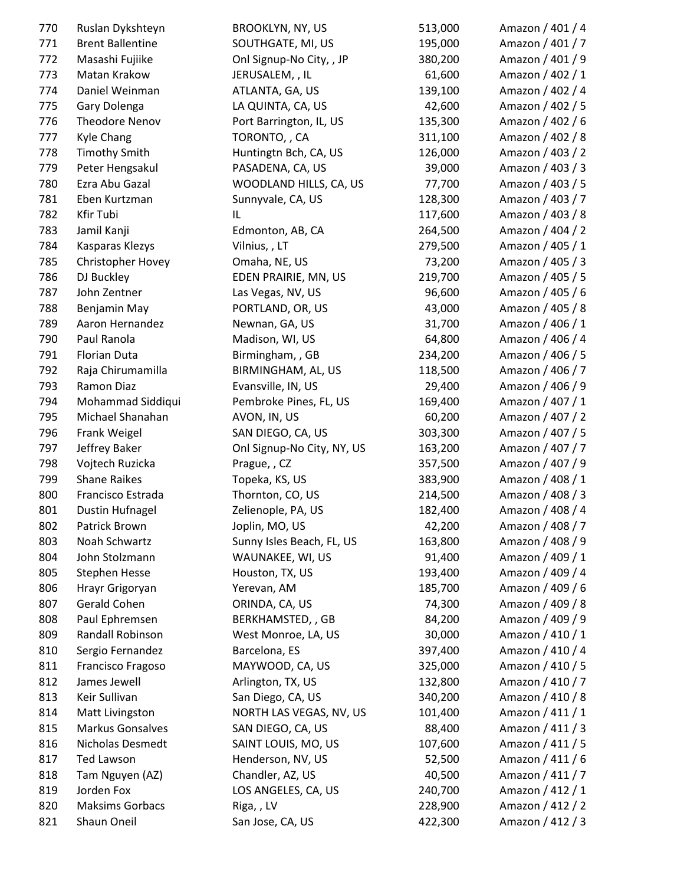| | | | | |
|---|---|---|---|---|
| 770 | Ruslan Dykshteyn | BROOKLYN, NY, US | 513,000 | Amazon / 401 / 4 |
| 771 | Brent Ballentine | SOUTHGATE, MI, US | 195,000 | Amazon / 401 / 7 |
| 772 | Masashi Fujiike | Onl Signup-No City, , JP | 380,200 | Amazon / 401 / 9 |
| 773 | Matan Krakow | JERUSALEM, , IL | 61,600 | Amazon / 402 / 1 |
| 774 | Daniel Weinman | ATLANTA, GA, US | 139,100 | Amazon / 402 / 4 |
| 775 | Gary Dolenga | LA QUINTA, CA, US | 42,600 | Amazon / 402 / 5 |
| 776 | Theodore Nenov | Port Barrington, IL, US | 135,300 | Amazon / 402 / 6 |
| 777 | Kyle Chang | TORONTO, , CA | 311,100 | Amazon / 402 / 8 |
| 778 | Timothy Smith | Huntingtn Bch, CA, US | 126,000 | Amazon / 403 / 2 |
| 779 | Peter Hengsakul | PASADENA, CA, US | 39,000 | Amazon / 403 / 3 |
| 780 | Ezra Abu Gazal | WOODLAND HILLS, CA, US | 77,700 | Amazon / 403 / 5 |
| 781 | Eben Kurtzman | Sunnyvale, CA, US | 128,300 | Amazon / 403 / 7 |
| 782 | Kfir Tubi | IL | 117,600 | Amazon / 403 / 8 |
| 783 | Jamil Kanji | Edmonton, AB, CA | 264,500 | Amazon / 404 / 2 |
| 784 | Kasparas Klezys | Vilnius, , LT | 279,500 | Amazon / 405 / 1 |
| 785 | Christopher Hovey | Omaha, NE, US | 73,200 | Amazon / 405 / 3 |
| 786 | DJ Buckley | EDEN PRAIRIE, MN, US | 219,700 | Amazon / 405 / 5 |
| 787 | John Zentner | Las Vegas, NV, US | 96,600 | Amazon / 405 / 6 |
| 788 | Benjamin May | PORTLAND, OR, US | 43,000 | Amazon / 405 / 8 |
| 789 | Aaron Hernandez | Newnan, GA, US | 31,700 | Amazon / 406 / 1 |
| 790 | Paul Ranola | Madison, WI, US | 64,800 | Amazon / 406 / 4 |
| 791 | Florian Duta | Birmingham, , GB | 234,200 | Amazon / 406 / 5 |
| 792 | Raja Chirumamilla | BIRMINGHAM, AL, US | 118,500 | Amazon / 406 / 7 |
| 793 | Ramon Diaz | Evansville, IN, US | 29,400 | Amazon / 406 / 9 |
| 794 | Mohammad Siddiqui | Pembroke Pines, FL, US | 169,400 | Amazon / 407 / 1 |
| 795 | Michael Shanahan | AVON, IN, US | 60,200 | Amazon / 407 / 2 |
| 796 | Frank Weigel | SAN DIEGO, CA, US | 303,300 | Amazon / 407 / 5 |
| 797 | Jeffrey Baker | Onl Signup-No City, NY, US | 163,200 | Amazon / 407 / 7 |
| 798 | Vojtech Ruzicka | Prague, , CZ | 357,500 | Amazon / 407 / 9 |
| 799 | Shane Raikes | Topeka, KS, US | 383,900 | Amazon / 408 / 1 |
| 800 | Francisco Estrada | Thornton, CO, US | 214,500 | Amazon / 408 / 3 |
| 801 | Dustin Hufnagel | Zelienople, PA, US | 182,400 | Amazon / 408 / 4 |
| 802 | Patrick Brown | Joplin, MO, US | 42,200 | Amazon / 408 / 7 |
| 803 | Noah Schwartz | Sunny Isles Beach, FL, US | 163,800 | Amazon / 408 / 9 |
| 804 | John Stolzmann | WAUNAKEE, WI, US | 91,400 | Amazon / 409 / 1 |
| 805 | Stephen Hesse | Houston, TX, US | 193,400 | Amazon / 409 / 4 |
| 806 | Hrayr Grigoryan | Yerevan, AM | 185,700 | Amazon / 409 / 6 |
| 807 | Gerald Cohen | ORINDA, CA, US | 74,300 | Amazon / 409 / 8 |
| 808 | Paul Ephremsen | BERKHAMSTED, , GB | 84,200 | Amazon / 409 / 9 |
| 809 | Randall Robinson | West Monroe, LA, US | 30,000 | Amazon / 410 / 1 |
| 810 | Sergio Fernandez | Barcelona, ES | 397,400 | Amazon / 410 / 4 |
| 811 | Francisco Fragoso | MAYWOOD, CA, US | 325,000 | Amazon / 410 / 5 |
| 812 | James Jewell | Arlington, TX, US | 132,800 | Amazon / 410 / 7 |
| 813 | Keir Sullivan | San Diego, CA, US | 340,200 | Amazon / 410 / 8 |
| 814 | Matt Livingston | NORTH LAS VEGAS, NV, US | 101,400 | Amazon / 411 / 1 |
| 815 | Markus Gonsalves | SAN DIEGO, CA, US | 88,400 | Amazon / 411 / 3 |
| 816 | Nicholas Desmedt | SAINT LOUIS, MO, US | 107,600 | Amazon / 411 / 5 |
| 817 | Ted Lawson | Henderson, NV, US | 52,500 | Amazon / 411 / 6 |
| 818 | Tam Nguyen (AZ) | Chandler, AZ, US | 40,500 | Amazon / 411 / 7 |
| 819 | Jorden Fox | LOS ANGELES, CA, US | 240,700 | Amazon / 412 / 1 |
| 820 | Maksims Gorbacs | Riga, , LV | 228,900 | Amazon / 412 / 2 |
| 821 | Shaun Oneil | San Jose, CA, US | 422,300 | Amazon / 412 / 3 |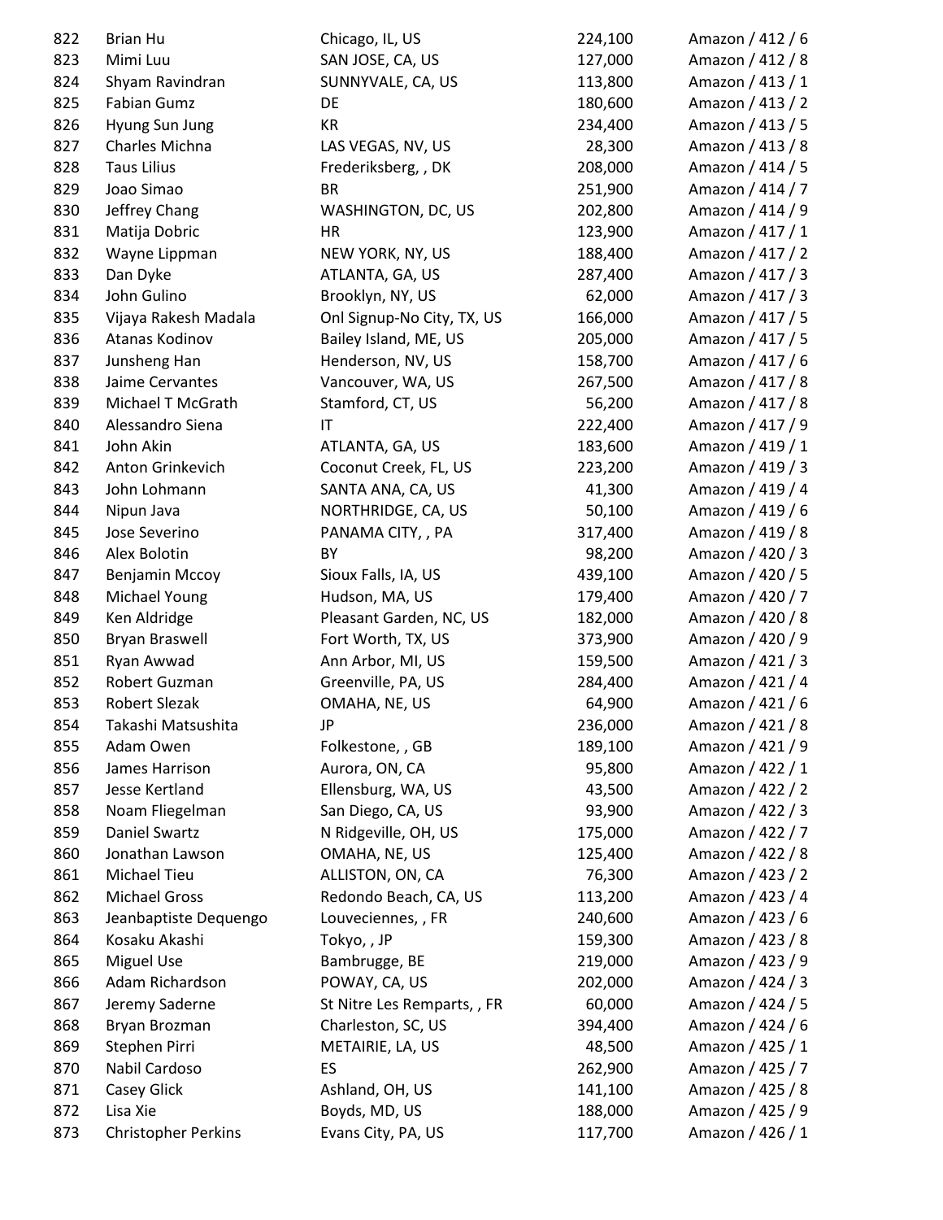| | | | | |
|---|---|---|---|---|
| 822 | Brian Hu | Chicago, IL, US | 224,100 | Amazon / 412 / 6 |
| 823 | Mimi Luu | SAN JOSE, CA, US | 127,000 | Amazon / 412 / 8 |
| 824 | Shyam Ravindran | SUNNYVALE, CA, US | 113,800 | Amazon / 413 / 1 |
| 825 | Fabian Gumz | DE | 180,600 | Amazon / 413 / 2 |
| 826 | Hyung Sun Jung | KR | 234,400 | Amazon / 413 / 5 |
| 827 | Charles Michna | LAS VEGAS, NV, US | 28,300 | Amazon / 413 / 8 |
| 828 | Taus Lilius | Frederiksberg, , DK | 208,000 | Amazon / 414 / 5 |
| 829 | Joao Simao | BR | 251,900 | Amazon / 414 / 7 |
| 830 | Jeffrey Chang | WASHINGTON, DC, US | 202,800 | Amazon / 414 / 9 |
| 831 | Matija Dobric | HR | 123,900 | Amazon / 417 / 1 |
| 832 | Wayne Lippman | NEW YORK, NY, US | 188,400 | Amazon / 417 / 2 |
| 833 | Dan Dyke | ATLANTA, GA, US | 287,400 | Amazon / 417 / 3 |
| 834 | John Gulino | Brooklyn, NY, US | 62,000 | Amazon / 417 / 3 |
| 835 | Vijaya Rakesh Madala | Onl Signup-No City, TX, US | 166,000 | Amazon / 417 / 5 |
| 836 | Atanas Kodinov | Bailey Island, ME, US | 205,000 | Amazon / 417 / 5 |
| 837 | Junsheng Han | Henderson, NV, US | 158,700 | Amazon / 417 / 6 |
| 838 | Jaime Cervantes | Vancouver, WA, US | 267,500 | Amazon / 417 / 8 |
| 839 | Michael T McGrath | Stamford, CT, US | 56,200 | Amazon / 417 / 8 |
| 840 | Alessandro Siena | IT | 222,400 | Amazon / 417 / 9 |
| 841 | John Akin | ATLANTA, GA, US | 183,600 | Amazon / 419 / 1 |
| 842 | Anton Grinkevich | Coconut Creek, FL, US | 223,200 | Amazon / 419 / 3 |
| 843 | John Lohmann | SANTA ANA, CA, US | 41,300 | Amazon / 419 / 4 |
| 844 | Nipun Java | NORTHRIDGE, CA, US | 50,100 | Amazon / 419 / 6 |
| 845 | Jose Severino | PANAMA CITY, , PA | 317,400 | Amazon / 419 / 8 |
| 846 | Alex Bolotin | BY | 98,200 | Amazon / 420 / 3 |
| 847 | Benjamin Mccoy | Sioux Falls, IA, US | 439,100 | Amazon / 420 / 5 |
| 848 | Michael Young | Hudson, MA, US | 179,400 | Amazon / 420 / 7 |
| 849 | Ken Aldridge | Pleasant Garden, NC, US | 182,000 | Amazon / 420 / 8 |
| 850 | Bryan Braswell | Fort Worth, TX, US | 373,900 | Amazon / 420 / 9 |
| 851 | Ryan Awwad | Ann Arbor, MI, US | 159,500 | Amazon / 421 / 3 |
| 852 | Robert Guzman | Greenville, PA, US | 284,400 | Amazon / 421 / 4 |
| 853 | Robert Slezak | OMAHA, NE, US | 64,900 | Amazon / 421 / 6 |
| 854 | Takashi Matsushita | JP | 236,000 | Amazon / 421 / 8 |
| 855 | Adam Owen | Folkestone, , GB | 189,100 | Amazon / 421 / 9 |
| 856 | James Harrison | Aurora, ON, CA | 95,800 | Amazon / 422 / 1 |
| 857 | Jesse Kertland | Ellensburg, WA, US | 43,500 | Amazon / 422 / 2 |
| 858 | Noam Fliegelman | San Diego, CA, US | 93,900 | Amazon / 422 / 3 |
| 859 | Daniel Swartz | N Ridgeville, OH, US | 175,000 | Amazon / 422 / 7 |
| 860 | Jonathan Lawson | OMAHA, NE, US | 125,400 | Amazon / 422 / 8 |
| 861 | Michael Tieu | ALLISTON, ON, CA | 76,300 | Amazon / 423 / 2 |
| 862 | Michael Gross | Redondo Beach, CA, US | 113,200 | Amazon / 423 / 4 |
| 863 | Jeanbaptiste Dequengo | Louveciennes, , FR | 240,600 | Amazon / 423 / 6 |
| 864 | Kosaku Akashi | Tokyo, , JP | 159,300 | Amazon / 423 / 8 |
| 865 | Miguel Use | Bambrugge, BE | 219,000 | Amazon / 423 / 9 |
| 866 | Adam Richardson | POWAY, CA, US | 202,000 | Amazon / 424 / 3 |
| 867 | Jeremy Saderne | St Nitre Les Remparts, , FR | 60,000 | Amazon / 424 / 5 |
| 868 | Bryan Brozman | Charleston, SC, US | 394,400 | Amazon / 424 / 6 |
| 869 | Stephen Pirri | METAIRIE, LA, US | 48,500 | Amazon / 425 / 1 |
| 870 | Nabil Cardoso | ES | 262,900 | Amazon / 425 / 7 |
| 871 | Casey Glick | Ashland, OH, US | 141,100 | Amazon / 425 / 8 |
| 872 | Lisa Xie | Boyds, MD, US | 188,000 | Amazon / 425 / 9 |
| 873 | Christopher Perkins | Evans City, PA, US | 117,700 | Amazon / 426 / 1 |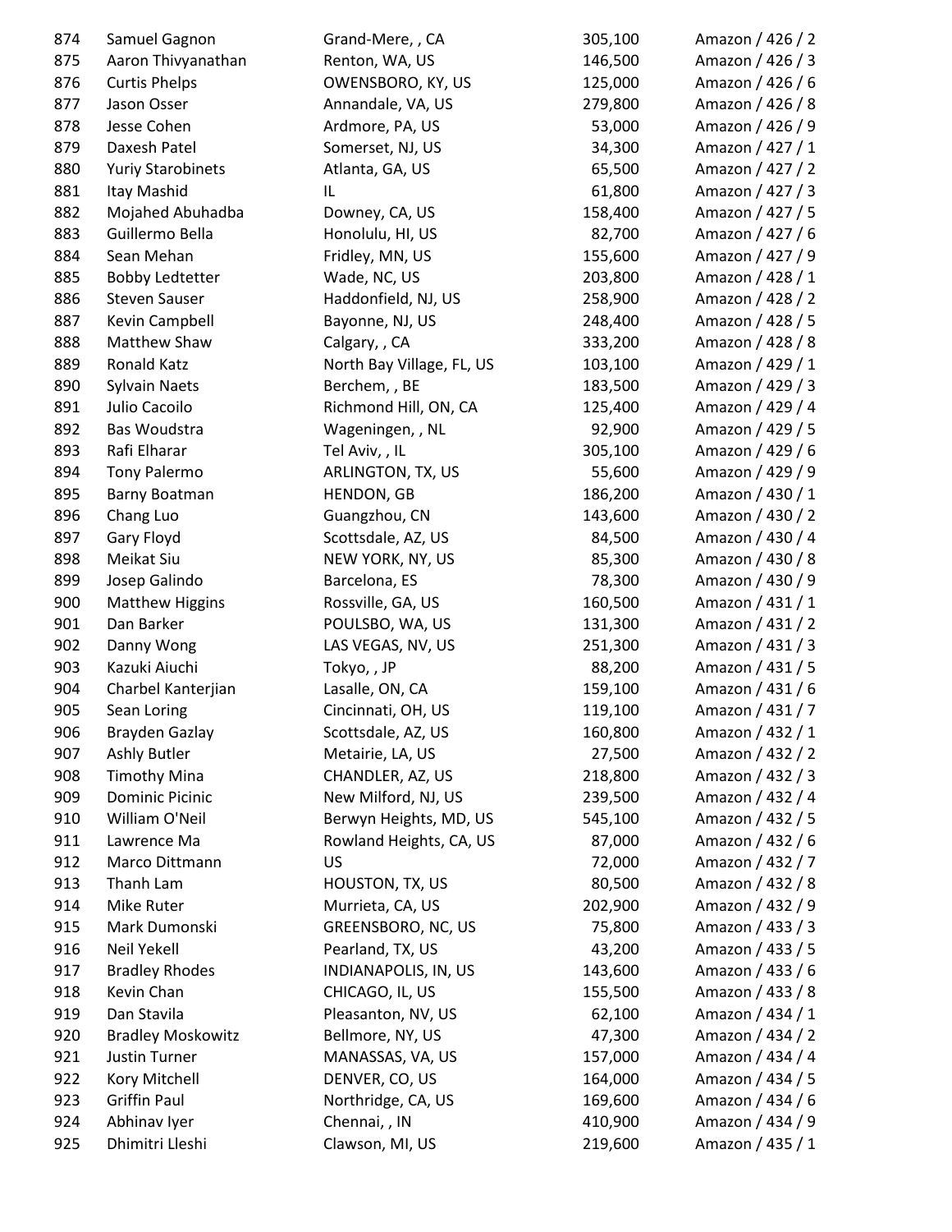| | | | | |
|---|---|---|---|---|
| 874 | Samuel Gagnon | Grand-Mere, , CA | 305,100 | Amazon / 426 / 2 |
| 875 | Aaron Thivyanathan | Renton, WA, US | 146,500 | Amazon / 426 / 3 |
| 876 | Curtis Phelps | OWENSBORO, KY, US | 125,000 | Amazon / 426 / 6 |
| 877 | Jason Osser | Annandale, VA, US | 279,800 | Amazon / 426 / 8 |
| 878 | Jesse Cohen | Ardmore, PA, US | 53,000 | Amazon / 426 / 9 |
| 879 | Daxesh Patel | Somerset, NJ, US | 34,300 | Amazon / 427 / 1 |
| 880 | Yuriy Starobinets | Atlanta, GA, US | 65,500 | Amazon / 427 / 2 |
| 881 | Itay Mashid | IL | 61,800 | Amazon / 427 / 3 |
| 882 | Mojahed Abuhadba | Downey, CA, US | 158,400 | Amazon / 427 / 5 |
| 883 | Guillermo Bella | Honolulu, HI, US | 82,700 | Amazon / 427 / 6 |
| 884 | Sean Mehan | Fridley, MN, US | 155,600 | Amazon / 427 / 9 |
| 885 | Bobby Ledtetter | Wade, NC, US | 203,800 | Amazon / 428 / 1 |
| 886 | Steven Sauser | Haddonfield, NJ, US | 258,900 | Amazon / 428 / 2 |
| 887 | Kevin Campbell | Bayonne, NJ, US | 248,400 | Amazon / 428 / 5 |
| 888 | Matthew Shaw | Calgary, , CA | 333,200 | Amazon / 428 / 8 |
| 889 | Ronald Katz | North Bay Village, FL, US | 103,100 | Amazon / 429 / 1 |
| 890 | Sylvain Naets | Berchem, , BE | 183,500 | Amazon / 429 / 3 |
| 891 | Julio Cacoilo | Richmond Hill, ON, CA | 125,400 | Amazon / 429 / 4 |
| 892 | Bas Woudstra | Wageningen, , NL | 92,900 | Amazon / 429 / 5 |
| 893 | Rafi Elharar | Tel Aviv, , IL | 305,100 | Amazon / 429 / 6 |
| 894 | Tony Palermo | ARLINGTON, TX, US | 55,600 | Amazon / 429 / 9 |
| 895 | Barny Boatman | HENDON, GB | 186,200 | Amazon / 430 / 1 |
| 896 | Chang Luo | Guangzhou, CN | 143,600 | Amazon / 430 / 2 |
| 897 | Gary Floyd | Scottsdale, AZ, US | 84,500 | Amazon / 430 / 4 |
| 898 | Meikat Siu | NEW YORK, NY, US | 85,300 | Amazon / 430 / 8 |
| 899 | Josep Galindo | Barcelona, ES | 78,300 | Amazon / 430 / 9 |
| 900 | Matthew Higgins | Rossville, GA, US | 160,500 | Amazon / 431 / 1 |
| 901 | Dan Barker | POULSBO, WA, US | 131,300 | Amazon / 431 / 2 |
| 902 | Danny Wong | LAS VEGAS, NV, US | 251,300 | Amazon / 431 / 3 |
| 903 | Kazuki Aiuchi | Tokyo, , JP | 88,200 | Amazon / 431 / 5 |
| 904 | Charbel Kanterjian | Lasalle, ON, CA | 159,100 | Amazon / 431 / 6 |
| 905 | Sean Loring | Cincinnati, OH, US | 119,100 | Amazon / 431 / 7 |
| 906 | Brayden Gazlay | Scottsdale, AZ, US | 160,800 | Amazon / 432 / 1 |
| 907 | Ashly Butler | Metairie, LA, US | 27,500 | Amazon / 432 / 2 |
| 908 | Timothy Mina | CHANDLER, AZ, US | 218,800 | Amazon / 432 / 3 |
| 909 | Dominic Picinic | New Milford, NJ, US | 239,500 | Amazon / 432 / 4 |
| 910 | William O'Neil | Berwyn Heights, MD, US | 545,100 | Amazon / 432 / 5 |
| 911 | Lawrence Ma | Rowland Heights, CA, US | 87,000 | Amazon / 432 / 6 |
| 912 | Marco Dittmann | US | 72,000 | Amazon / 432 / 7 |
| 913 | Thanh Lam | HOUSTON, TX, US | 80,500 | Amazon / 432 / 8 |
| 914 | Mike Ruter | Murrieta, CA, US | 202,900 | Amazon / 432 / 9 |
| 915 | Mark Dumonski | GREENSBORO, NC, US | 75,800 | Amazon / 433 / 3 |
| 916 | Neil Yekell | Pearland, TX, US | 43,200 | Amazon / 433 / 5 |
| 917 | Bradley Rhodes | INDIANAPOLIS, IN, US | 143,600 | Amazon / 433 / 6 |
| 918 | Kevin Chan | CHICAGO, IL, US | 155,500 | Amazon / 433 / 8 |
| 919 | Dan Stavila | Pleasanton, NV, US | 62,100 | Amazon / 434 / 1 |
| 920 | Bradley Moskowitz | Bellmore, NY, US | 47,300 | Amazon / 434 / 2 |
| 921 | Justin Turner | MANASSAS, VA, US | 157,000 | Amazon / 434 / 4 |
| 922 | Kory Mitchell | DENVER, CO, US | 164,000 | Amazon / 434 / 5 |
| 923 | Griffin Paul | Northridge, CA, US | 169,600 | Amazon / 434 / 6 |
| 924 | Abhinav Iyer | Chennai, , IN | 410,900 | Amazon / 434 / 9 |
| 925 | Dhimitri Lleshi | Clawson, MI, US | 219,600 | Amazon / 435 / 1 |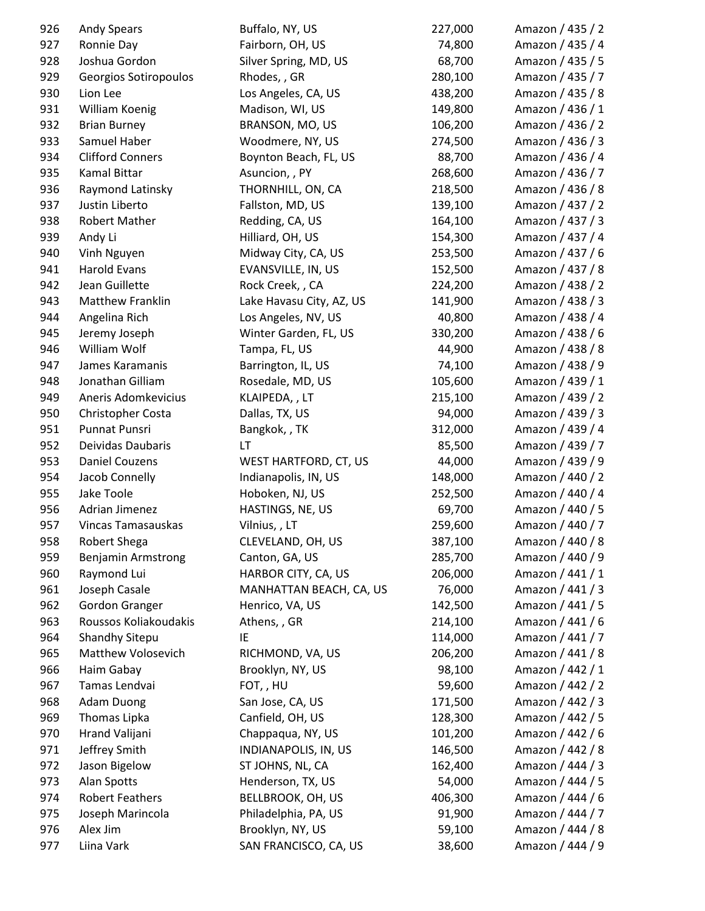| | | | | |
|---|---|---|---|---|
| 926 | Andy Spears | Buffalo, NY, US | 227,000 | Amazon / 435 / 2 |
| 927 | Ronnie Day | Fairborn, OH, US | 74,800 | Amazon / 435 / 4 |
| 928 | Joshua Gordon | Silver Spring, MD, US | 68,700 | Amazon / 435 / 5 |
| 929 | Georgios Sotiropoulos | Rhodes, , GR | 280,100 | Amazon / 435 / 7 |
| 930 | Lion Lee | Los Angeles, CA, US | 438,200 | Amazon / 435 / 8 |
| 931 | William Koenig | Madison, WI, US | 149,800 | Amazon / 436 / 1 |
| 932 | Brian Burney | BRANSON, MO, US | 106,200 | Amazon / 436 / 2 |
| 933 | Samuel Haber | Woodmere, NY, US | 274,500 | Amazon / 436 / 3 |
| 934 | Clifford Conners | Boynton Beach, FL, US | 88,700 | Amazon / 436 / 4 |
| 935 | Kamal Bittar | Asuncion, , PY | 268,600 | Amazon / 436 / 7 |
| 936 | Raymond Latinsky | THORNHILL, ON, CA | 218,500 | Amazon / 436 / 8 |
| 937 | Justin Liberto | Fallston, MD, US | 139,100 | Amazon / 437 / 2 |
| 938 | Robert Mather | Redding, CA, US | 164,100 | Amazon / 437 / 3 |
| 939 | Andy Li | Hilliard, OH, US | 154,300 | Amazon / 437 / 4 |
| 940 | Vinh Nguyen | Midway City, CA, US | 253,500 | Amazon / 437 / 6 |
| 941 | Harold Evans | EVANSVILLE, IN, US | 152,500 | Amazon / 437 / 8 |
| 942 | Jean Guillette | Rock Creek, , CA | 224,200 | Amazon / 438 / 2 |
| 943 | Matthew Franklin | Lake Havasu City, AZ, US | 141,900 | Amazon / 438 / 3 |
| 944 | Angelina Rich | Los Angeles, NV, US | 40,800 | Amazon / 438 / 4 |
| 945 | Jeremy Joseph | Winter Garden, FL, US | 330,200 | Amazon / 438 / 6 |
| 946 | William Wolf | Tampa, FL, US | 44,900 | Amazon / 438 / 8 |
| 947 | James Karamanis | Barrington, IL, US | 74,100 | Amazon / 438 / 9 |
| 948 | Jonathan Gilliam | Rosedale, MD, US | 105,600 | Amazon / 439 / 1 |
| 949 | Aneris Adomkevicius | KLAIPEDA, , LT | 215,100 | Amazon / 439 / 2 |
| 950 | Christopher Costa | Dallas, TX, US | 94,000 | Amazon / 439 / 3 |
| 951 | Punnat Punsri | Bangkok, , TK | 312,000 | Amazon / 439 / 4 |
| 952 | Deividas Daubaris | LT | 85,500 | Amazon / 439 / 7 |
| 953 | Daniel Couzens | WEST HARTFORD, CT, US | 44,000 | Amazon / 439 / 9 |
| 954 | Jacob Connelly | Indianapolis, IN, US | 148,000 | Amazon / 440 / 2 |
| 955 | Jake Toole | Hoboken, NJ, US | 252,500 | Amazon / 440 / 4 |
| 956 | Adrian Jimenez | HASTINGS, NE, US | 69,700 | Amazon / 440 / 5 |
| 957 | Vincas Tamasauskas | Vilnius, , LT | 259,600 | Amazon / 440 / 7 |
| 958 | Robert Shega | CLEVELAND, OH, US | 387,100 | Amazon / 440 / 8 |
| 959 | Benjamin Armstrong | Canton, GA, US | 285,700 | Amazon / 440 / 9 |
| 960 | Raymond Lui | HARBOR CITY, CA, US | 206,000 | Amazon / 441 / 1 |
| 961 | Joseph Casale | MANHATTAN BEACH, CA, US | 76,000 | Amazon / 441 / 3 |
| 962 | Gordon Granger | Henrico, VA, US | 142,500 | Amazon / 441 / 5 |
| 963 | Roussos Koliakoudakis | Athens, , GR | 214,100 | Amazon / 441 / 6 |
| 964 | Shandhy Sitepu | IE | 114,000 | Amazon / 441 / 7 |
| 965 | Matthew Volosevich | RICHMOND, VA, US | 206,200 | Amazon / 441 / 8 |
| 966 | Haim Gabay | Brooklyn, NY, US | 98,100 | Amazon / 442 / 1 |
| 967 | Tamas Lendvai | FOT, , HU | 59,600 | Amazon / 442 / 2 |
| 968 | Adam Duong | San Jose, CA, US | 171,500 | Amazon / 442 / 3 |
| 969 | Thomas Lipka | Canfield, OH, US | 128,300 | Amazon / 442 / 5 |
| 970 | Hrand Valijani | Chappaqua, NY, US | 101,200 | Amazon / 442 / 6 |
| 971 | Jeffrey Smith | INDIANAPOLIS, IN, US | 146,500 | Amazon / 442 / 8 |
| 972 | Jason Bigelow | ST JOHNS, NL, CA | 162,400 | Amazon / 444 / 3 |
| 973 | Alan Spotts | Henderson, TX, US | 54,000 | Amazon / 444 / 5 |
| 974 | Robert Feathers | BELLBROOK, OH, US | 406,300 | Amazon / 444 / 6 |
| 975 | Joseph Marincola | Philadelphia, PA, US | 91,900 | Amazon / 444 / 7 |
| 976 | Alex Jim | Brooklyn, NY, US | 59,100 | Amazon / 444 / 8 |
| 977 | Liina Vark | SAN FRANCISCO, CA, US | 38,600 | Amazon / 444 / 9 |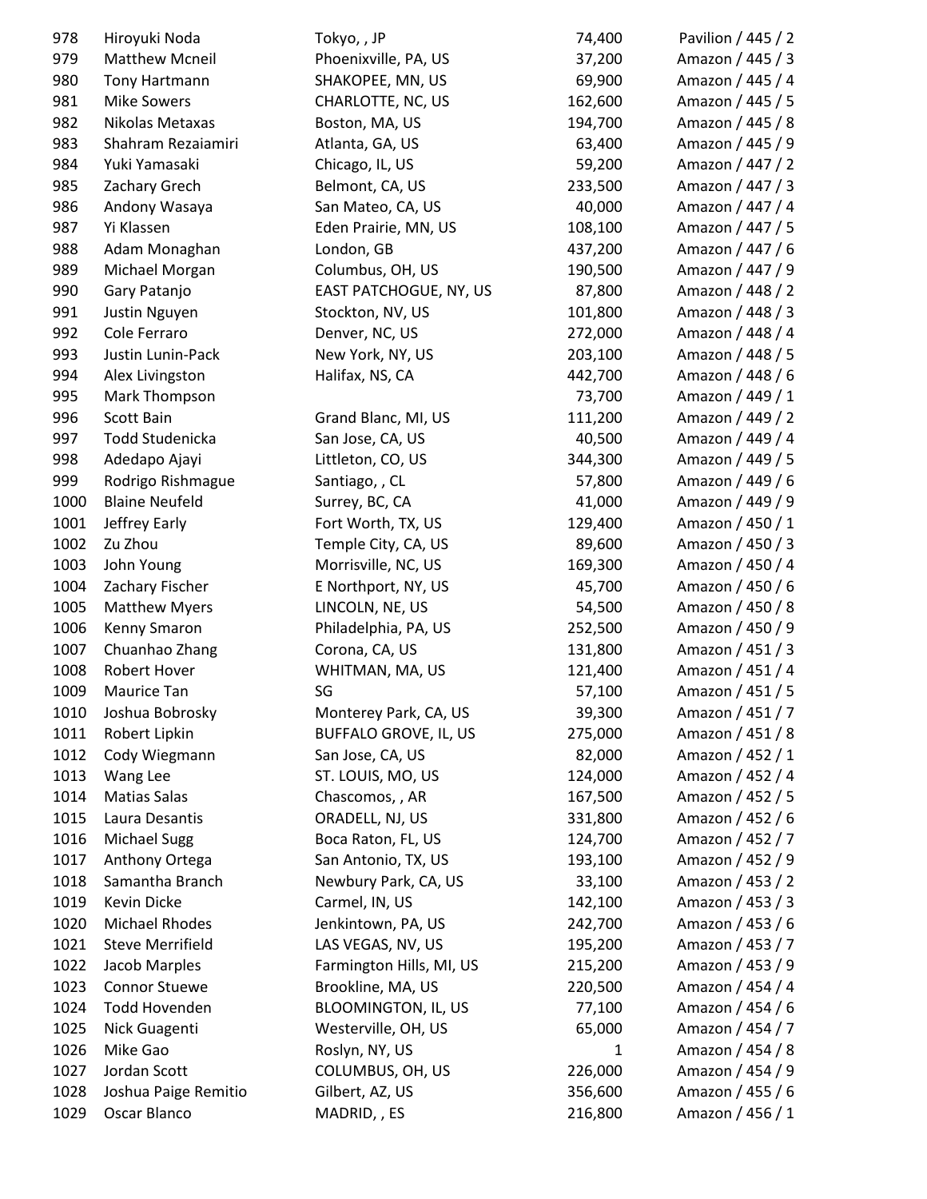| | | | | |
|---|---|---|---|---|
| 978 | Hiroyuki Noda | Tokyo, , JP | 74,400 | Pavilion / 445 / 2 |
| 979 | Matthew Mcneil | Phoenixville, PA, US | 37,200 | Amazon / 445 / 3 |
| 980 | Tony Hartmann | SHAKOPEE, MN, US | 69,900 | Amazon / 445 / 4 |
| 981 | Mike Sowers | CHARLOTTE, NC, US | 162,600 | Amazon / 445 / 5 |
| 982 | Nikolas Metaxas | Boston, MA, US | 194,700 | Amazon / 445 / 8 |
| 983 | Shahram Rezaiamiri | Atlanta, GA, US | 63,400 | Amazon / 445 / 9 |
| 984 | Yuki Yamasaki | Chicago, IL, US | 59,200 | Amazon / 447 / 2 |
| 985 | Zachary Grech | Belmont, CA, US | 233,500 | Amazon / 447 / 3 |
| 986 | Antony Wasaya | San Mateo, CA, US | 40,000 | Amazon / 447 / 4 |
| 987 | Yi Klassen | Eden Prairie, MN, US | 108,100 | Amazon / 447 / 5 |
| 988 | Adam Monaghan | London, GB | 437,200 | Amazon / 447 / 6 |
| 989 | Michael Morgan | Columbus, OH, US | 190,500 | Amazon / 447 / 9 |
| 990 | Gary Patanjo | EAST PATCHOGUE, NY, US | 87,800 | Amazon / 448 / 2 |
| 991 | Justin Nguyen | Stockton, NV, US | 101,800 | Amazon / 448 / 3 |
| 992 | Cole Ferraro | Denver, NC, US | 272,000 | Amazon / 448 / 4 |
| 993 | Justin Lunin-Pack | New York, NY, US | 203,100 | Amazon / 448 / 5 |
| 994 | Alex Livingston | Halifax, NS, CA | 442,700 | Amazon / 448 / 6 |
| 995 | Mark Thompson | | 73,700 | Amazon / 449 / 1 |
| 996 | Scott Bain | Grand Blanc, MI, US | 111,200 | Amazon / 449 / 2 |
| 997 | Todd Studenicka | San Jose, CA, US | 40,500 | Amazon / 449 / 4 |
| 998 | Adedapo Ajayi | Littleton, CO, US | 344,300 | Amazon / 449 / 5 |
| 999 | Rodrigo Rishmague | Santiago, , CL | 57,800 | Amazon / 449 / 6 |
| 1000 | Blaine Neufeld | Surrey, BC, CA | 41,000 | Amazon / 449 / 9 |
| 1001 | Jeffrey Early | Fort Worth, TX, US | 129,400 | Amazon / 450 / 1 |
| 1002 | Zu Zhou | Temple City, CA, US | 89,600 | Amazon / 450 / 3 |
| 1003 | John Young | Morrisville, NC, US | 169,300 | Amazon / 450 / 4 |
| 1004 | Zachary Fischer | E Northport, NY, US | 45,700 | Amazon / 450 / 6 |
| 1005 | Matthew Myers | LINCOLN, NE, US | 54,500 | Amazon / 450 / 8 |
| 1006 | Kenny Smaron | Philadelphia, PA, US | 252,500 | Amazon / 450 / 9 |
| 1007 | Chuanhao Zhang | Corona, CA, US | 131,800 | Amazon / 451 / 3 |
| 1008 | Robert Hover | WHITMAN, MA, US | 121,400 | Amazon / 451 / 4 |
| 1009 | Maurice Tan | SG | 57,100 | Amazon / 451 / 5 |
| 1010 | Joshua Bobrosky | Monterey Park, CA, US | 39,300 | Amazon / 451 / 7 |
| 1011 | Robert Lipkin | BUFFALO GROVE, IL, US | 275,000 | Amazon / 451 / 8 |
| 1012 | Cody Wiegmann | San Jose, CA, US | 82,000 | Amazon / 452 / 1 |
| 1013 | Wang Lee | ST. LOUIS, MO, US | 124,000 | Amazon / 452 / 4 |
| 1014 | Matias Salas | Chascomos, , AR | 167,500 | Amazon / 452 / 5 |
| 1015 | Laura Desantis | ORADELL, NJ, US | 331,800 | Amazon / 452 / 6 |
| 1016 | Michael Sugg | Boca Raton, FL, US | 124,700 | Amazon / 452 / 7 |
| 1017 | Anthony Ortega | San Antonio, TX, US | 193,100 | Amazon / 452 / 9 |
| 1018 | Samantha Branch | Newbury Park, CA, US | 33,100 | Amazon / 453 / 2 |
| 1019 | Kevin Dicke | Carmel, IN, US | 142,100 | Amazon / 453 / 3 |
| 1020 | Michael Rhodes | Jenkintown, PA, US | 242,700 | Amazon / 453 / 6 |
| 1021 | Steve Merrifield | LAS VEGAS, NV, US | 195,200 | Amazon / 453 / 7 |
| 1022 | Jacob Marples | Farmington Hills, MI, US | 215,200 | Amazon / 453 / 9 |
| 1023 | Connor Stuewe | Brookline, MA, US | 220,500 | Amazon / 454 / 4 |
| 1024 | Todd Hovenden | BLOOMINGTON, IL, US | 77,100 | Amazon / 454 / 6 |
| 1025 | Nick Guagenti | Westerville, OH, US | 65,000 | Amazon / 454 / 7 |
| 1026 | Mike Gao | Roslyn, NY, US | 1 | Amazon / 454 / 8 |
| 1027 | Jordan Scott | COLUMBUS, OH, US | 226,000 | Amazon / 454 / 9 |
| 1028 | Joshua Paige Remitio | Gilbert, AZ, US | 356,600 | Amazon / 455 / 6 |
| 1029 | Oscar Blanco | MADRID, , ES | 216,800 | Amazon / 456 / 1 |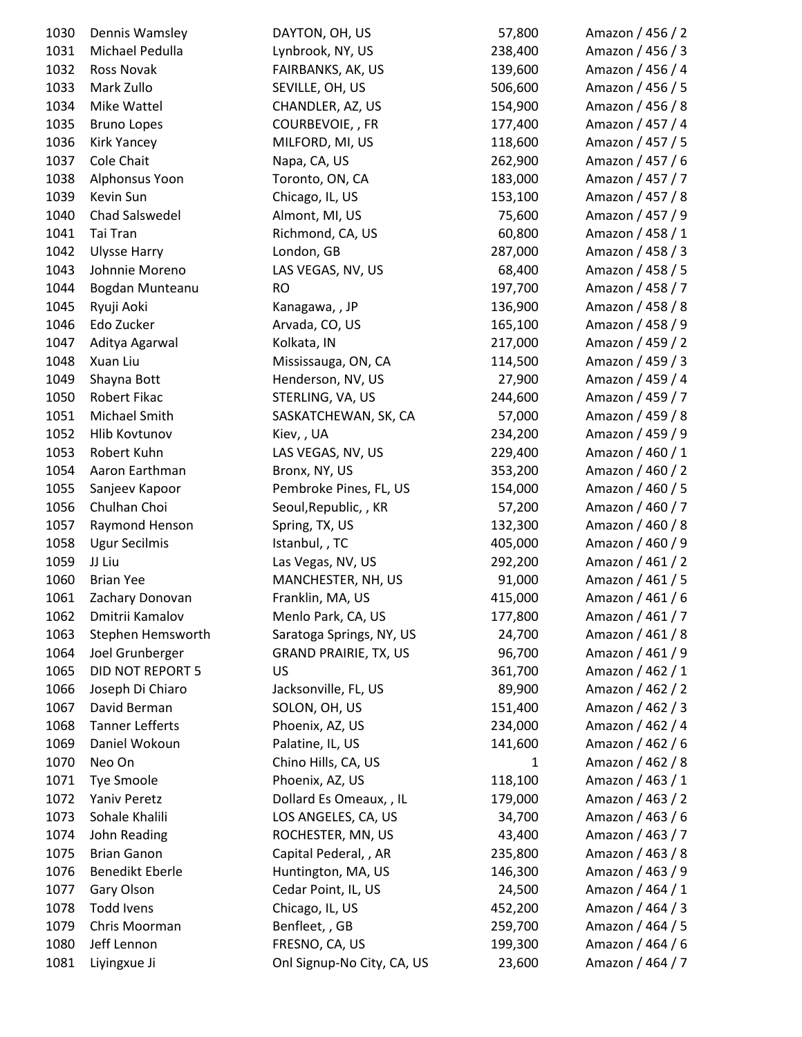| | | | | |
|---|---|---|---|---|
| 1030 | Dennis Wamsley | DAYTON, OH, US | 57,800 | Amazon / 456 / 2 |
| 1031 | Michael Pedulla | Lynbrook, NY, US | 238,400 | Amazon / 456 / 3 |
| 1032 | Ross Novak | FAIRBANKS, AK, US | 139,600 | Amazon / 456 / 4 |
| 1033 | Mark Zullo | SEVILLE, OH, US | 506,600 | Amazon / 456 / 5 |
| 1034 | Mike Wattel | CHANDLER, AZ, US | 154,900 | Amazon / 456 / 8 |
| 1035 | Bruno Lopes | COURBEVOIE, , FR | 177,400 | Amazon / 457 / 4 |
| 1036 | Kirk Yancey | MILFORD, MI, US | 118,600 | Amazon / 457 / 5 |
| 1037 | Cole Chait | Napa, CA, US | 262,900 | Amazon / 457 / 6 |
| 1038 | Alphonsus Yoon | Toronto, ON, CA | 183,000 | Amazon / 457 / 7 |
| 1039 | Kevin Sun | Chicago, IL, US | 153,100 | Amazon / 457 / 8 |
| 1040 | Chad Salswedel | Almont, MI, US | 75,600 | Amazon / 457 / 9 |
| 1041 | Tai Tran | Richmond, CA, US | 60,800 | Amazon / 458 / 1 |
| 1042 | Ulysse Harry | London, GB | 287,000 | Amazon / 458 / 3 |
| 1043 | Johnnie Moreno | LAS VEGAS, NV, US | 68,400 | Amazon / 458 / 5 |
| 1044 | Bogdan Munteanu | RO | 197,700 | Amazon / 458 / 7 |
| 1045 | Ryuji Aoki | Kanagawa, , JP | 136,900 | Amazon / 458 / 8 |
| 1046 | Edo Zucker | Arvada, CO, US | 165,100 | Amazon / 458 / 9 |
| 1047 | Aditya Agarwal | Kolkata, IN | 217,000 | Amazon / 459 / 2 |
| 1048 | Xuan Liu | Mississauga, ON, CA | 114,500 | Amazon / 459 / 3 |
| 1049 | Shayna Bott | Henderson, NV, US | 27,900 | Amazon / 459 / 4 |
| 1050 | Robert Fikac | STERLING, VA, US | 244,600 | Amazon / 459 / 7 |
| 1051 | Michael Smith | SASKATCHEWAN, SK, CA | 57,000 | Amazon / 459 / 8 |
| 1052 | Hlib Kovtunov | Kiev, , UA | 234,200 | Amazon / 459 / 9 |
| 1053 | Robert Kuhn | LAS VEGAS, NV, US | 229,400 | Amazon / 460 / 1 |
| 1054 | Aaron Earthman | Bronx, NY, US | 353,200 | Amazon / 460 / 2 |
| 1055 | Sanjeev Kapoor | Pembroke Pines, FL, US | 154,000 | Amazon / 460 / 5 |
| 1056 | Chulhan Choi | Seoul,Republic, , KR | 57,200 | Amazon / 460 / 7 |
| 1057 | Raymond Henson | Spring, TX, US | 132,300 | Amazon / 460 / 8 |
| 1058 | Ugur Secilmis | Istanbul, , TC | 405,000 | Amazon / 460 / 9 |
| 1059 | JJ Liu | Las Vegas, NV, US | 292,200 | Amazon / 461 / 2 |
| 1060 | Brian Yee | MANCHESTER, NH, US | 91,000 | Amazon / 461 / 5 |
| 1061 | Zachary Donovan | Franklin, MA, US | 415,000 | Amazon / 461 / 6 |
| 1062 | Dmitrii Kamalov | Menlo Park, CA, US | 177,800 | Amazon / 461 / 7 |
| 1063 | Stephen Hemsworth | Saratoga Springs, NY, US | 24,700 | Amazon / 461 / 8 |
| 1064 | Joel Grunberger | GRAND PRAIRIE, TX, US | 96,700 | Amazon / 461 / 9 |
| 1065 | DID NOT REPORT 5 | US | 361,700 | Amazon / 462 / 1 |
| 1066 | Joseph Di Chiaro | Jacksonville, FL, US | 89,900 | Amazon / 462 / 2 |
| 1067 | David Berman | SOLON, OH, US | 151,400 | Amazon / 462 / 3 |
| 1068 | Tanner Lefferts | Phoenix, AZ, US | 234,000 | Amazon / 462 / 4 |
| 1069 | Daniel Wokoun | Palatine, IL, US | 141,600 | Amazon / 462 / 6 |
| 1070 | Neo On | Chino Hills, CA, US | 1 | Amazon / 462 / 8 |
| 1071 | Tye Smoole | Phoenix, AZ, US | 118,100 | Amazon / 463 / 1 |
| 1072 | Yaniv Peretz | Dollard Es Omeaux, , IL | 179,000 | Amazon / 463 / 2 |
| 1073 | Sohale Khalili | LOS ANGELES, CA, US | 34,700 | Amazon / 463 / 6 |
| 1074 | John Reading | ROCHESTER, MN, US | 43,400 | Amazon / 463 / 7 |
| 1075 | Brian Ganon | Capital Pederal, , AR | 235,800 | Amazon / 463 / 8 |
| 1076 | Benedikt Eberle | Huntington, MA, US | 146,300 | Amazon / 463 / 9 |
| 1077 | Gary Olson | Cedar Point, IL, US | 24,500 | Amazon / 464 / 1 |
| 1078 | Todd Ivens | Chicago, IL, US | 452,200 | Amazon / 464 / 3 |
| 1079 | Chris Moorman | Benfleet, , GB | 259,700 | Amazon / 464 / 5 |
| 1080 | Jeff Lennon | FRESNO, CA, US | 199,300 | Amazon / 464 / 6 |
| 1081 | Liyingxue Ji | Onl Signup-No City, CA, US | 23,600 | Amazon / 464 / 7 |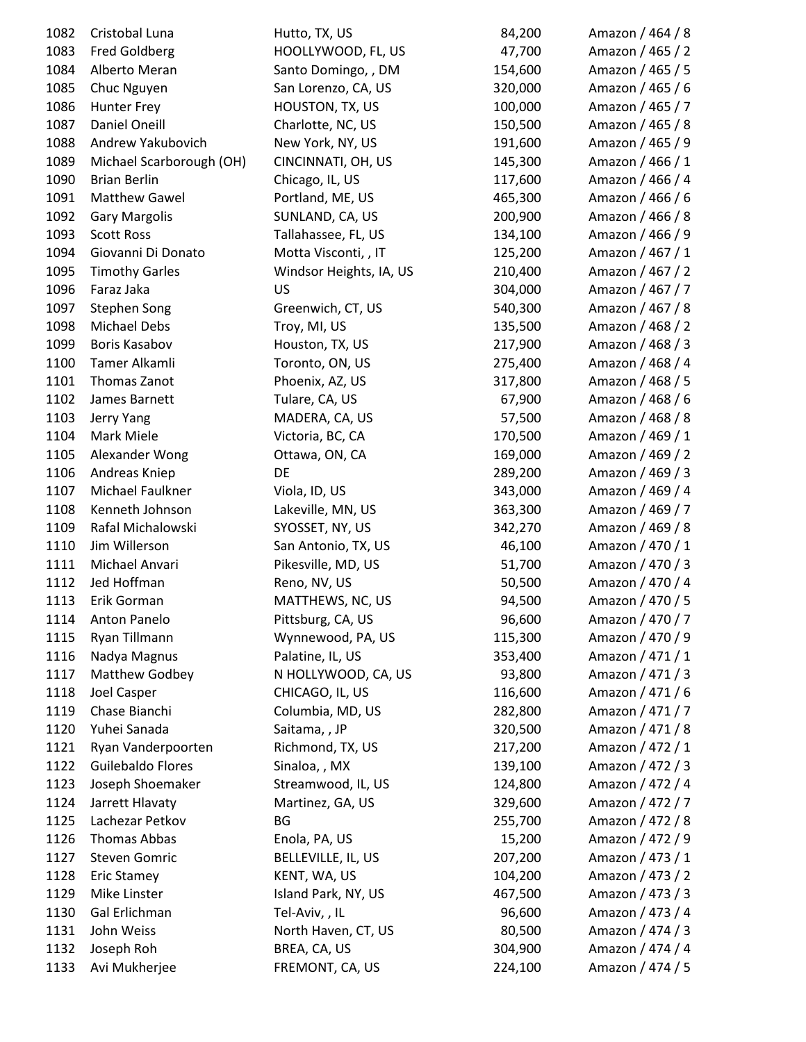| | | | | |
|---|---|---|---|---|
| 1082 | Cristobal Luna | Hutto, TX, US | 84,200 | Amazon / 464 / 8 |
| 1083 | Fred Goldberg | HOOLLYWOOD, FL, US | 47,700 | Amazon / 465 / 2 |
| 1084 | Alberto Meran | Santo Domingo, , DM | 154,600 | Amazon / 465 / 5 |
| 1085 | Chuc Nguyen | San Lorenzo, CA, US | 320,000 | Amazon / 465 / 6 |
| 1086 | Hunter Frey | HOUSTON, TX, US | 100,000 | Amazon / 465 / 7 |
| 1087 | Daniel Oneill | Charlotte, NC, US | 150,500 | Amazon / 465 / 8 |
| 1088 | Andrew Yakubovich | New York, NY, US | 191,600 | Amazon / 465 / 9 |
| 1089 | Michael Scarborough (OH) | CINCINNATI, OH, US | 145,300 | Amazon / 466 / 1 |
| 1090 | Brian Berlin | Chicago, IL, US | 117,600 | Amazon / 466 / 4 |
| 1091 | Matthew Gawel | Portland, ME, US | 465,300 | Amazon / 466 / 6 |
| 1092 | Gary Margolis | SUNLAND, CA, US | 200,900 | Amazon / 466 / 8 |
| 1093 | Scott Ross | Tallahassee, FL, US | 134,100 | Amazon / 466 / 9 |
| 1094 | Giovanni Di Donato | Motta Visconti, , IT | 125,200 | Amazon / 467 / 1 |
| 1095 | Timothy Garles | Windsor Heights, IA, US | 210,400 | Amazon / 467 / 2 |
| 1096 | Faraz Jaka | US | 304,000 | Amazon / 467 / 7 |
| 1097 | Stephen Song | Greenwich, CT, US | 540,300 | Amazon / 467 / 8 |
| 1098 | Michael Debs | Troy, MI, US | 135,500 | Amazon / 468 / 2 |
| 1099 | Boris Kasabov | Houston, TX, US | 217,900 | Amazon / 468 / 3 |
| 1100 | Tamer Alkamli | Toronto, ON, US | 275,400 | Amazon / 468 / 4 |
| 1101 | Thomas Zanot | Phoenix, AZ, US | 317,800 | Amazon / 468 / 5 |
| 1102 | James Barnett | Tulare, CA, US | 67,900 | Amazon / 468 / 6 |
| 1103 | Jerry Yang | MADERA, CA, US | 57,500 | Amazon / 468 / 8 |
| 1104 | Mark Miele | Victoria, BC, CA | 170,500 | Amazon / 469 / 1 |
| 1105 | Alexander Wong | Ottawa, ON, CA | 169,000 | Amazon / 469 / 2 |
| 1106 | Andreas Kniep | DE | 289,200 | Amazon / 469 / 3 |
| 1107 | Michael Faulkner | Viola, ID, US | 343,000 | Amazon / 469 / 4 |
| 1108 | Kenneth Johnson | Lakeville, MN, US | 363,300 | Amazon / 469 / 7 |
| 1109 | Rafal Michalowski | SYOSSET, NY, US | 342,270 | Amazon / 469 / 8 |
| 1110 | Jim Willerson | San Antonio, TX, US | 46,100 | Amazon / 470 / 1 |
| 1111 | Michael Anvari | Pikesville, MD, US | 51,700 | Amazon / 470 / 3 |
| 1112 | Jed Hoffman | Reno, NV, US | 50,500 | Amazon / 470 / 4 |
| 1113 | Erik Gorman | MATTHEWS, NC, US | 94,500 | Amazon / 470 / 5 |
| 1114 | Anton Panelo | Pittsburg, CA, US | 96,600 | Amazon / 470 / 7 |
| 1115 | Ryan Tillmann | Wynnewood, PA, US | 115,300 | Amazon / 470 / 9 |
| 1116 | Nadya Magnus | Palatine, IL, US | 353,400 | Amazon / 471 / 1 |
| 1117 | Matthew Godbey | N HOLLYWOOD, CA, US | 93,800 | Amazon / 471 / 3 |
| 1118 | Joel Casper | CHICAGO, IL, US | 116,600 | Amazon / 471 / 6 |
| 1119 | Chase Bianchi | Columbia, MD, US | 282,800 | Amazon / 471 / 7 |
| 1120 | Yuhei Sanada | Saitama, , JP | 320,500 | Amazon / 471 / 8 |
| 1121 | Ryan Vanderpoorten | Richmond, TX, US | 217,200 | Amazon / 472 / 1 |
| 1122 | Guilebaldo Flores | Sinaloa, , MX | 139,100 | Amazon / 472 / 3 |
| 1123 | Joseph Shoemaker | Streamwood, IL, US | 124,800 | Amazon / 472 / 4 |
| 1124 | Jarrett Hlavaty | Martinez, GA, US | 329,600 | Amazon / 472 / 7 |
| 1125 | Lachezar Petkov | BG | 255,700 | Amazon / 472 / 8 |
| 1126 | Thomas Abbas | Enola, PA, US | 15,200 | Amazon / 472 / 9 |
| 1127 | Steven Gomric | BELLEVILLE, IL, US | 207,200 | Amazon / 473 / 1 |
| 1128 | Eric Stamey | KENT, WA, US | 104,200 | Amazon / 473 / 2 |
| 1129 | Mike Linster | Island Park, NY, US | 467,500 | Amazon / 473 / 3 |
| 1130 | Gal Erlichman | Tel-Aviv, , IL | 96,600 | Amazon / 473 / 4 |
| 1131 | John Weiss | North Haven, CT, US | 80,500 | Amazon / 474 / 3 |
| 1132 | Joseph Roh | BREA, CA, US | 304,900 | Amazon / 474 / 4 |
| 1133 | Avi Mukherjee | FREMONT, CA, US | 224,100 | Amazon / 474 / 5 |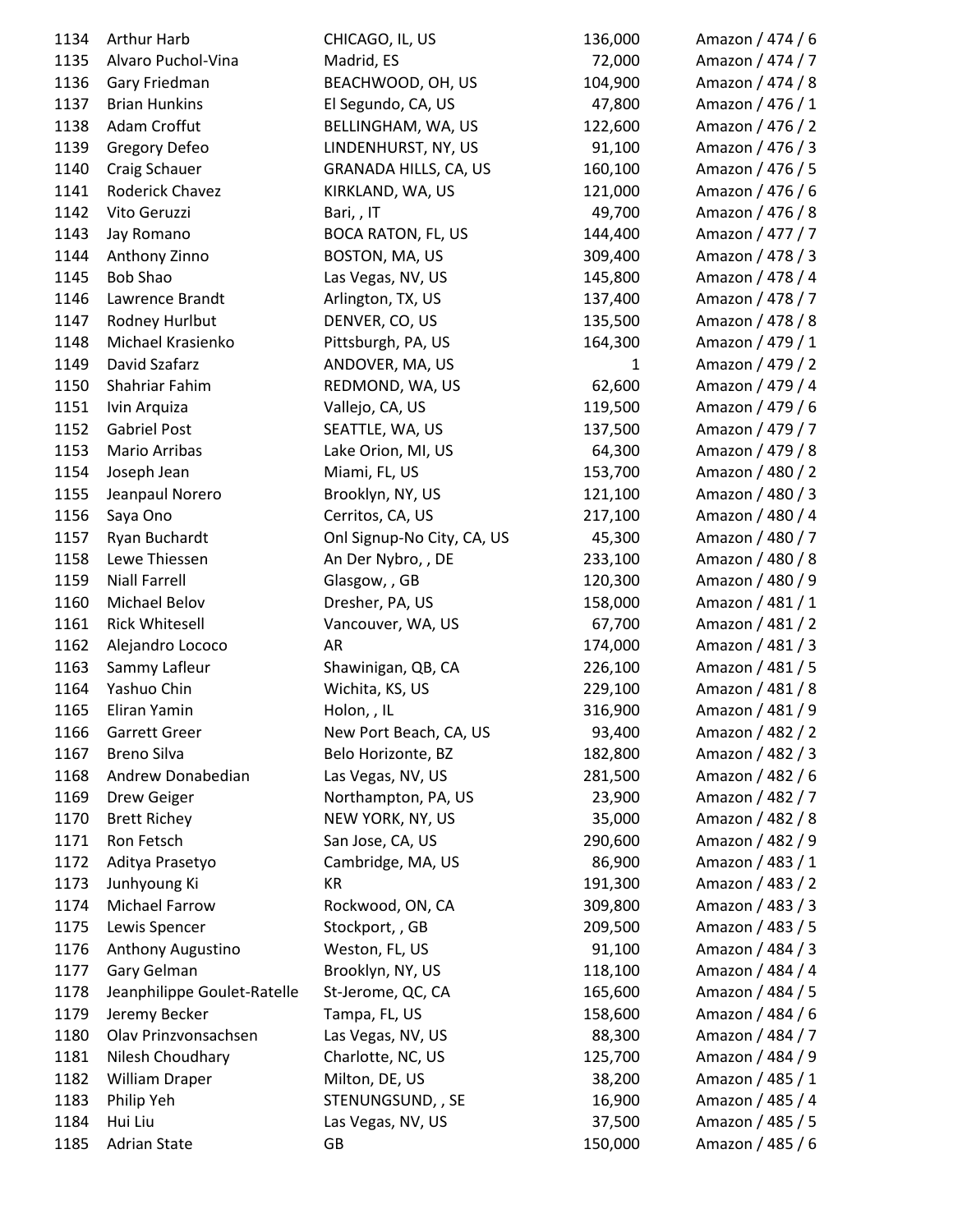| | | | | |
|---|---|---|---|---|
| 1134 | Arthur Harb | CHICAGO, IL, US | 136,000 | Amazon / 474 / 6 |
| 1135 | Alvaro Puchol-Vina | Madrid, ES | 72,000 | Amazon / 474 / 7 |
| 1136 | Gary Friedman | BEACHWOOD, OH, US | 104,900 | Amazon / 474 / 8 |
| 1137 | Brian Hunkins | El Segundo, CA, US | 47,800 | Amazon / 476 / 1 |
| 1138 | Adam Croffut | BELLINGHAM, WA, US | 122,600 | Amazon / 476 / 2 |
| 1139 | Gregory Defeo | LINDENHURST, NY, US | 91,100 | Amazon / 476 / 3 |
| 1140 | Craig Schauer | GRANADA HILLS, CA, US | 160,100 | Amazon / 476 / 5 |
| 1141 | Roderick Chavez | KIRKLAND, WA, US | 121,000 | Amazon / 476 / 6 |
| 1142 | Vito Geruzzi | Bari, , IT | 49,700 | Amazon / 476 / 8 |
| 1143 | Jay Romano | BOCA RATON, FL, US | 144,400 | Amazon / 477 / 7 |
| 1144 | Anthony Zinno | BOSTON, MA, US | 309,400 | Amazon / 478 / 3 |
| 1145 | Bob Shao | Las Vegas, NV, US | 145,800 | Amazon / 478 / 4 |
| 1146 | Lawrence Brandt | Arlington, TX, US | 137,400 | Amazon / 478 / 7 |
| 1147 | Rodney Hurlbut | DENVER, CO, US | 135,500 | Amazon / 478 / 8 |
| 1148 | Michael Krasienko | Pittsburgh, PA, US | 164,300 | Amazon / 479 / 1 |
| 1149 | David Szafarz | ANDOVER, MA, US | 1 | Amazon / 479 / 2 |
| 1150 | Shahriar Fahim | REDMOND, WA, US | 62,600 | Amazon / 479 / 4 |
| 1151 | Ivin Arquiza | Vallejo, CA, US | 119,500 | Amazon / 479 / 6 |
| 1152 | Gabriel Post | SEATTLE, WA, US | 137,500 | Amazon / 479 / 7 |
| 1153 | Mario Arribas | Lake Orion, MI, US | 64,300 | Amazon / 479 / 8 |
| 1154 | Joseph Jean | Miami, FL, US | 153,700 | Amazon / 480 / 2 |
| 1155 | Jeanpaul Norero | Brooklyn, NY, US | 121,100 | Amazon / 480 / 3 |
| 1156 | Saya Ono | Cerritos, CA, US | 217,100 | Amazon / 480 / 4 |
| 1157 | Ryan Buchardt | Onl Signup-No City, CA, US | 45,300 | Amazon / 480 / 7 |
| 1158 | Lewe Thiessen | An Der Nybro, , DE | 233,100 | Amazon / 480 / 8 |
| 1159 | Niall Farrell | Glasgow, , GB | 120,300 | Amazon / 480 / 9 |
| 1160 | Michael Belov | Dresher, PA, US | 158,000 | Amazon / 481 / 1 |
| 1161 | Rick Whitesell | Vancouver, WA, US | 67,700 | Amazon / 481 / 2 |
| 1162 | Alejandro Lococo | AR | 174,000 | Amazon / 481 / 3 |
| 1163 | Sammy Lafleur | Shawinigan, QB, CA | 226,100 | Amazon / 481 / 5 |
| 1164 | Yashuo Chin | Wichita, KS, US | 229,100 | Amazon / 481 / 8 |
| 1165 | Eliran Yamin | Holon, , IL | 316,900 | Amazon / 481 / 9 |
| 1166 | Garrett Greer | New Port Beach, CA, US | 93,400 | Amazon / 482 / 2 |
| 1167 | Breno Silva | Belo Horizonte, BZ | 182,800 | Amazon / 482 / 3 |
| 1168 | Andrew Donabedian | Las Vegas, NV, US | 281,500 | Amazon / 482 / 6 |
| 1169 | Drew Geiger | Northampton, PA, US | 23,900 | Amazon / 482 / 7 |
| 1170 | Brett Richey | NEW YORK, NY, US | 35,000 | Amazon / 482 / 8 |
| 1171 | Ron Fetsch | San Jose, CA, US | 290,600 | Amazon / 482 / 9 |
| 1172 | Aditya Prasetyo | Cambridge, MA, US | 86,900 | Amazon / 483 / 1 |
| 1173 | Junhyoung Ki | KR | 191,300 | Amazon / 483 / 2 |
| 1174 | Michael Farrow | Rockwood, ON, CA | 309,800 | Amazon / 483 / 3 |
| 1175 | Lewis Spencer | Stockport, , GB | 209,500 | Amazon / 483 / 5 |
| 1176 | Anthony Augustino | Weston, FL, US | 91,100 | Amazon / 484 / 3 |
| 1177 | Gary Gelman | Brooklyn, NY, US | 118,100 | Amazon / 484 / 4 |
| 1178 | Jeanphilippe Goulet-Ratelle | St-Jerome, QC, CA | 165,600 | Amazon / 484 / 5 |
| 1179 | Jeremy Becker | Tampa, FL, US | 158,600 | Amazon / 484 / 6 |
| 1180 | Olav Prinzvonsachsen | Las Vegas, NV, US | 88,300 | Amazon / 484 / 7 |
| 1181 | Nilesh Choudhary | Charlotte, NC, US | 125,700 | Amazon / 484 / 9 |
| 1182 | William Draper | Milton, DE, US | 38,200 | Amazon / 485 / 1 |
| 1183 | Philip Yeh | STENUNGSUND, , SE | 16,900 | Amazon / 485 / 4 |
| 1184 | Hui Liu | Las Vegas, NV, US | 37,500 | Amazon / 485 / 5 |
| 1185 | Adrian State | GB | 150,000 | Amazon / 485 / 6 |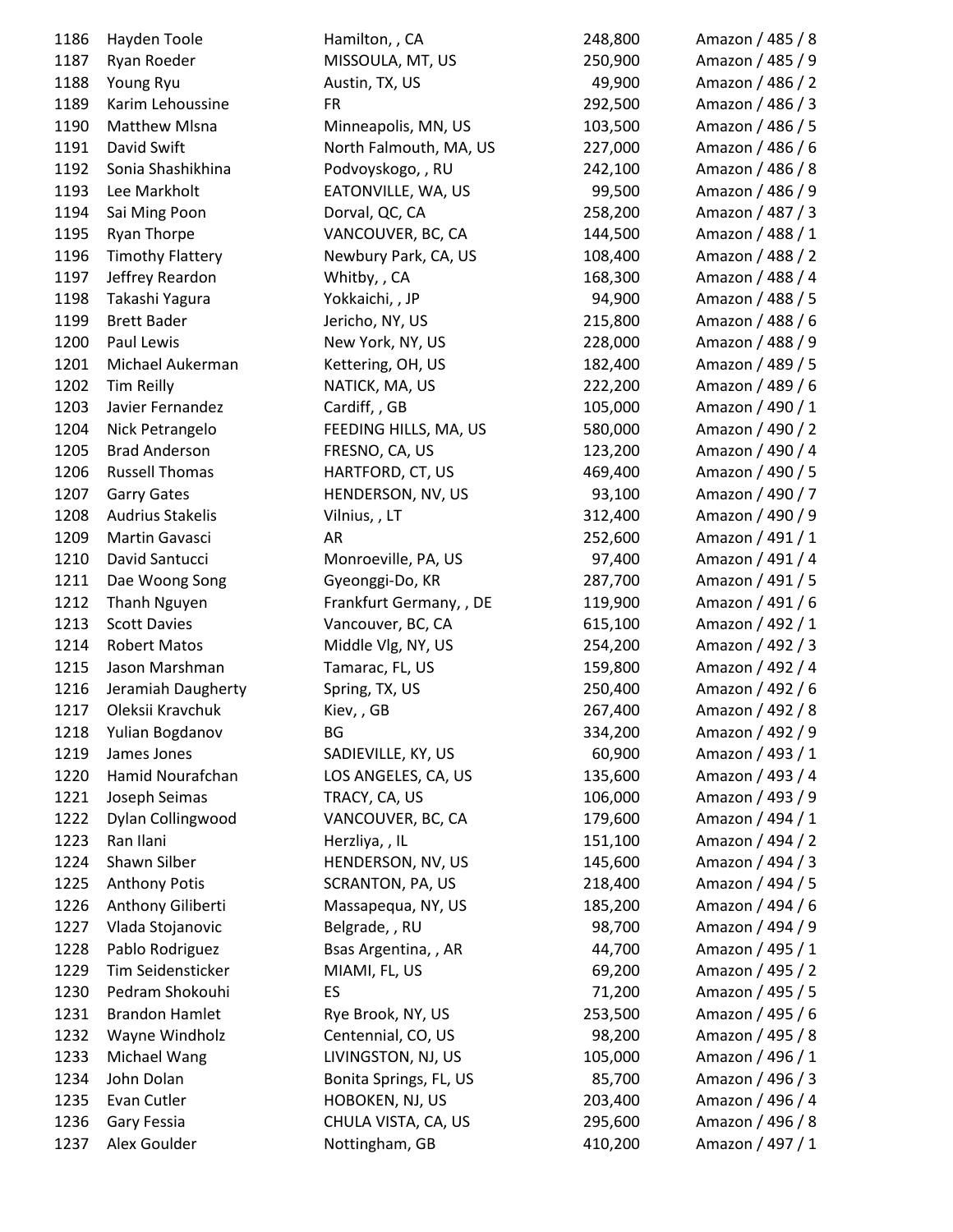| | | | | |
|---|---|---|---|---|
| 1186 | Hayden Toole | Hamilton, , CA | 248,800 | Amazon / 485 / 8 |
| 1187 | Ryan Roeder | MISSOULA, MT, US | 250,900 | Amazon / 485 / 9 |
| 1188 | Young Ryu | Austin, TX, US | 49,900 | Amazon / 486 / 2 |
| 1189 | Karim Lehoussine | FR | 292,500 | Amazon / 486 / 3 |
| 1190 | Matthew Mlsna | Minneapolis, MN, US | 103,500 | Amazon / 486 / 5 |
| 1191 | David Swift | North Falmouth, MA, US | 227,000 | Amazon / 486 / 6 |
| 1192 | Sonia Shashikhina | Podvoyskogo, , RU | 242,100 | Amazon / 486 / 8 |
| 1193 | Lee Markholt | EATONVILLE, WA, US | 99,500 | Amazon / 486 / 9 |
| 1194 | Sai Ming Poon | Dorval, QC, CA | 258,200 | Amazon / 487 / 3 |
| 1195 | Ryan Thorpe | VANCOUVER, BC, CA | 144,500 | Amazon / 488 / 1 |
| 1196 | Timothy Flattery | Newbury Park, CA, US | 108,400 | Amazon / 488 / 2 |
| 1197 | Jeffrey Reardon | Whitby, , CA | 168,300 | Amazon / 488 / 4 |
| 1198 | Takashi Yagura | Yokkaichi, , JP | 94,900 | Amazon / 488 / 5 |
| 1199 | Brett Bader | Jericho, NY, US | 215,800 | Amazon / 488 / 6 |
| 1200 | Paul Lewis | New York, NY, US | 228,000 | Amazon / 488 / 9 |
| 1201 | Michael Aukerman | Kettering, OH, US | 182,400 | Amazon / 489 / 5 |
| 1202 | Tim Reilly | NATICK, MA, US | 222,200 | Amazon / 489 / 6 |
| 1203 | Javier Fernandez | Cardiff, , GB | 105,000 | Amazon / 490 / 1 |
| 1204 | Nick Petrangelo | FEEDING HILLS, MA, US | 580,000 | Amazon / 490 / 2 |
| 1205 | Brad Anderson | FRESNO, CA, US | 123,200 | Amazon / 490 / 4 |
| 1206 | Russell Thomas | HARTFORD, CT, US | 469,400 | Amazon / 490 / 5 |
| 1207 | Garry Gates | HENDERSON, NV, US | 93,100 | Amazon / 490 / 7 |
| 1208 | Audrius Stakelis | Vilnius, , LT | 312,400 | Amazon / 490 / 9 |
| 1209 | Martin Gavasci | AR | 252,600 | Amazon / 491 / 1 |
| 1210 | David Santucci | Monroeville, PA, US | 97,400 | Amazon / 491 / 4 |
| 1211 | Dae Woong Song | Gyeonggi-Do, KR | 287,700 | Amazon / 491 / 5 |
| 1212 | Thanh Nguyen | Frankfurt Germany, , DE | 119,900 | Amazon / 491 / 6 |
| 1213 | Scott Davies | Vancouver, BC, CA | 615,100 | Amazon / 492 / 1 |
| 1214 | Robert Matos | Middle Vlg, NY, US | 254,200 | Amazon / 492 / 3 |
| 1215 | Jason Marshman | Tamarac, FL, US | 159,800 | Amazon / 492 / 4 |
| 1216 | Jeramiah Daugherty | Spring, TX, US | 250,400 | Amazon / 492 / 6 |
| 1217 | Oleksii Kravchuk | Kiev, , GB | 267,400 | Amazon / 492 / 8 |
| 1218 | Yulian Bogdanov | BG | 334,200 | Amazon / 492 / 9 |
| 1219 | James Jones | SADIEVILLE, KY, US | 60,900 | Amazon / 493 / 1 |
| 1220 | Hamid Nourafchan | LOS ANGELES, CA, US | 135,600 | Amazon / 493 / 4 |
| 1221 | Joseph Seimas | TRACY, CA, US | 106,000 | Amazon / 493 / 9 |
| 1222 | Dylan Collingwood | VANCOUVER, BC, CA | 179,600 | Amazon / 494 / 1 |
| 1223 | Ran Ilani | Herzliya, , IL | 151,100 | Amazon / 494 / 2 |
| 1224 | Shawn Silber | HENDERSON, NV, US | 145,600 | Amazon / 494 / 3 |
| 1225 | Anthony Potis | SCRANTON, PA, US | 218,400 | Amazon / 494 / 5 |
| 1226 | Anthony Giliberti | Massapequa, NY, US | 185,200 | Amazon / 494 / 6 |
| 1227 | Vlada Stojanovic | Belgrade, , RU | 98,700 | Amazon / 494 / 9 |
| 1228 | Pablo Rodriguez | Bsas Argentina, , AR | 44,700 | Amazon / 495 / 1 |
| 1229 | Tim Seidensticker | MIAMI, FL, US | 69,200 | Amazon / 495 / 2 |
| 1230 | Pedram Shokouhi | ES | 71,200 | Amazon / 495 / 5 |
| 1231 | Brandon Hamlet | Rye Brook, NY, US | 253,500 | Amazon / 495 / 6 |
| 1232 | Wayne Windholz | Centennial, CO, US | 98,200 | Amazon / 495 / 8 |
| 1233 | Michael Wang | LIVINGSTON, NJ, US | 105,000 | Amazon / 496 / 1 |
| 1234 | John Dolan | Bonita Springs, FL, US | 85,700 | Amazon / 496 / 3 |
| 1235 | Evan Cutler | HOBOKEN, NJ, US | 203,400 | Amazon / 496 / 4 |
| 1236 | Gary Fessia | CHULA VISTA, CA, US | 295,600 | Amazon / 496 / 8 |
| 1237 | Alex Goulder | Nottingham, GB | 410,200 | Amazon / 497 / 1 |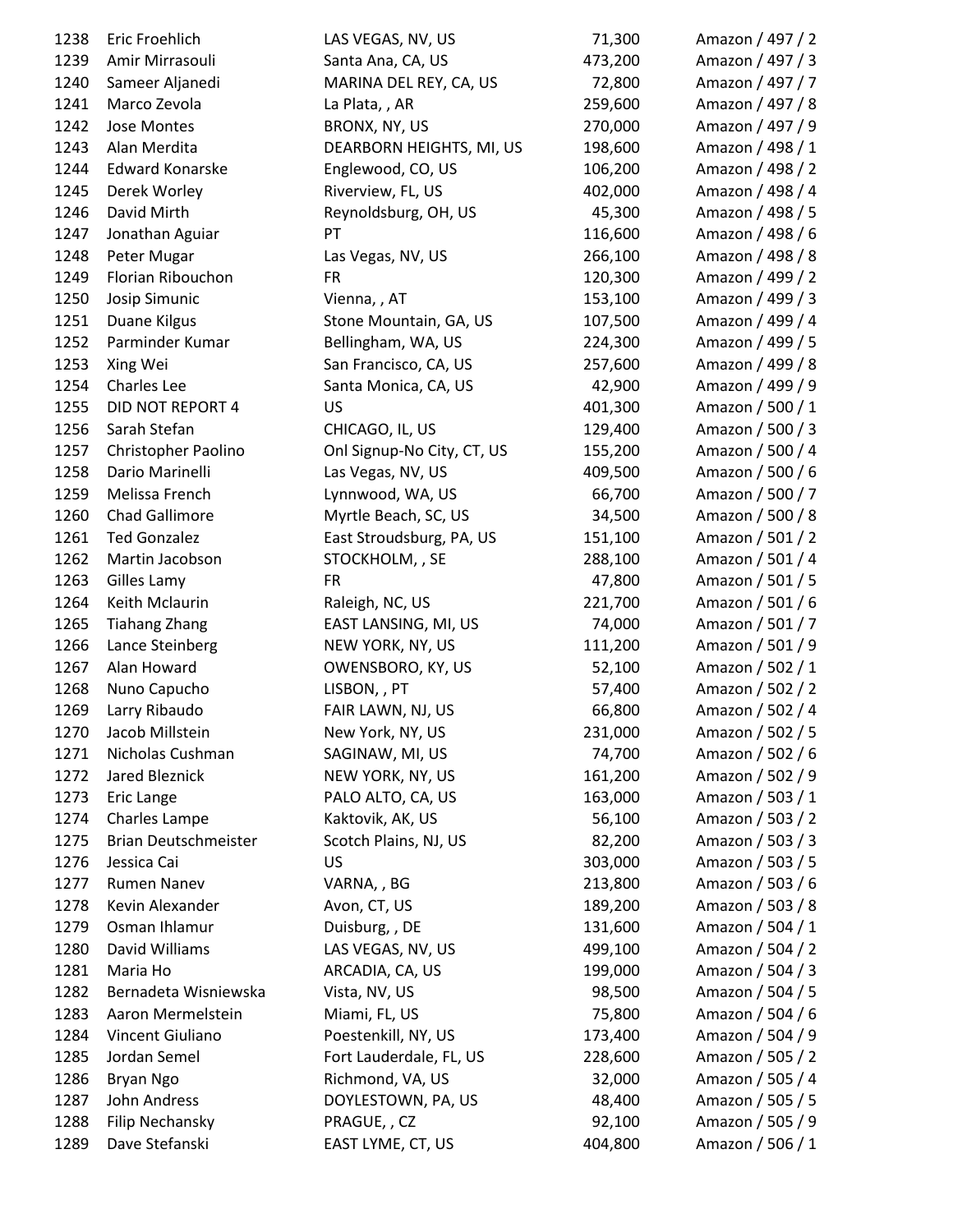| | | | | |
|---|---|---|---|---|
| 1238 | Eric Froehlich | LAS VEGAS, NV, US | 71,300 | Amazon / 497 / 2 |
| 1239 | Amir Mirrasouli | Santa Ana, CA, US | 473,200 | Amazon / 497 / 3 |
| 1240 | Sameer Aljanedi | MARINA DEL REY, CA, US | 72,800 | Amazon / 497 / 7 |
| 1241 | Marco Zevola | La Plata, , AR | 259,600 | Amazon / 497 / 8 |
| 1242 | Jose Montes | BRONX, NY, US | 270,000 | Amazon / 497 / 9 |
| 1243 | Alan Merdita | DEARBORN HEIGHTS, MI, US | 198,600 | Amazon / 498 / 1 |
| 1244 | Edward Konarske | Englewood, CO, US | 106,200 | Amazon / 498 / 2 |
| 1245 | Derek Worley | Riverview, FL, US | 402,000 | Amazon / 498 / 4 |
| 1246 | David Mirth | Reynoldsburg, OH, US | 45,300 | Amazon / 498 / 5 |
| 1247 | Jonathan Aguiar | PT | 116,600 | Amazon / 498 / 6 |
| 1248 | Peter Mugar | Las Vegas, NV, US | 266,100 | Amazon / 498 / 8 |
| 1249 | Florian Ribouchon | FR | 120,300 | Amazon / 499 / 2 |
| 1250 | Josip Simunic | Vienna, , AT | 153,100 | Amazon / 499 / 3 |
| 1251 | Duane Kilgus | Stone Mountain, GA, US | 107,500 | Amazon / 499 / 4 |
| 1252 | Parminder Kumar | Bellingham, WA, US | 224,300 | Amazon / 499 / 5 |
| 1253 | Xing Wei | San Francisco, CA, US | 257,600 | Amazon / 499 / 8 |
| 1254 | Charles Lee | Santa Monica, CA, US | 42,900 | Amazon / 499 / 9 |
| 1255 | DID NOT REPORT 4 | US | 401,300 | Amazon / 500 / 1 |
| 1256 | Sarah Stefan | CHICAGO, IL, US | 129,400 | Amazon / 500 / 3 |
| 1257 | Christopher Paolino | Onl Signup-No City, CT, US | 155,200 | Amazon / 500 / 4 |
| 1258 | Dario Marinelli | Las Vegas, NV, US | 409,500 | Amazon / 500 / 6 |
| 1259 | Melissa French | Lynnwood, WA, US | 66,700 | Amazon / 500 / 7 |
| 1260 | Chad Gallimore | Myrtle Beach, SC, US | 34,500 | Amazon / 500 / 8 |
| 1261 | Ted Gonzalez | East Stroudsburg, PA, US | 151,100 | Amazon / 501 / 2 |
| 1262 | Martin Jacobson | STOCKHOLM, , SE | 288,100 | Amazon / 501 / 4 |
| 1263 | Gilles Lamy | FR | 47,800 | Amazon / 501 / 5 |
| 1264 | Keith Mclaurin | Raleigh, NC, US | 221,700 | Amazon / 501 / 6 |
| 1265 | Tiahang Zhang | EAST LANSING, MI, US | 74,000 | Amazon / 501 / 7 |
| 1266 | Lance Steinberg | NEW YORK, NY, US | 111,200 | Amazon / 501 / 9 |
| 1267 | Alan Howard | OWENSBORO, KY, US | 52,100 | Amazon / 502 / 1 |
| 1268 | Nuno Capucho | LISBON, , PT | 57,400 | Amazon / 502 / 2 |
| 1269 | Larry Ribaudo | FAIR LAWN, NJ, US | 66,800 | Amazon / 502 / 4 |
| 1270 | Jacob Millstein | New York, NY, US | 231,000 | Amazon / 502 / 5 |
| 1271 | Nicholas Cushman | SAGINAW, MI, US | 74,700 | Amazon / 502 / 6 |
| 1272 | Jared Bleznick | NEW YORK, NY, US | 161,200 | Amazon / 502 / 9 |
| 1273 | Eric Lange | PALO ALTO, CA, US | 163,000 | Amazon / 503 / 1 |
| 1274 | Charles Lampe | Kaktovik, AK, US | 56,100 | Amazon / 503 / 2 |
| 1275 | Brian Deutschmeister | Scotch Plains, NJ, US | 82,200 | Amazon / 503 / 3 |
| 1276 | Jessica Cai | US | 303,000 | Amazon / 503 / 5 |
| 1277 | Rumen Nanev | VARNA, , BG | 213,800 | Amazon / 503 / 6 |
| 1278 | Kevin Alexander | Avon, CT, US | 189,200 | Amazon / 503 / 8 |
| 1279 | Osman Ihlamur | Duisburg, , DE | 131,600 | Amazon / 504 / 1 |
| 1280 | David Williams | LAS VEGAS, NV, US | 499,100 | Amazon / 504 / 2 |
| 1281 | Maria Ho | ARCADIA, CA, US | 199,000 | Amazon / 504 / 3 |
| 1282 | Bernadeta Wisniewska | Vista, NV, US | 98,500 | Amazon / 504 / 5 |
| 1283 | Aaron Mermelstein | Miami, FL, US | 75,800 | Amazon / 504 / 6 |
| 1284 | Vincent Giuliano | Poestenkill, NY, US | 173,400 | Amazon / 504 / 9 |
| 1285 | Jordan Semel | Fort Lauderdale, FL, US | 228,600 | Amazon / 505 / 2 |
| 1286 | Bryan Ngo | Richmond, VA, US | 32,000 | Amazon / 505 / 4 |
| 1287 | John Andress | DOYLESTOWN, PA, US | 48,400 | Amazon / 505 / 5 |
| 1288 | Filip Nechansky | PRAGUE, , CZ | 92,100 | Amazon / 505 / 9 |
| 1289 | Dave Stefanski | EAST LYME, CT, US | 404,800 | Amazon / 506 / 1 |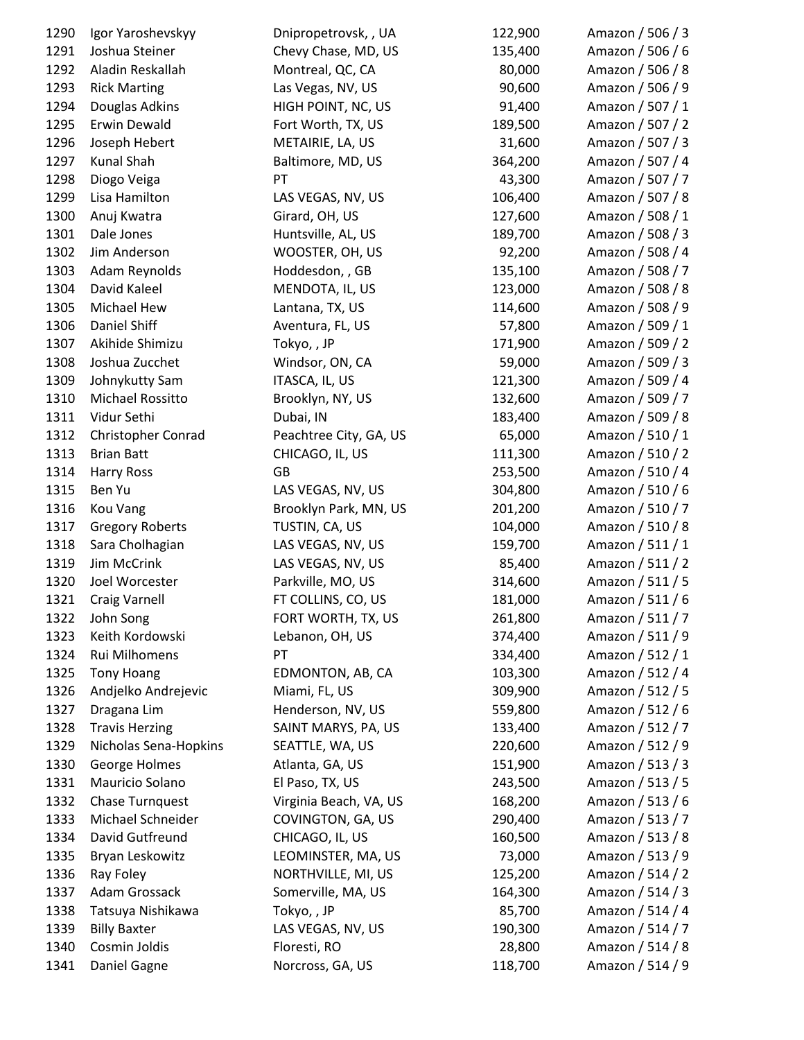| | | | | |
|---|---|---|---|---|
| 1290 | Igor Yaroshevskyy | Dnipropetrovsk, , UA | 122,900 | Amazon / 506 / 3 |
| 1291 | Joshua Steiner | Chevy Chase, MD, US | 135,400 | Amazon / 506 / 6 |
| 1292 | Aladin Reskallah | Montreal, QC, CA | 80,000 | Amazon / 506 / 8 |
| 1293 | Rick Marting | Las Vegas, NV, US | 90,600 | Amazon / 506 / 9 |
| 1294 | Douglas Adkins | HIGH POINT, NC, US | 91,400 | Amazon / 507 / 1 |
| 1295 | Erwin Dewald | Fort Worth, TX, US | 189,500 | Amazon / 507 / 2 |
| 1296 | Joseph Hebert | METAIRIE, LA, US | 31,600 | Amazon / 507 / 3 |
| 1297 | Kunal Shah | Baltimore, MD, US | 364,200 | Amazon / 507 / 4 |
| 1298 | Diogo Veiga | PT | 43,300 | Amazon / 507 / 7 |
| 1299 | Lisa Hamilton | LAS VEGAS, NV, US | 106,400 | Amazon / 507 / 8 |
| 1300 | Anuj Kwatra | Girard, OH, US | 127,600 | Amazon / 508 / 1 |
| 1301 | Dale Jones | Huntsville, AL, US | 189,700 | Amazon / 508 / 3 |
| 1302 | Jim Anderson | WOOSTER, OH, US | 92,200 | Amazon / 508 / 4 |
| 1303 | Adam Reynolds | Hoddesdon, , GB | 135,100 | Amazon / 508 / 7 |
| 1304 | David Kaleel | MENDOTA, IL, US | 123,000 | Amazon / 508 / 8 |
| 1305 | Michael Hew | Lantana, TX, US | 114,600 | Amazon / 508 / 9 |
| 1306 | Daniel Shiff | Aventura, FL, US | 57,800 | Amazon / 509 / 1 |
| 1307 | Akihide Shimizu | Tokyo, , JP | 171,900 | Amazon / 509 / 2 |
| 1308 | Joshua Zucchet | Windsor, ON, CA | 59,000 | Amazon / 509 / 3 |
| 1309 | Johnykutty Sam | ITASCA, IL, US | 121,300 | Amazon / 509 / 4 |
| 1310 | Michael Rossitto | Brooklyn, NY, US | 132,600 | Amazon / 509 / 7 |
| 1311 | Vidur Sethi | Dubai, IN | 183,400 | Amazon / 509 / 8 |
| 1312 | Christopher Conrad | Peachtree City, GA, US | 65,000 | Amazon / 510 / 1 |
| 1313 | Brian Batt | CHICAGO, IL, US | 111,300 | Amazon / 510 / 2 |
| 1314 | Harry Ross | GB | 253,500 | Amazon / 510 / 4 |
| 1315 | Ben Yu | LAS VEGAS, NV, US | 304,800 | Amazon / 510 / 6 |
| 1316 | Kou Vang | Brooklyn Park, MN, US | 201,200 | Amazon / 510 / 7 |
| 1317 | Gregory Roberts | TUSTIN, CA, US | 104,000 | Amazon / 510 / 8 |
| 1318 | Sara Cholhagian | LAS VEGAS, NV, US | 159,700 | Amazon / 511 / 1 |
| 1319 | Jim McCrink | LAS VEGAS, NV, US | 85,400 | Amazon / 511 / 2 |
| 1320 | Joel Worcester | Parkville, MO, US | 314,600 | Amazon / 511 / 5 |
| 1321 | Craig Varnell | FT COLLINS, CO, US | 181,000 | Amazon / 511 / 6 |
| 1322 | John Song | FORT WORTH, TX, US | 261,800 | Amazon / 511 / 7 |
| 1323 | Keith Kordowski | Lebanon, OH, US | 374,400 | Amazon / 511 / 9 |
| 1324 | Rui Milhomens | PT | 334,400 | Amazon / 512 / 1 |
| 1325 | Tony Hoang | EDMONTON, AB, CA | 103,300 | Amazon / 512 / 4 |
| 1326 | Andjelko Andrejevic | Miami, FL, US | 309,900 | Amazon / 512 / 5 |
| 1327 | Dragana Lim | Henderson, NV, US | 559,800 | Amazon / 512 / 6 |
| 1328 | Travis Herzing | SAINT MARYS, PA, US | 133,400 | Amazon / 512 / 7 |
| 1329 | Nicholas Sena-Hopkins | SEATTLE, WA, US | 220,600 | Amazon / 512 / 9 |
| 1330 | George Holmes | Atlanta, GA, US | 151,900 | Amazon / 513 / 3 |
| 1331 | Mauricio Solano | El Paso, TX, US | 243,500 | Amazon / 513 / 5 |
| 1332 | Chase Turnquest | Virginia Beach, VA, US | 168,200 | Amazon / 513 / 6 |
| 1333 | Michael Schneider | COVINGTON, GA, US | 290,400 | Amazon / 513 / 7 |
| 1334 | David Gutfreund | CHICAGO, IL, US | 160,500 | Amazon / 513 / 8 |
| 1335 | Bryan Leskowitz | LEOMINSTER, MA, US | 73,000 | Amazon / 513 / 9 |
| 1336 | Ray Foley | NORTHVILLE, MI, US | 125,200 | Amazon / 514 / 2 |
| 1337 | Adam Grossack | Somerville, MA, US | 164,300 | Amazon / 514 / 3 |
| 1338 | Tatsuya Nishikawa | Tokyo, , JP | 85,700 | Amazon / 514 / 4 |
| 1339 | Billy Baxter | LAS VEGAS, NV, US | 190,300 | Amazon / 514 / 7 |
| 1340 | Cosmin Joldis | Floresti, RO | 28,800 | Amazon / 514 / 8 |
| 1341 | Daniel Gagne | Norcross, GA, US | 118,700 | Amazon / 514 / 9 |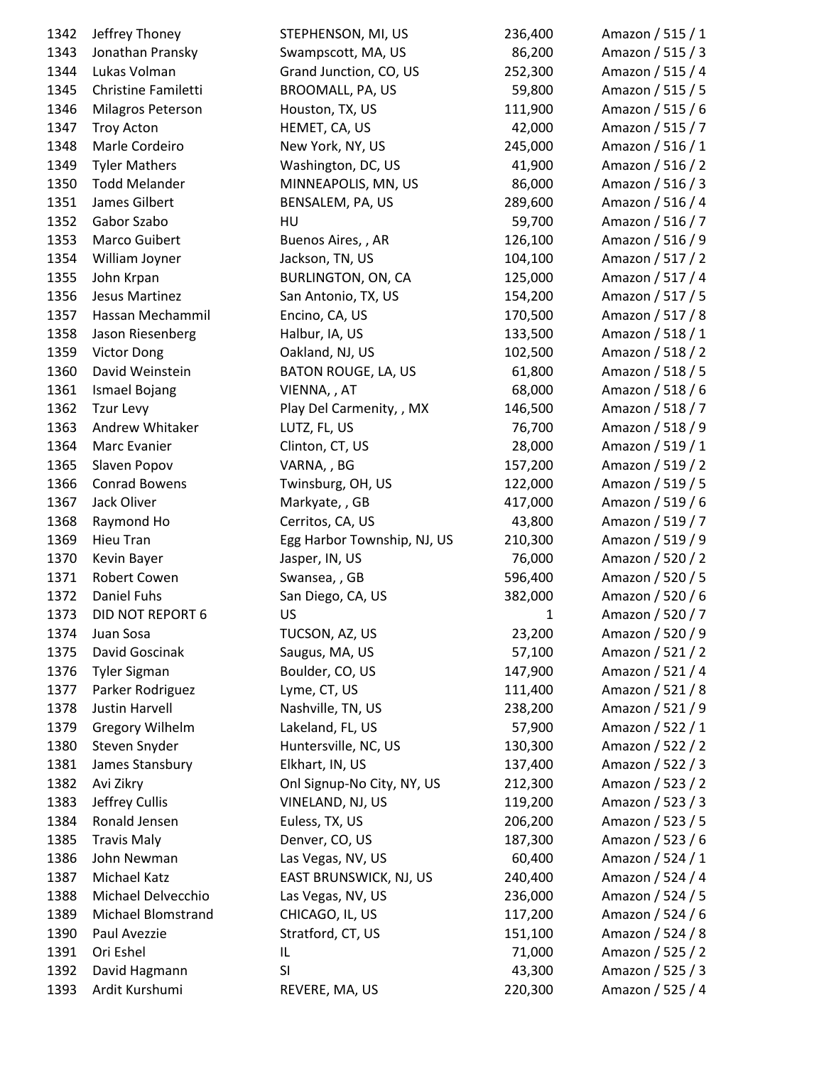| | | | | |
|---|---|---|---|---|
| 1342 | Jeffrey Thoney | STEPHENSON, MI, US | 236,400 | Amazon / 515 / 1 |
| 1343 | Jonathan Pransky | Swampscott, MA, US | 86,200 | Amazon / 515 / 3 |
| 1344 | Lukas Volman | Grand Junction, CO, US | 252,300 | Amazon / 515 / 4 |
| 1345 | Christine Familetti | BROOMALL, PA, US | 59,800 | Amazon / 515 / 5 |
| 1346 | Milagros Peterson | Houston, TX, US | 111,900 | Amazon / 515 / 6 |
| 1347 | Troy Acton | HEMET, CA, US | 42,000 | Amazon / 515 / 7 |
| 1348 | Marle Cordeiro | New York, NY, US | 245,000 | Amazon / 516 / 1 |
| 1349 | Tyler Mathers | Washington, DC, US | 41,900 | Amazon / 516 / 2 |
| 1350 | Todd Melander | MINNEAPOLIS, MN, US | 86,000 | Amazon / 516 / 3 |
| 1351 | James Gilbert | BENSALEM, PA, US | 289,600 | Amazon / 516 / 4 |
| 1352 | Gabor Szabo | HU | 59,700 | Amazon / 516 / 7 |
| 1353 | Marco Guibert | Buenos Aires, , AR | 126,100 | Amazon / 516 / 9 |
| 1354 | William Joyner | Jackson, TN, US | 104,100 | Amazon / 517 / 2 |
| 1355 | John Krpan | BURLINGTON, ON, CA | 125,000 | Amazon / 517 / 4 |
| 1356 | Jesus Martinez | San Antonio, TX, US | 154,200 | Amazon / 517 / 5 |
| 1357 | Hassan Mechammil | Encino, CA, US | 170,500 | Amazon / 517 / 8 |
| 1358 | Jason Riesenberg | Halbur, IA, US | 133,500 | Amazon / 518 / 1 |
| 1359 | Victor Dong | Oakland, NJ, US | 102,500 | Amazon / 518 / 2 |
| 1360 | David Weinstein | BATON ROUGE, LA, US | 61,800 | Amazon / 518 / 5 |
| 1361 | Ismael Bojang | VIENNA, , AT | 68,000 | Amazon / 518 / 6 |
| 1362 | Tzur Levy | Play Del Carmenity, , MX | 146,500 | Amazon / 518 / 7 |
| 1363 | Andrew Whitaker | LUTZ, FL, US | 76,700 | Amazon / 518 / 9 |
| 1364 | Marc Evanier | Clinton, CT, US | 28,000 | Amazon / 519 / 1 |
| 1365 | Slaven Popov | VARNA, , BG | 157,200 | Amazon / 519 / 2 |
| 1366 | Conrad Bowens | Twinsburg, OH, US | 122,000 | Amazon / 519 / 5 |
| 1367 | Jack Oliver | Markyate, , GB | 417,000 | Amazon / 519 / 6 |
| 1368 | Raymond Ho | Cerritos, CA, US | 43,800 | Amazon / 519 / 7 |
| 1369 | Hieu Tran | Egg Harbor Township, NJ, US | 210,300 | Amazon / 519 / 9 |
| 1370 | Kevin Bayer | Jasper, IN, US | 76,000 | Amazon / 520 / 2 |
| 1371 | Robert Cowen | Swansea, , GB | 596,400 | Amazon / 520 / 5 |
| 1372 | Daniel Fuhs | San Diego, CA, US | 382,000 | Amazon / 520 / 6 |
| 1373 | DID NOT REPORT 6 | US | 1 | Amazon / 520 / 7 |
| 1374 | Juan Sosa | TUCSON, AZ, US | 23,200 | Amazon / 520 / 9 |
| 1375 | David Goscinak | Saugus, MA, US | 57,100 | Amazon / 521 / 2 |
| 1376 | Tyler Sigman | Boulder, CO, US | 147,900 | Amazon / 521 / 4 |
| 1377 | Parker Rodriguez | Lyme, CT, US | 111,400 | Amazon / 521 / 8 |
| 1378 | Justin Harvell | Nashville, TN, US | 238,200 | Amazon / 521 / 9 |
| 1379 | Gregory Wilhelm | Lakeland, FL, US | 57,900 | Amazon / 522 / 1 |
| 1380 | Steven Snyder | Huntersville, NC, US | 130,300 | Amazon / 522 / 2 |
| 1381 | James Stansbury | Elkhart, IN, US | 137,400 | Amazon / 522 / 3 |
| 1382 | Avi Zikry | Onl Signup-No City, NY, US | 212,300 | Amazon / 523 / 2 |
| 1383 | Jeffrey Cullis | VINELAND, NJ, US | 119,200 | Amazon / 523 / 3 |
| 1384 | Ronald Jensen | Euless, TX, US | 206,200 | Amazon / 523 / 5 |
| 1385 | Travis Maly | Denver, CO, US | 187,300 | Amazon / 523 / 6 |
| 1386 | John Newman | Las Vegas, NV, US | 60,400 | Amazon / 524 / 1 |
| 1387 | Michael Katz | EAST BRUNSWICK, NJ, US | 240,400 | Amazon / 524 / 4 |
| 1388 | Michael Delvecchio | Las Vegas, NV, US | 236,000 | Amazon / 524 / 5 |
| 1389 | Michael Blomstrand | CHICAGO, IL, US | 117,200 | Amazon / 524 / 6 |
| 1390 | Paul Avezzie | Stratford, CT, US | 151,100 | Amazon / 524 / 8 |
| 1391 | Ori Eshel | IL | 71,000 | Amazon / 525 / 2 |
| 1392 | David Hagmann | SI | 43,300 | Amazon / 525 / 3 |
| 1393 | Ardit Kurshumi | REVERE, MA, US | 220,300 | Amazon / 525 / 4 |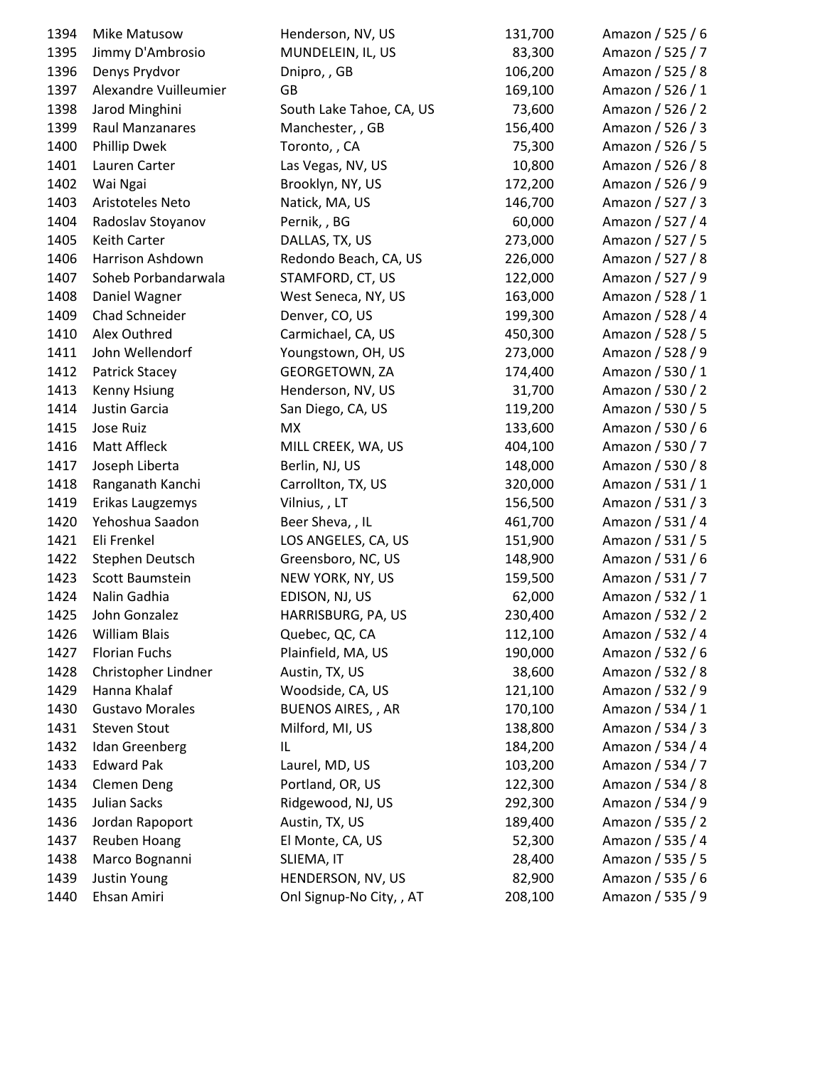| | | | | |
|---|---|---|---|---|
| 1394 | Mike Matusow | Henderson, NV, US | 131,700 | Amazon / 525 / 6 |
| 1395 | Jimmy D'Ambrosio | MUNDELEIN, IL, US | 83,300 | Amazon / 525 / 7 |
| 1396 | Denys Prydvor | Dnipro, , GB | 106,200 | Amazon / 525 / 8 |
| 1397 | Alexandre Vuilleumier | GB | 169,100 | Amazon / 526 / 1 |
| 1398 | Jarod Minghini | South Lake Tahoe, CA, US | 73,600 | Amazon / 526 / 2 |
| 1399 | Raul Manzanares | Manchester, , GB | 156,400 | Amazon / 526 / 3 |
| 1400 | Phillip Dwek | Toronto, , CA | 75,300 | Amazon / 526 / 5 |
| 1401 | Lauren Carter | Las Vegas, NV, US | 10,800 | Amazon / 526 / 8 |
| 1402 | Wai Ngai | Brooklyn, NY, US | 172,200 | Amazon / 526 / 9 |
| 1403 | Aristoteles Neto | Natick, MA, US | 146,700 | Amazon / 527 / 3 |
| 1404 | Radoslav Stoyanov | Pernik, , BG | 60,000 | Amazon / 527 / 4 |
| 1405 | Keith Carter | DALLAS, TX, US | 273,000 | Amazon / 527 / 5 |
| 1406 | Harrison Ashdown | Redondo Beach, CA, US | 226,000 | Amazon / 527 / 8 |
| 1407 | Soheb Porbandarwala | STAMFORD, CT, US | 122,000 | Amazon / 527 / 9 |
| 1408 | Daniel Wagner | West Seneca, NY, US | 163,000 | Amazon / 528 / 1 |
| 1409 | Chad Schneider | Denver, CO, US | 199,300 | Amazon / 528 / 4 |
| 1410 | Alex Outhred | Carmichael, CA, US | 450,300 | Amazon / 528 / 5 |
| 1411 | John Wellendorf | Youngstown, OH, US | 273,000 | Amazon / 528 / 9 |
| 1412 | Patrick Stacey | GEORGETOWN, ZA | 174,400 | Amazon / 530 / 1 |
| 1413 | Kenny Hsiung | Henderson, NV, US | 31,700 | Amazon / 530 / 2 |
| 1414 | Justin Garcia | San Diego, CA, US | 119,200 | Amazon / 530 / 5 |
| 1415 | Jose Ruiz | MX | 133,600 | Amazon / 530 / 6 |
| 1416 | Matt Affleck | MILL CREEK, WA, US | 404,100 | Amazon / 530 / 7 |
| 1417 | Joseph Liberta | Berlin, NJ, US | 148,000 | Amazon / 530 / 8 |
| 1418 | Ranganath Kanchi | Carrollton, TX, US | 320,000 | Amazon / 531 / 1 |
| 1419 | Erikas Laugzemys | Vilnius, , LT | 156,500 | Amazon / 531 / 3 |
| 1420 | Yehoshua Saadon | Beer Sheva, , IL | 461,700 | Amazon / 531 / 4 |
| 1421 | Eli Frenkel | LOS ANGELES, CA, US | 151,900 | Amazon / 531 / 5 |
| 1422 | Stephen Deutsch | Greensboro, NC, US | 148,900 | Amazon / 531 / 6 |
| 1423 | Scott Baumstein | NEW YORK, NY, US | 159,500 | Amazon / 531 / 7 |
| 1424 | Nalin Gadhia | EDISON, NJ, US | 62,000 | Amazon / 532 / 1 |
| 1425 | John Gonzalez | HARRISBURG, PA, US | 230,400 | Amazon / 532 / 2 |
| 1426 | William Blais | Quebec, QC, CA | 112,100 | Amazon / 532 / 4 |
| 1427 | Florian Fuchs | Plainfield, MA, US | 190,000 | Amazon / 532 / 6 |
| 1428 | Christopher Lindner | Austin, TX, US | 38,600 | Amazon / 532 / 8 |
| 1429 | Hanna Khalaf | Woodside, CA, US | 121,100 | Amazon / 532 / 9 |
| 1430 | Gustavo Morales | BUENOS AIRES, , AR | 170,100 | Amazon / 534 / 1 |
| 1431 | Steven Stout | Milford, MI, US | 138,800 | Amazon / 534 / 3 |
| 1432 | Idan Greenberg | IL | 184,200 | Amazon / 534 / 4 |
| 1433 | Edward Pak | Laurel, MD, US | 103,200 | Amazon / 534 / 7 |
| 1434 | Clemen Deng | Portland, OR, US | 122,300 | Amazon / 534 / 8 |
| 1435 | Julian Sacks | Ridgewood, NJ, US | 292,300 | Amazon / 534 / 9 |
| 1436 | Jordan Rapoport | Austin, TX, US | 189,400 | Amazon / 535 / 2 |
| 1437 | Reuben Hoang | El Monte, CA, US | 52,300 | Amazon / 535 / 4 |
| 1438 | Marco Bognanni | SLIEMA, IT | 28,400 | Amazon / 535 / 5 |
| 1439 | Justin Young | HENDERSON, NV, US | 82,900 | Amazon / 535 / 6 |
| 1440 | Ehsan Amiri | Onl Signup-No City, , AT | 208,100 | Amazon / 535 / 9 |